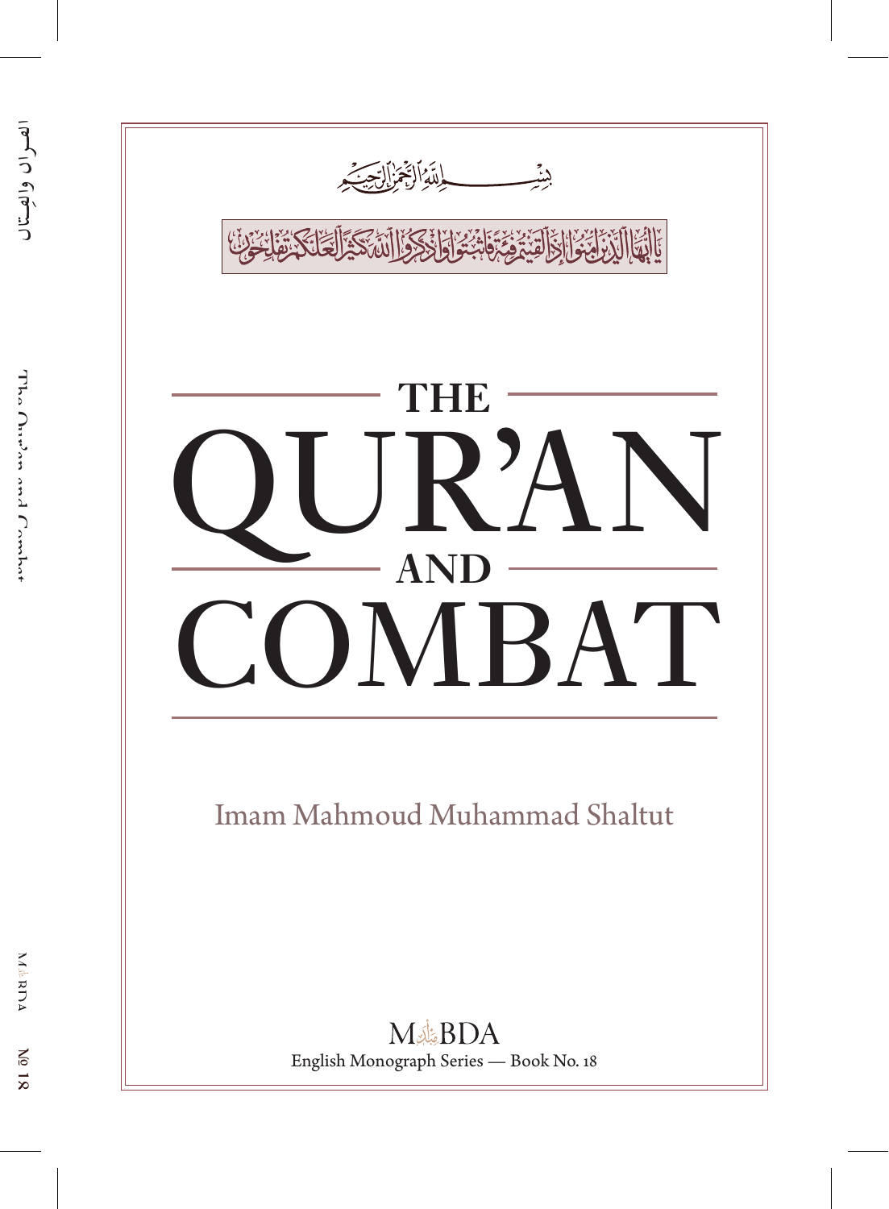بِسْمِ اللَّهِ الرَّحْمَٰنِ الرَّحِيمِ

يَا أَيُّهَا الَّذِينَ آمَنُوا إِذَا لَقِيتُمْ فِئَةً فَاثْبُتُوا وَاذْكُرُوا اللَّهَ كَثِيرًا لَعَلَّكُمْ تُفْلِحُونَ

# THE QUR'AN AND COMBAT

Imam Mahmoud Muhammad Shaltut

MABDA

English Monograph Series — Book No. 18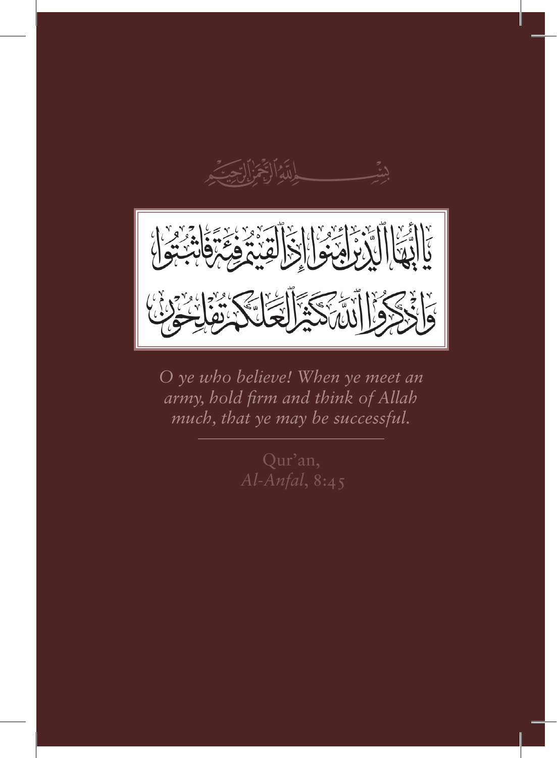بِسْمِ اللَّهِ الرَّحْمَٰنِ الرَّحِيمِ

يَا أَيُّهَا الَّذِينَ آمَنُوا إِذَا لَقِيتُمْ فِئَةً فَاثْبُتُوا
وَاذْكُرُوا اللَّهَ كَثِيرًا لَعَلَّكُمْ تُفْلِحُونَ

*O ye who believe! When ye meet an army, hold firm and think of Allah much, that ye may be successful.*

---

Qur'an,
*Al-Anfal*, 8:45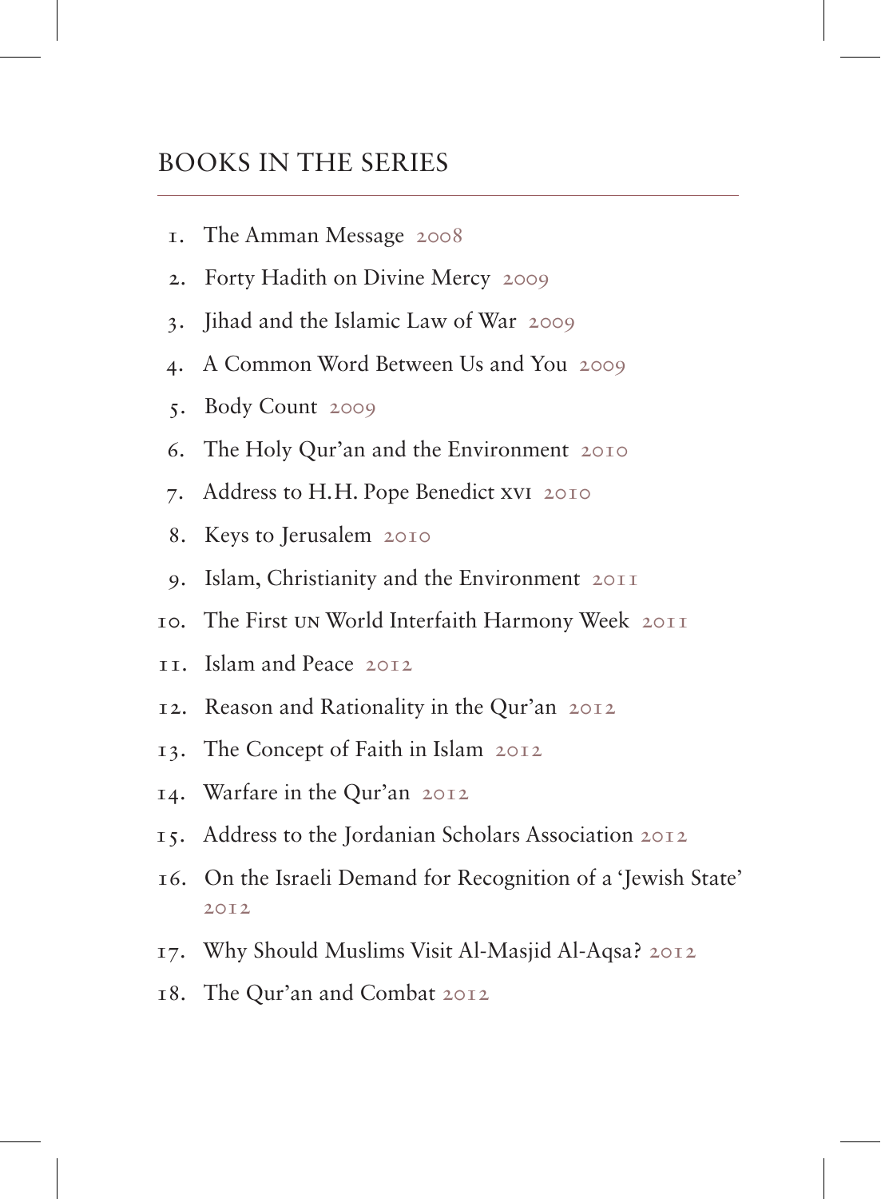## BOOKS IN THE SERIES

1. The Amman Message 2008
2. Forty Hadith on Divine Mercy 2009
3. Jihad and the Islamic Law of War 2009
4. A Common Word Between Us and You 2009
5. Body Count 2009
6. The Holy Qur'an and the Environment 2010
7. Address to H.H. Pope Benedict XVI 2010
8. Keys to Jerusalem 2010
9. Islam, Christianity and the Environment 2011
10. The First UN World Interfaith Harmony Week 2011
11. Islam and Peace 2012
12. Reason and Rationality in the Qur'an 2012
13. The Concept of Faith in Islam 2012
14. Warfare in the Qur'an 2012
15. Address to the Jordanian Scholars Association 2012
16. On the Israeli Demand for Recognition of a 'Jewish State' 2012
17. Why Should Muslims Visit Al-Masjid Al-Aqsa? 2012
18. The Qur'an and Combat 2012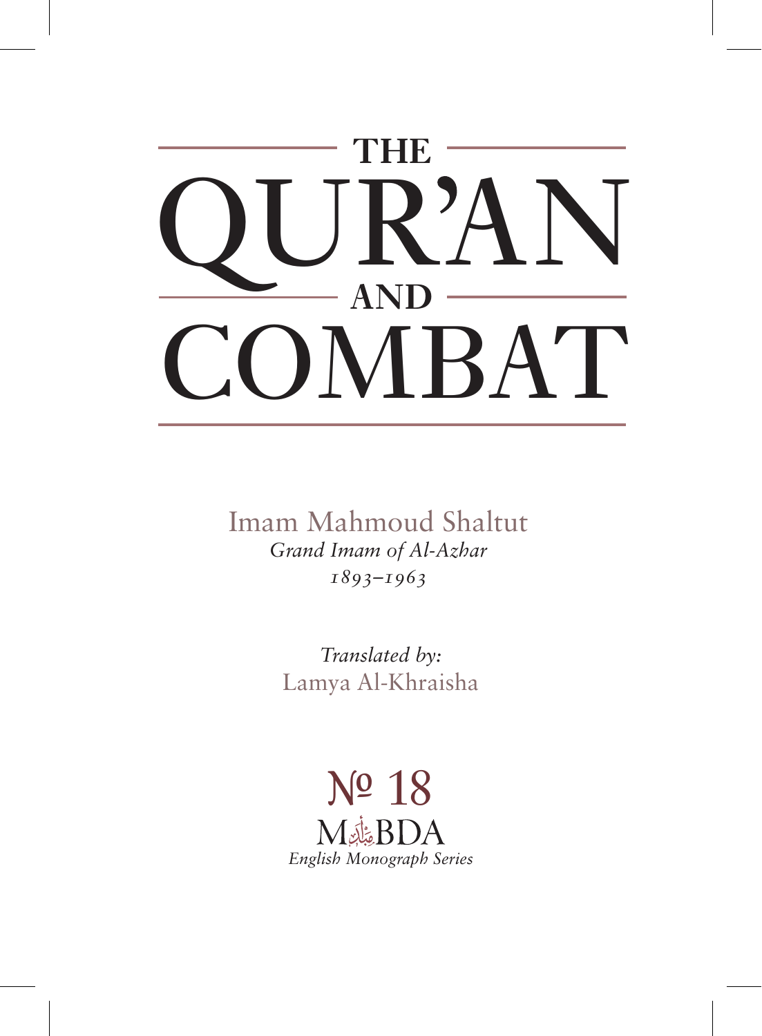# THE QUR'AN AND COMBAT

Imam Mahmoud Shaltut
*Grand Imam of Al-Azhar*
*1893–1963*

*Translated by:*
Lamya Al-Khraisha

№ 18
MABDA
*English Monograph Series*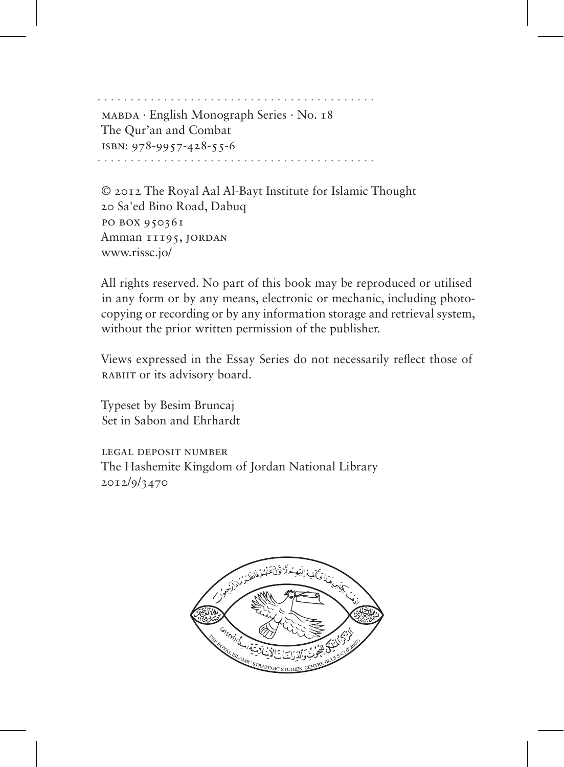MABDA · English Monograph Series · No. 18
The Qur'an and Combat
ISBN: 978-9957-428-55-6

© 2012 The Royal Aal Al-Bayt Institute for Islamic Thought
20 Sa'ed Bino Road, Dabuq
PO BOX 950361
Amman 11195, JORDAN
www.rissc.jo/

All rights reserved. No part of this book may be reproduced or utilised in any form or by any means, electronic or mechanic, including photocopying or recording or by any information storage and retrieval system, without the prior written permission of the publisher.

Views expressed in the Essay Series do not necessarily reflect those of RABIIT or its advisory board.

Typeset by Besim Bruncaj
Set in Sabon and Ehrhardt

LEGAL DEPOSIT NUMBER
The Hashemite Kingdom of Jordan National Library
2012/9/3470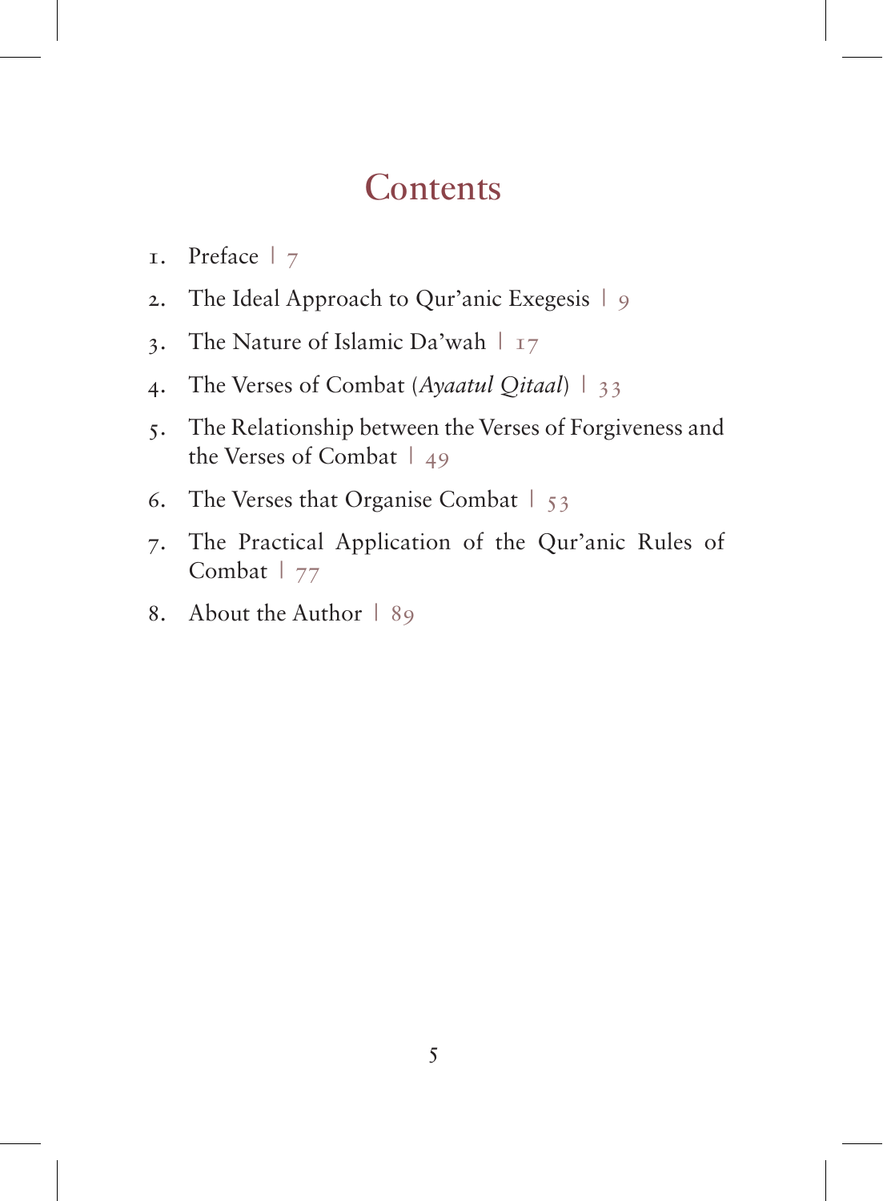# Contents

1. Preface | 7
2. The Ideal Approach to Qur'anic Exegesis | 9
3. The Nature of Islamic Da'wah | 17
4. The Verses of Combat (*Ayaatul Qitaal*) | 33
5. The Relationship between the Verses of Forgiveness and the Verses of Combat | 49
6. The Verses that Organise Combat | 53
7. The Practical Application of the Qur'anic Rules of Combat | 77
8. About the Author | 89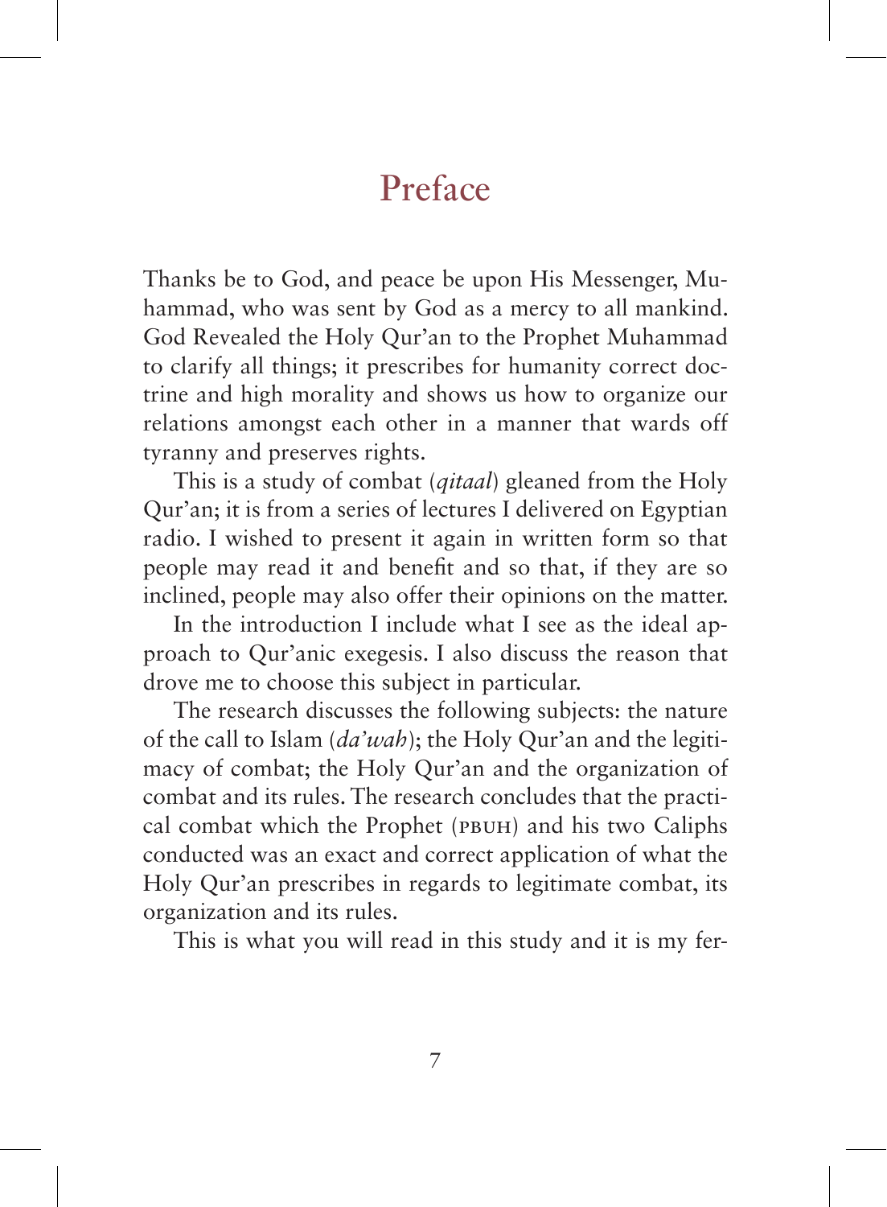# Preface

Thanks be to God, and peace be upon His Messenger, Muhammad, who was sent by God as a mercy to all mankind. God Revealed the Holy Qur'an to the Prophet Muhammad to clarify all things; it prescribes for humanity correct doctrine and high morality and shows us how to organize our relations amongst each other in a manner that wards off tyranny and preserves rights.

This is a study of combat (*qitaal*) gleaned from the Holy Qur'an; it is from a series of lectures I delivered on Egyptian radio. I wished to present it again in written form so that people may read it and benefit and so that, if they are so inclined, people may also offer their opinions on the matter.

In the introduction I include what I see as the ideal approach to Qur'anic exegesis. I also discuss the reason that drove me to choose this subject in particular.

The research discusses the following subjects: the nature of the call to Islam (*da'wah*); the Holy Qur'an and the legitimacy of combat; the Holy Qur'an and the organization of combat and its rules. The research concludes that the practical combat which the Prophet (PBUH) and his two Caliphs conducted was an exact and correct application of what the Holy Qur'an prescribes in regards to legitimate combat, its organization and its rules.

This is what you will read in this study and it is my fer-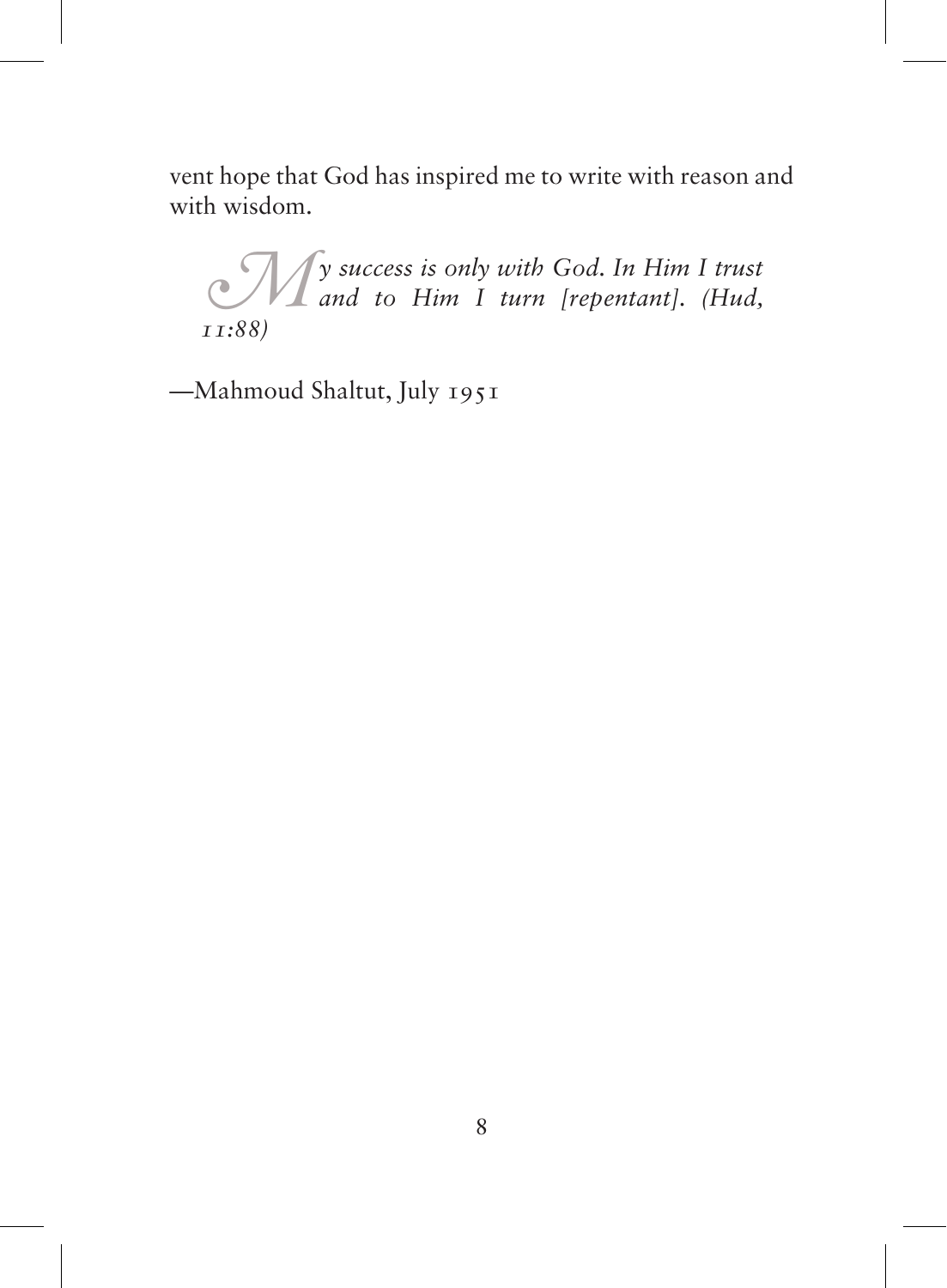vent hope that God has inspired me to write with reason and with wisdom.

*My success is only with God. In Him I trust and to Him I turn [repentant]. (Hud, 11:88)*

—Mahmoud Shaltut, July 1951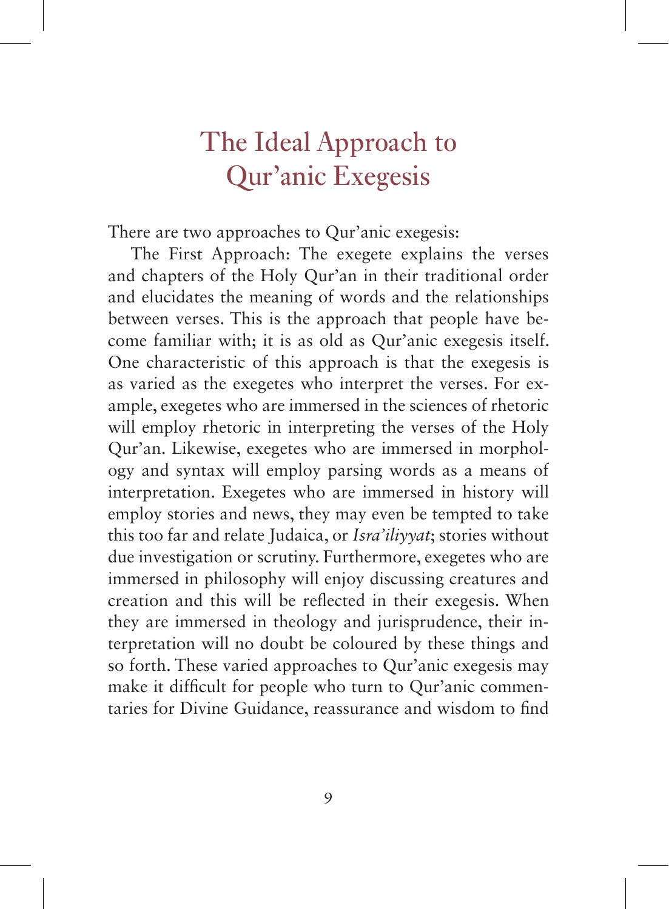# The Ideal Approach to Qur'anic Exegesis

There are two approaches to Qur'anic exegesis:

The First Approach: The exegete explains the verses and chapters of the Holy Qur'an in their traditional order and elucidates the meaning of words and the relationships between verses. This is the approach that people have become familiar with; it is as old as Qur'anic exegesis itself. One characteristic of this approach is that the exegesis is as varied as the exegetes who interpret the verses. For example, exegetes who are immersed in the sciences of rhetoric will employ rhetoric in interpreting the verses of the Holy Qur'an. Likewise, exegetes who are immersed in morphology and syntax will employ parsing words as a means of interpretation. Exegetes who are immersed in history will employ stories and news, they may even be tempted to take this too far and relate Judaica, or *Isra'iliyyat*; stories without due investigation or scrutiny. Furthermore, exegetes who are immersed in philosophy will enjoy discussing creatures and creation and this will be reflected in their exegesis. When they are immersed in theology and jurisprudence, their interpretation will no doubt be coloured by these things and so forth. These varied approaches to Qur'anic exegesis may make it difficult for people who turn to Qur'anic commentaries for Divine Guidance, reassurance and wisdom to find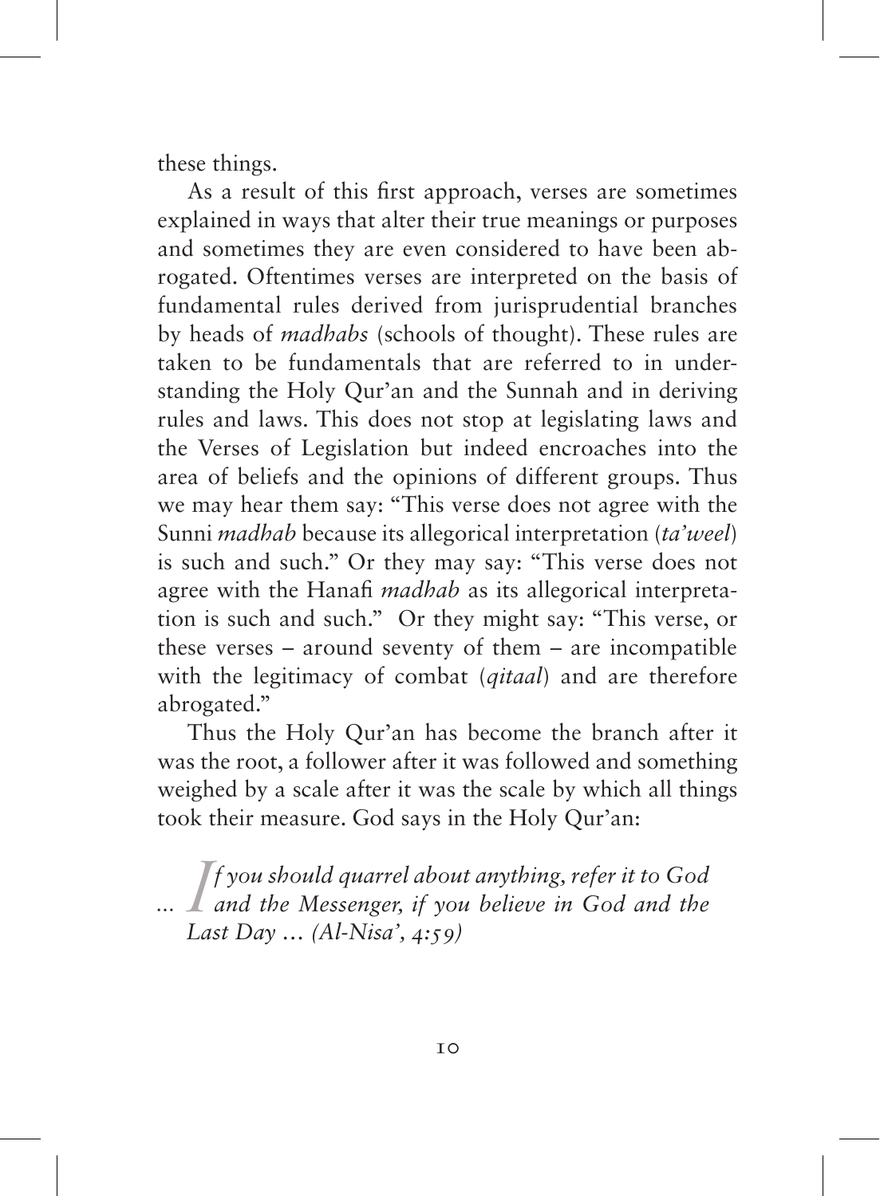these things.

As a result of this first approach, verses are sometimes explained in ways that alter their true meanings or purposes and sometimes they are even considered to have been abrogated. Oftentimes verses are interpreted on the basis of fundamental rules derived from jurisprudential branches by heads of *madhabs* (schools of thought). These rules are taken to be fundamentals that are referred to in understanding the Holy Qur'an and the Sunnah and in deriving rules and laws. This does not stop at legislating laws and the Verses of Legislation but indeed encroaches into the area of beliefs and the opinions of different groups. Thus we may hear them say: "This verse does not agree with the Sunni *madhab* because its allegorical interpretation (*ta'weel*) is such and such." Or they may say: "This verse does not agree with the Hanafi *madhab* as its allegorical interpretation is such and such." Or they might say: "This verse, or these verses – around seventy of them – are incompatible with the legitimacy of combat (*qitaal*) and are therefore abrogated."

Thus the Holy Qur'an has become the branch after it was the root, a follower after it was followed and something weighed by a scale after it was the scale by which all things took their measure. God says in the Holy Qur'an:

> *... If you should quarrel about anything, refer it to God and the Messenger, if you believe in God and the Last Day ... (Al-Nisa', 4:59)*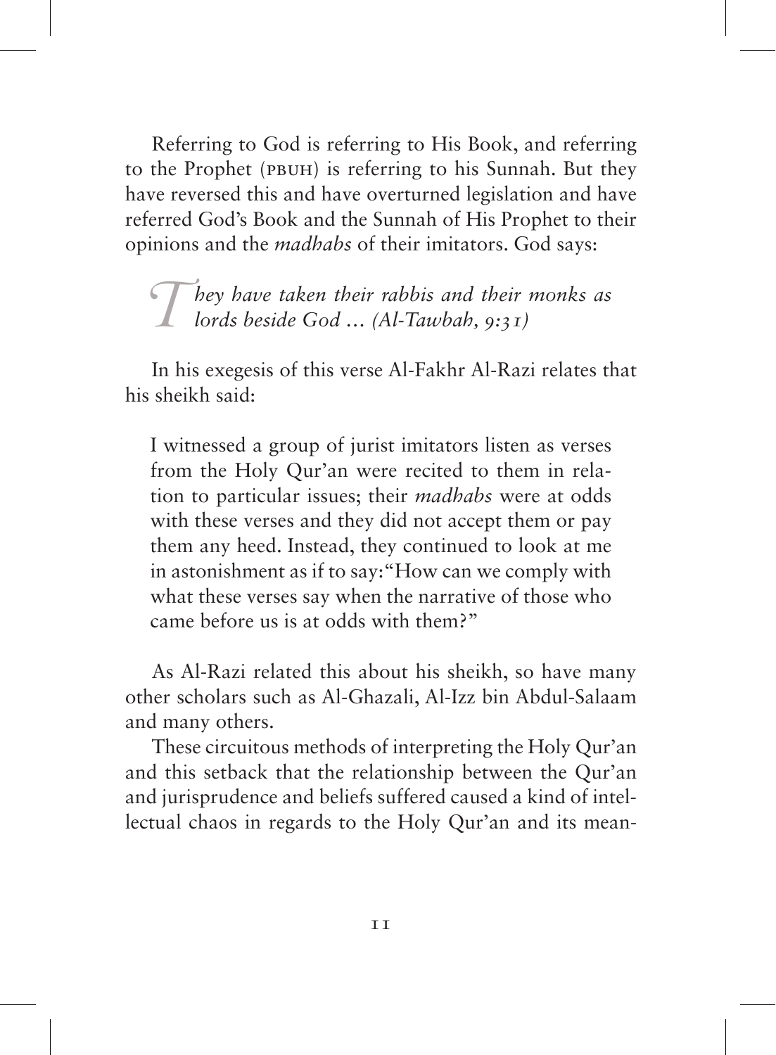Referring to God is referring to His Book, and referring to the Prophet (PBUH) is referring to his Sunnah. But they have reversed this and have overturned legislation and have referred God's Book and the Sunnah of His Prophet to their opinions and the *madhabs* of their imitators. God says:

> *They have taken their rabbis and their monks as lords beside God ... (Al-Tawbah, 9:31)*

In his exegesis of this verse Al-Fakhr Al-Razi relates that his sheikh said:

> I witnessed a group of jurist imitators listen as verses from the Holy Qur'an were recited to them in relation to particular issues; their *madhabs* were at odds with these verses and they did not accept them or pay them any heed. Instead, they continued to look at me in astonishment as if to say: "How can we comply with what these verses say when the narrative of those who came before us is at odds with them?"

As Al-Razi related this about his sheikh, so have many other scholars such as Al-Ghazali, Al-Izz bin Abdul-Salaam and many others.

These circuitous methods of interpreting the Holy Qur'an and this setback that the relationship between the Qur'an and jurisprudence and beliefs suffered caused a kind of intellectual chaos in regards to the Holy Qur'an and its mean-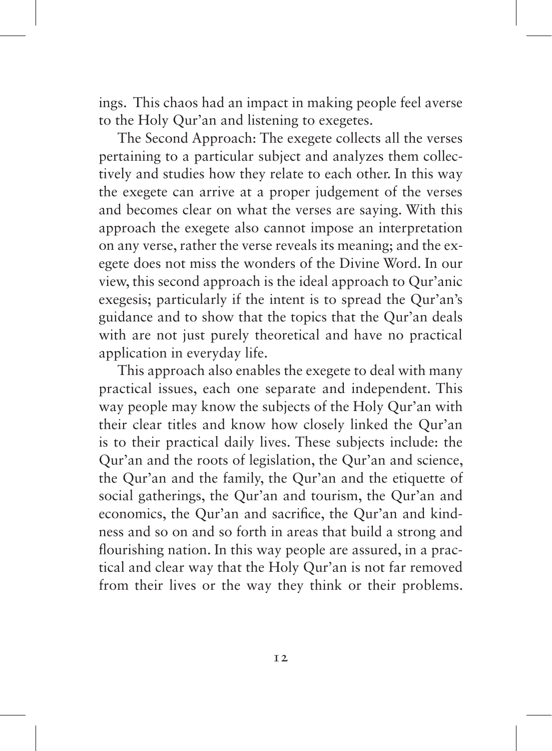ings. This chaos had an impact in making people feel averse to the Holy Qur'an and listening to exegetes.

The Second Approach: The exegete collects all the verses pertaining to a particular subject and analyzes them collectively and studies how they relate to each other. In this way the exegete can arrive at a proper judgement of the verses and becomes clear on what the verses are saying. With this approach the exegete also cannot impose an interpretation on any verse, rather the verse reveals its meaning; and the exegete does not miss the wonders of the Divine Word. In our view, this second approach is the ideal approach to Qur'anic exegesis; particularly if the intent is to spread the Qur'an's guidance and to show that the topics that the Qur'an deals with are not just purely theoretical and have no practical application in everyday life.

This approach also enables the exegete to deal with many practical issues, each one separate and independent. This way people may know the subjects of the Holy Qur'an with their clear titles and know how closely linked the Qur'an is to their practical daily lives. These subjects include: the Qur'an and the roots of legislation, the Qur'an and science, the Qur'an and the family, the Qur'an and the etiquette of social gatherings, the Qur'an and tourism, the Qur'an and economics, the Qur'an and sacrifice, the Qur'an and kindness and so on and so forth in areas that build a strong and flourishing nation. In this way people are assured, in a practical and clear way that the Holy Qur'an is not far removed from their lives or the way they think or their problems.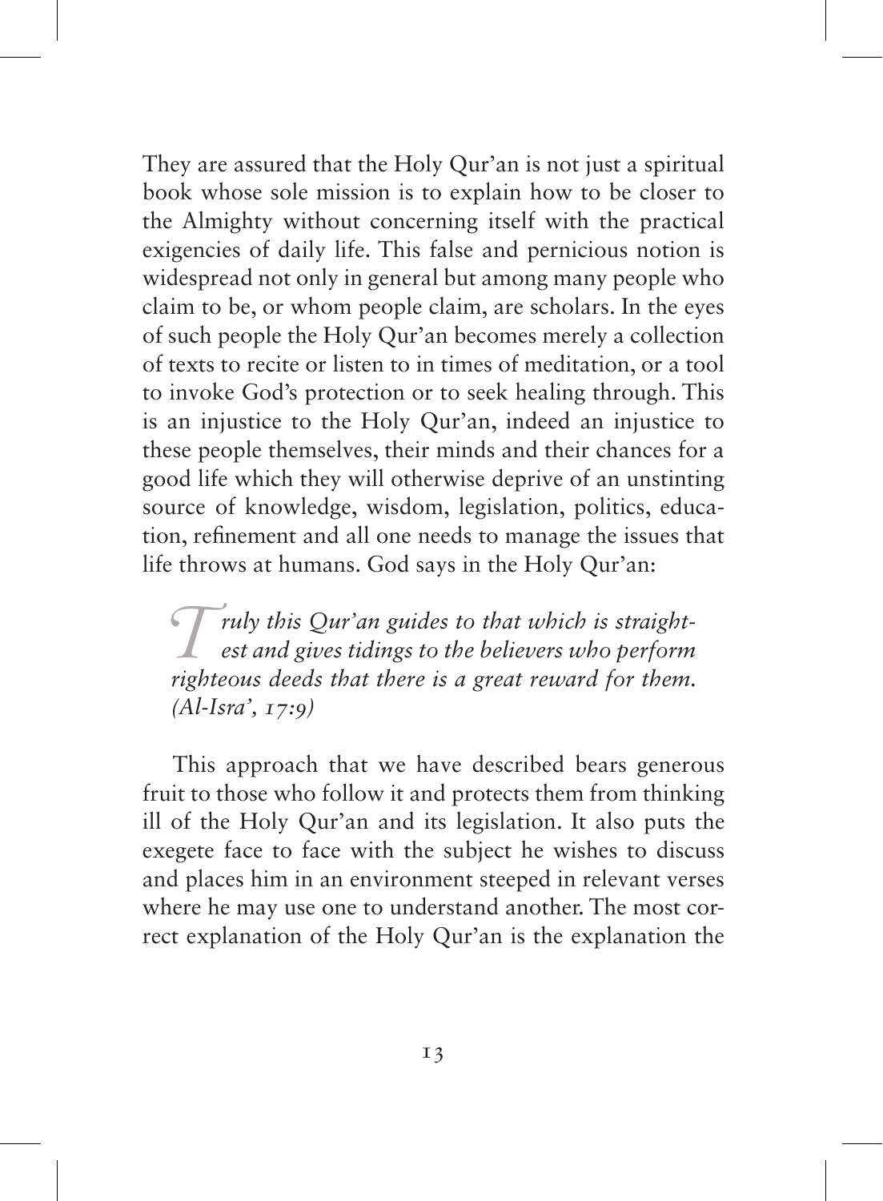They are assured that the Holy Qur'an is not just a spiritual book whose sole mission is to explain how to be closer to the Almighty without concerning itself with the practical exigencies of daily life. This false and pernicious notion is widespread not only in general but among many people who claim to be, or whom people claim, are scholars. In the eyes of such people the Holy Qur'an becomes merely a collection of texts to recite or listen to in times of meditation, or a tool to invoke God's protection or to seek healing through. This is an injustice to the Holy Qur'an, indeed an injustice to these people themselves, their minds and their chances for a good life which they will otherwise deprive of an unstinting source of knowledge, wisdom, legislation, politics, education, refinement and all one needs to manage the issues that life throws at humans. God says in the Holy Qur'an:

> *Truly this Qur'an guides to that which is straightest and gives tidings to the believers who perform righteous deeds that there is a great reward for them. (Al-Isra', 17:9)*

This approach that we have described bears generous fruit to those who follow it and protects them from thinking ill of the Holy Qur'an and its legislation. It also puts the exegete face to face with the subject he wishes to discuss and places him in an environment steeped in relevant verses where he may use one to understand another. The most correct explanation of the Holy Qur'an is the explanation the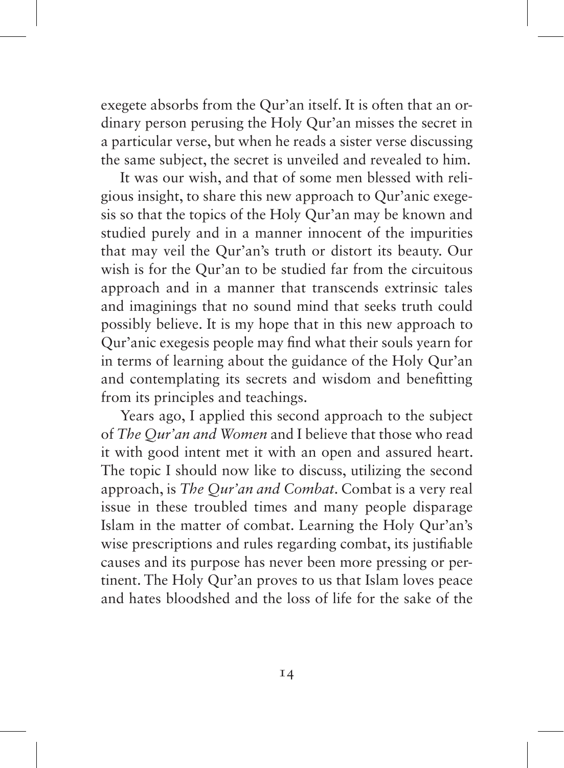exegete absorbs from the Qur'an itself. It is often that an ordinary person perusing the Holy Qur'an misses the secret in a particular verse, but when he reads a sister verse discussing the same subject, the secret is unveiled and revealed to him.

It was our wish, and that of some men blessed with religious insight, to share this new approach to Qur'anic exegesis so that the topics of the Holy Qur'an may be known and studied purely and in a manner innocent of the impurities that may veil the Qur'an's truth or distort its beauty. Our wish is for the Qur'an to be studied far from the circuitous approach and in a manner that transcends extrinsic tales and imaginings that no sound mind that seeks truth could possibly believe. It is my hope that in this new approach to Qur'anic exegesis people may find what their souls yearn for in terms of learning about the guidance of the Holy Qur'an and contemplating its secrets and wisdom and benefitting from its principles and teachings.

Years ago, I applied this second approach to the subject of *The Qur'an and Women* and I believe that those who read it with good intent met it with an open and assured heart. The topic I should now like to discuss, utilizing the second approach, is *The Qur'an and Combat*. Combat is a very real issue in these troubled times and many people disparage Islam in the matter of combat. Learning the Holy Qur'an's wise prescriptions and rules regarding combat, its justifiable causes and its purpose has never been more pressing or pertinent. The Holy Qur'an proves to us that Islam loves peace and hates bloodshed and the loss of life for the sake of the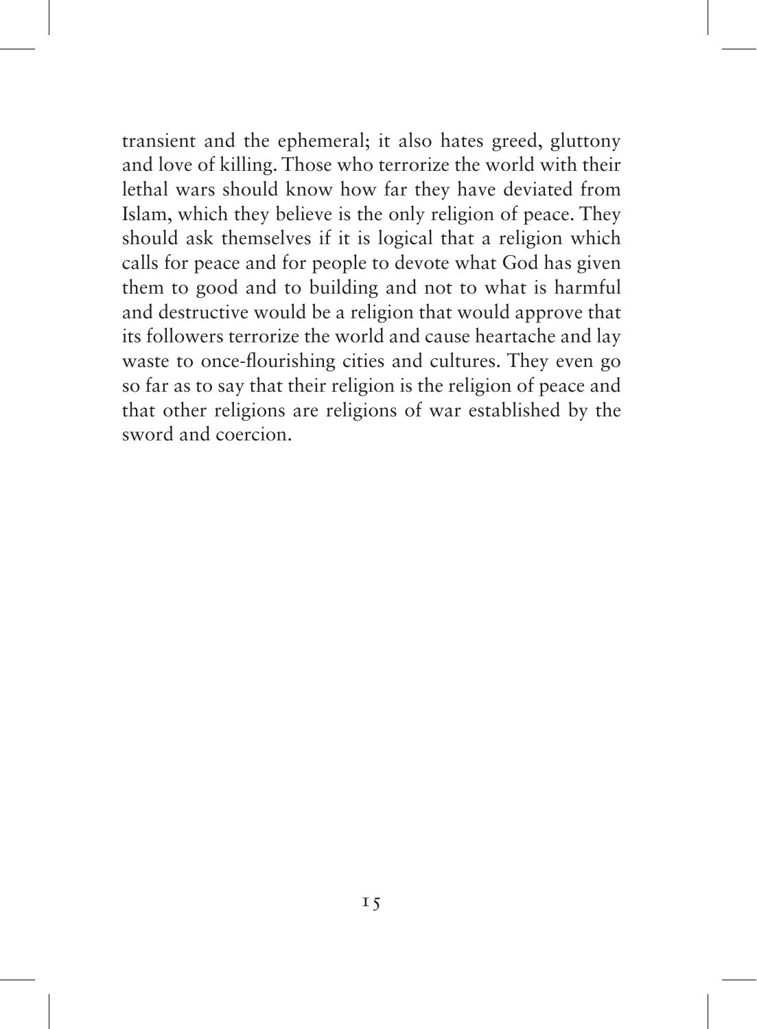transient and the ephemeral; it also hates greed, gluttony and love of killing. Those who terrorize the world with their lethal wars should know how far they have deviated from Islam, which they believe is the only religion of peace. They should ask themselves if it is logical that a religion which calls for peace and for people to devote what God has given them to good and to building and not to what is harmful and destructive would be a religion that would approve that its followers terrorize the world and cause heartache and lay waste to once-flourishing cities and cultures. They even go so far as to say that their religion is the religion of peace and that other religions are religions of war established by the sword and coercion.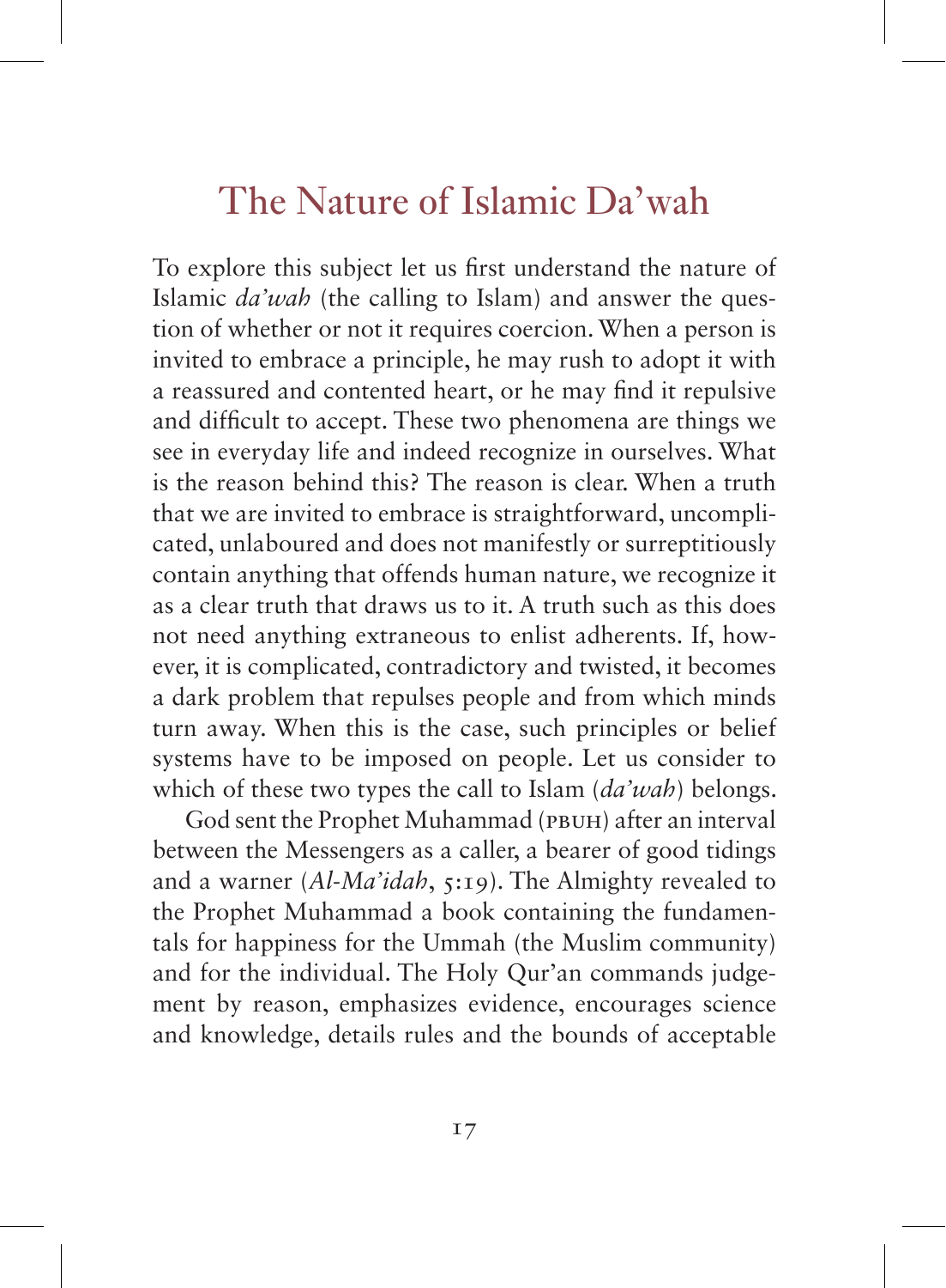# The Nature of Islamic Da'wah

To explore this subject let us first understand the nature of Islamic *da'wah* (the calling to Islam) and answer the question of whether or not it requires coercion. When a person is invited to embrace a principle, he may rush to adopt it with a reassured and contented heart, or he may find it repulsive and difficult to accept. These two phenomena are things we see in everyday life and indeed recognize in ourselves. What is the reason behind this? The reason is clear. When a truth that we are invited to embrace is straightforward, uncomplicated, unlaboured and does not manifestly or surreptitiously contain anything that offends human nature, we recognize it as a clear truth that draws us to it. A truth such as this does not need anything extraneous to enlist adherents. If, however, it is complicated, contradictory and twisted, it becomes a dark problem that repulses people and from which minds turn away. When this is the case, such principles or belief systems have to be imposed on people. Let us consider to which of these two types the call to Islam (*da'wah*) belongs.

God sent the Prophet Muhammad (PBUH) after an interval between the Messengers as a caller, a bearer of good tidings and a warner (*Al-Ma'idah*, 5:19). The Almighty revealed to the Prophet Muhammad a book containing the fundamentals for happiness for the Ummah (the Muslim community) and for the individual. The Holy Qur'an commands judgement by reason, emphasizes evidence, encourages science and knowledge, details rules and the bounds of acceptable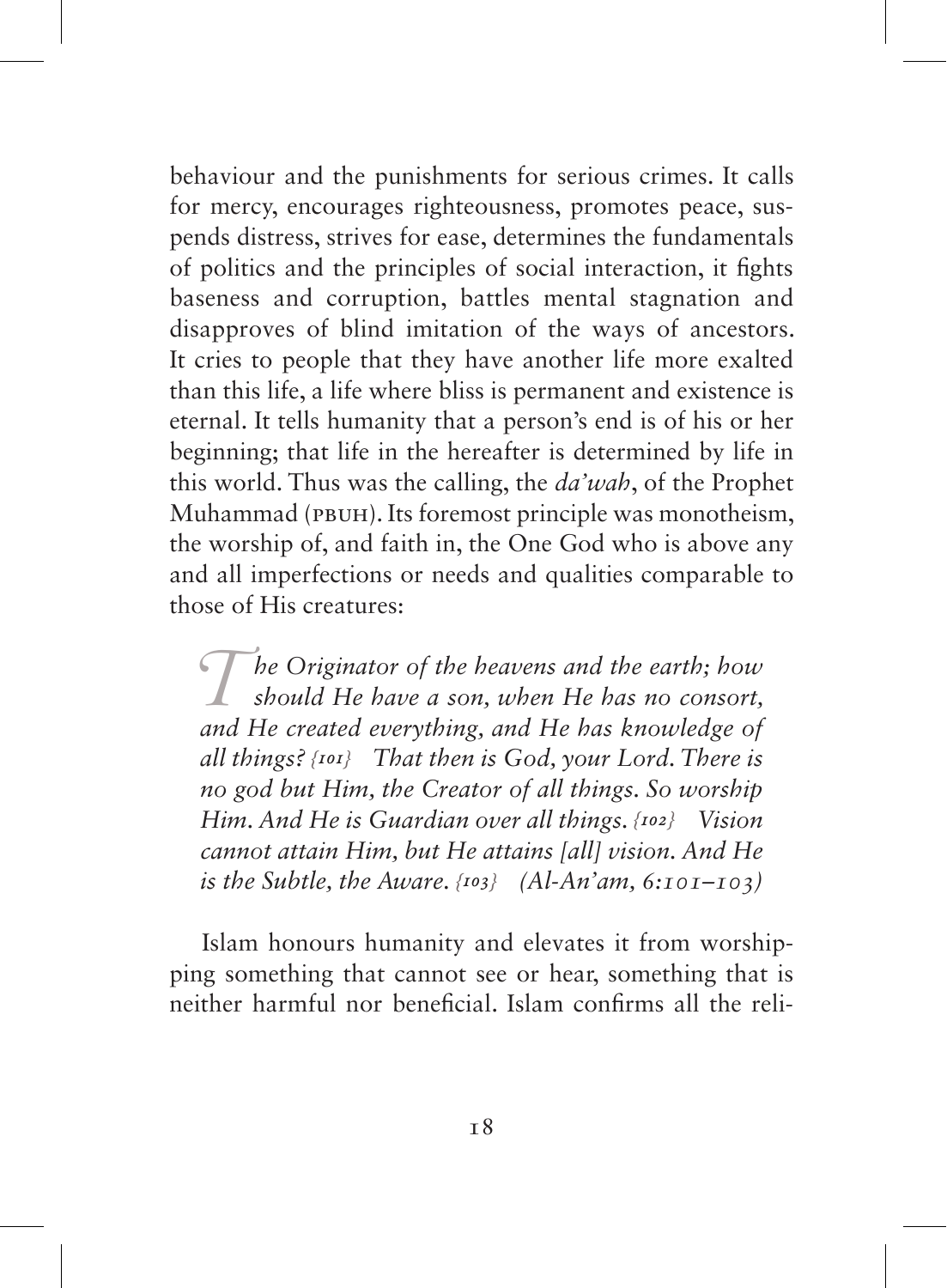behaviour and the punishments for serious crimes. It calls for mercy, encourages righteousness, promotes peace, suspends distress, strives for ease, determines the fundamentals of politics and the principles of social interaction, it fights baseness and corruption, battles mental stagnation and disapproves of blind imitation of the ways of ancestors. It cries to people that they have another life more exalted than this life, a life where bliss is permanent and existence is eternal. It tells humanity that a person's end is of his or her beginning; that life in the hereafter is determined by life in this world. Thus was the calling, the *da'wah*, of the Prophet Muhammad (PBUH). Its foremost principle was monotheism, the worship of, and faith in, the One God who is above any and all imperfections or needs and qualities comparable to those of His creatures:

> *The Originator of the heavens and the earth; how should He have a son, when He has no consort, and He created everything, and He has knowledge of all things? {101} That then is God, your Lord. There is no god but Him, the Creator of all things. So worship Him. And He is Guardian over all things. {102} Vision cannot attain Him, but He attains [all] vision. And He is the Subtle, the Aware. {103} (Al-An'am, 6:101–103)*

Islam honours humanity and elevates it from worshipping something that cannot see or hear, something that is neither harmful nor beneficial. Islam confirms all the reli-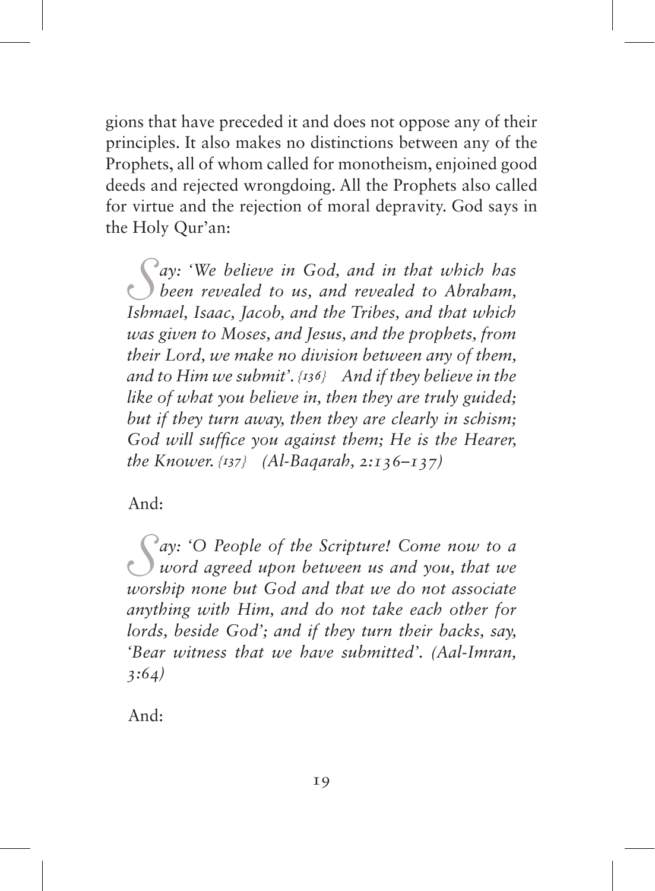gions that have preceded it and does not oppose any of their principles. It also makes no distinctions between any of the Prophets, all of whom called for monotheism, enjoined good deeds and rejected wrongdoing. All the Prophets also called for virtue and the rejection of moral depravity. God says in the Holy Qur'an:

> *Say: 'We believe in God, and in that which has been revealed to us, and revealed to Abraham, Ishmael, Isaac, Jacob, and the Tribes, and that which was given to Moses, and Jesus, and the prophets, from their Lord, we make no division between any of them, and to Him we submit'. {136} And if they believe in the like of what you believe in, then they are truly guided; but if they turn away, then they are clearly in schism; God will suffice you against them; He is the Hearer, the Knower. {137} (Al-Baqarah, 2:136–137)*

And:

> *Say: 'O People of the Scripture! Come now to a word agreed upon between us and you, that we worship none but God and that we do not associate anything with Him, and do not take each other for lords, beside God'; and if they turn their backs, say, 'Bear witness that we have submitted'. (Aal-Imran, 3:64)*

And: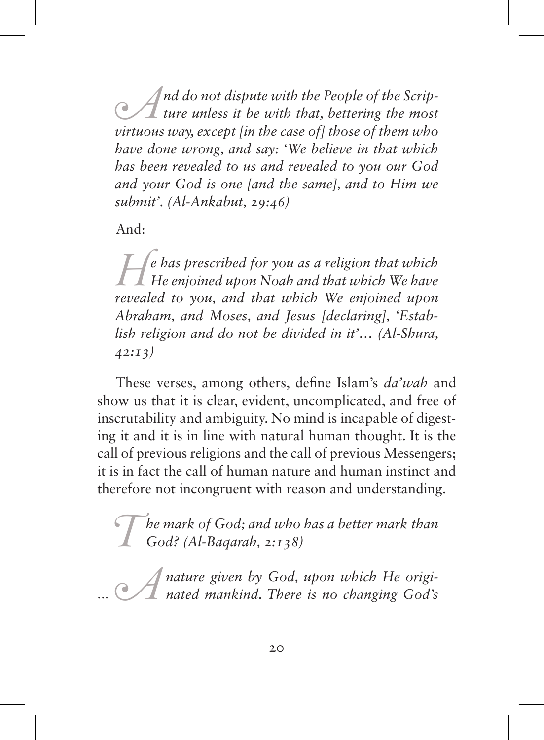*And do not dispute with the People of the Scripture unless it be with that, bettering the most virtuous way, except [in the case of] those of them who have done wrong, and say: 'We believe in that which has been revealed to us and revealed to you our God and your God is one [and the same], and to Him we submit'. (Al-Ankabut, 29:46)*

And:

*He has prescribed for you as a religion that which He enjoined upon Noah and that which We have revealed to you, and that which We enjoined upon Abraham, and Moses, and Jesus [declaring], 'Establish religion and do not be divided in it'... (Al-Shura, 42:13)*

These verses, among others, define Islam's *da'wah* and show us that it is clear, evident, uncomplicated, and free of inscrutability and ambiguity. No mind is incapable of digesting it and it is in line with natural human thought. It is the call of previous religions and the call of previous Messengers; it is in fact the call of human nature and human instinct and therefore not incongruent with reason and understanding.

*The mark of God; and who has a better mark than God? (Al-Baqarah, 2:138)*

*... A nature given by God, upon which He originated mankind. There is no changing God's*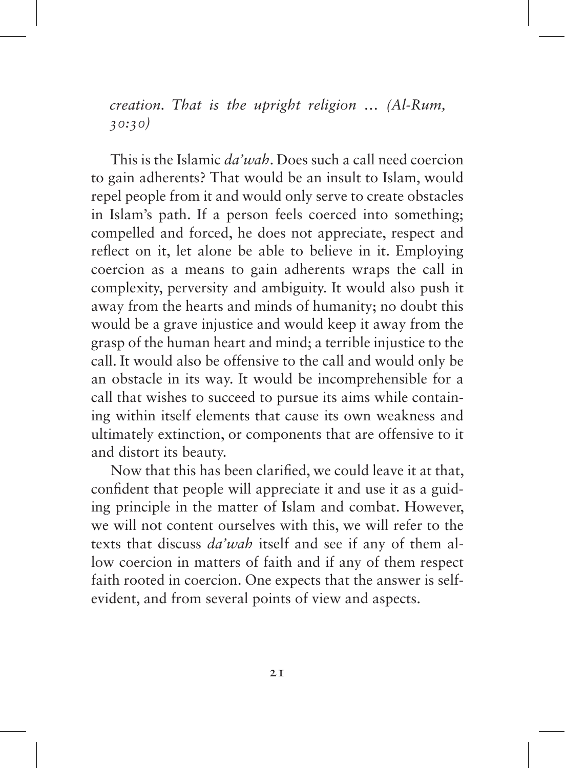*creation. That is the upright religion … (Al-Rum, 30:30)*

This is the Islamic *da'wah*. Does such a call need coercion to gain adherents? That would be an insult to Islam, would repel people from it and would only serve to create obstacles in Islam's path. If a person feels coerced into something; compelled and forced, he does not appreciate, respect and reflect on it, let alone be able to believe in it. Employing coercion as a means to gain adherents wraps the call in complexity, perversity and ambiguity. It would also push it away from the hearts and minds of humanity; no doubt this would be a grave injustice and would keep it away from the grasp of the human heart and mind; a terrible injustice to the call. It would also be offensive to the call and would only be an obstacle in its way. It would be incomprehensible for a call that wishes to succeed to pursue its aims while containing within itself elements that cause its own weakness and ultimately extinction, or components that are offensive to it and distort its beauty.

Now that this has been clarified, we could leave it at that, confident that people will appreciate it and use it as a guiding principle in the matter of Islam and combat. However, we will not content ourselves with this, we will refer to the texts that discuss *da'wah* itself and see if any of them allow coercion in matters of faith and if any of them respect faith rooted in coercion. One expects that the answer is self-evident, and from several points of view and aspects.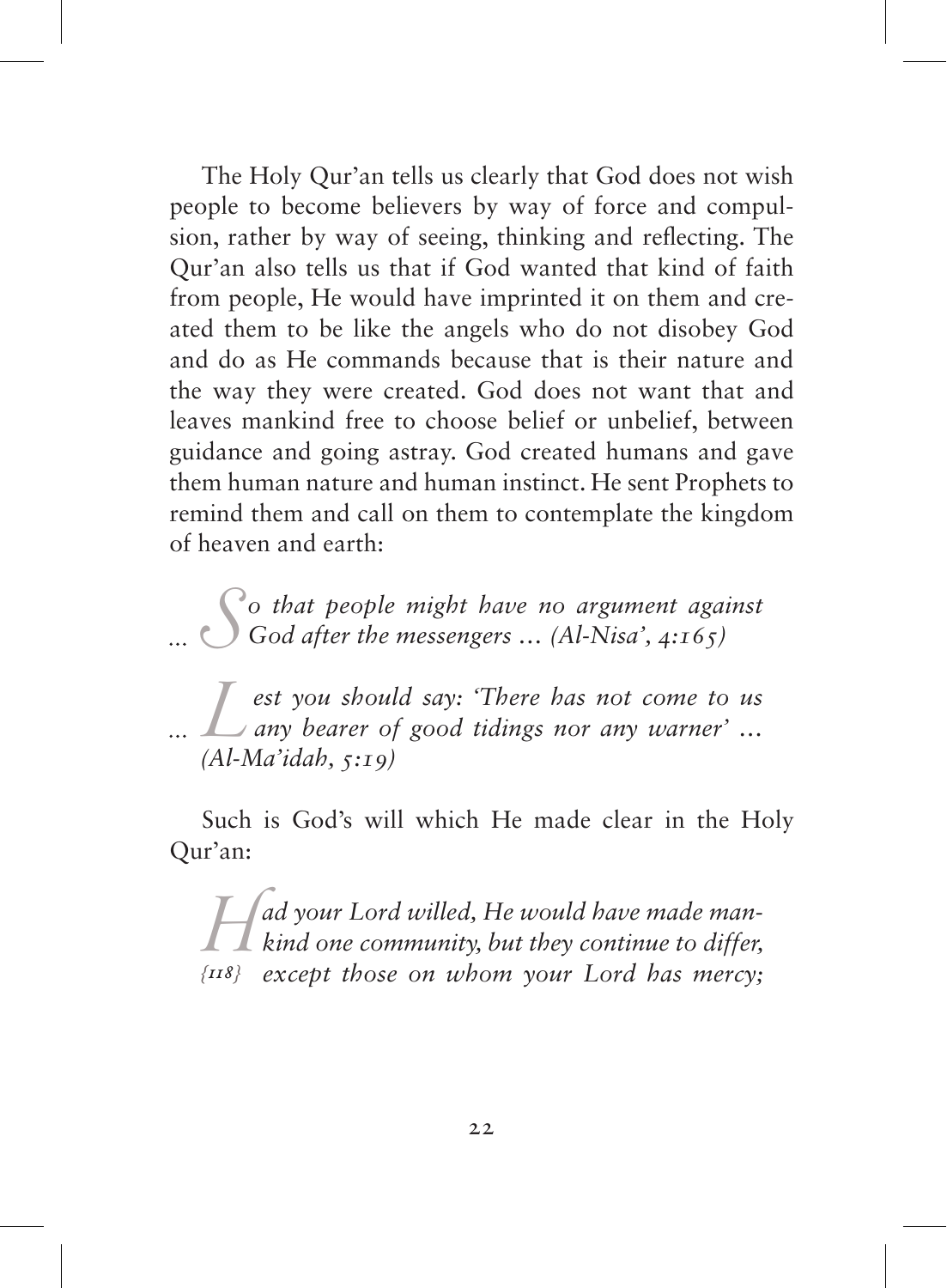The Holy Qur'an tells us clearly that God does not wish people to become believers by way of force and compulsion, rather by way of seeing, thinking and reflecting. The Qur'an also tells us that if God wanted that kind of faith from people, He would have imprinted it on them and created them to be like the angels who do not disobey God and do as He commands because that is their nature and the way they were created. God does not want that and leaves mankind free to choose belief or unbelief, between guidance and going astray. God created humans and gave them human nature and human instinct. He sent Prophets to remind them and call on them to contemplate the kingdom of heaven and earth:

> *... So that people might have no argument against God after the messengers ... (Al-Nisa', 4:165)*

> *... Lest you should say: 'There has not come to us any bearer of good tidings nor any warner' ... (Al-Ma'idah, 5:19)*

Such is God's will which He made clear in the Holy Qur'an:

> *Had your Lord willed, He would have made mankind one community, but they continue to differ, {118} except those on whom your Lord has mercy;*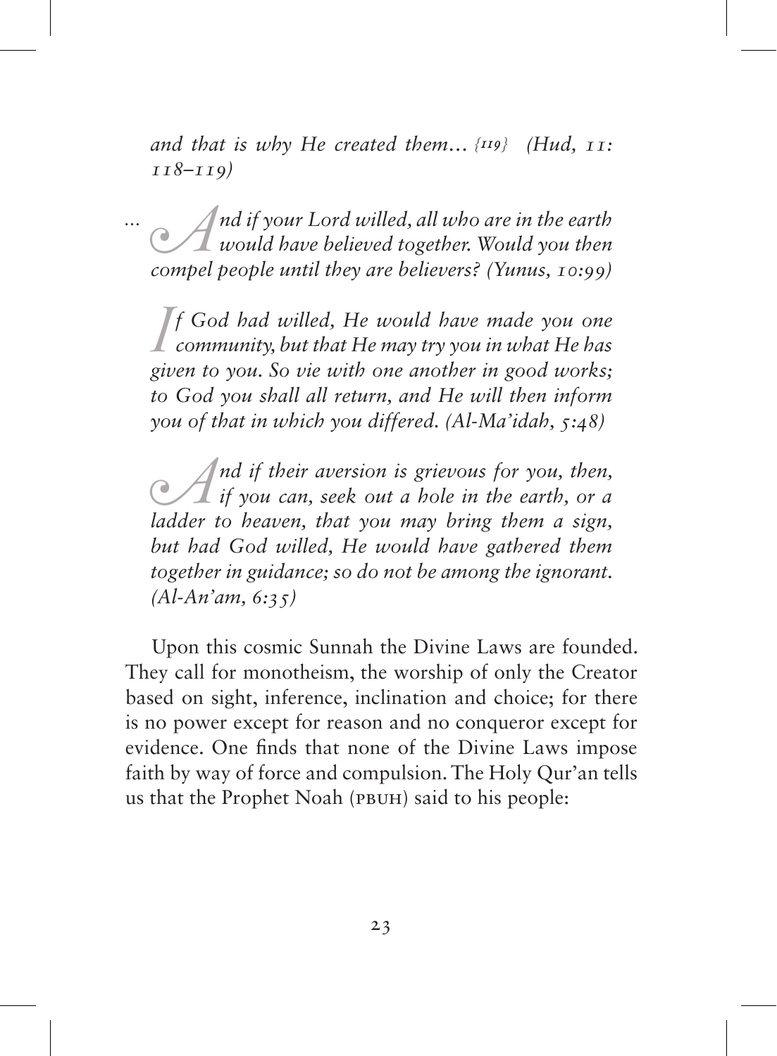*and that is why He created them… {119} (Hud, 11: 118–119)*

*… And if your Lord willed, all who are in the earth would have believed together. Would you then compel people until they are believers? (Yunus, 10:99)*

*If God had willed, He would have made you one community, but that He may try you in what He has given to you. So vie with one another in good works; to God you shall all return, and He will then inform you of that in which you differed. (Al-Ma'idah, 5:48)*

*And if their aversion is grievous for you, then, if you can, seek out a hole in the earth, or a ladder to heaven, that you may bring them a sign, but had God willed, He would have gathered them together in guidance; so do not be among the ignorant. (Al-An'am, 6:35)*

Upon this cosmic Sunnah the Divine Laws are founded. They call for monotheism, the worship of only the Creator based on sight, inference, inclination and choice; for there is no power except for reason and no conqueror except for evidence. One finds that none of the Divine Laws impose faith by way of force and compulsion. The Holy Qur'an tells us that the Prophet Noah (PBUH) said to his people: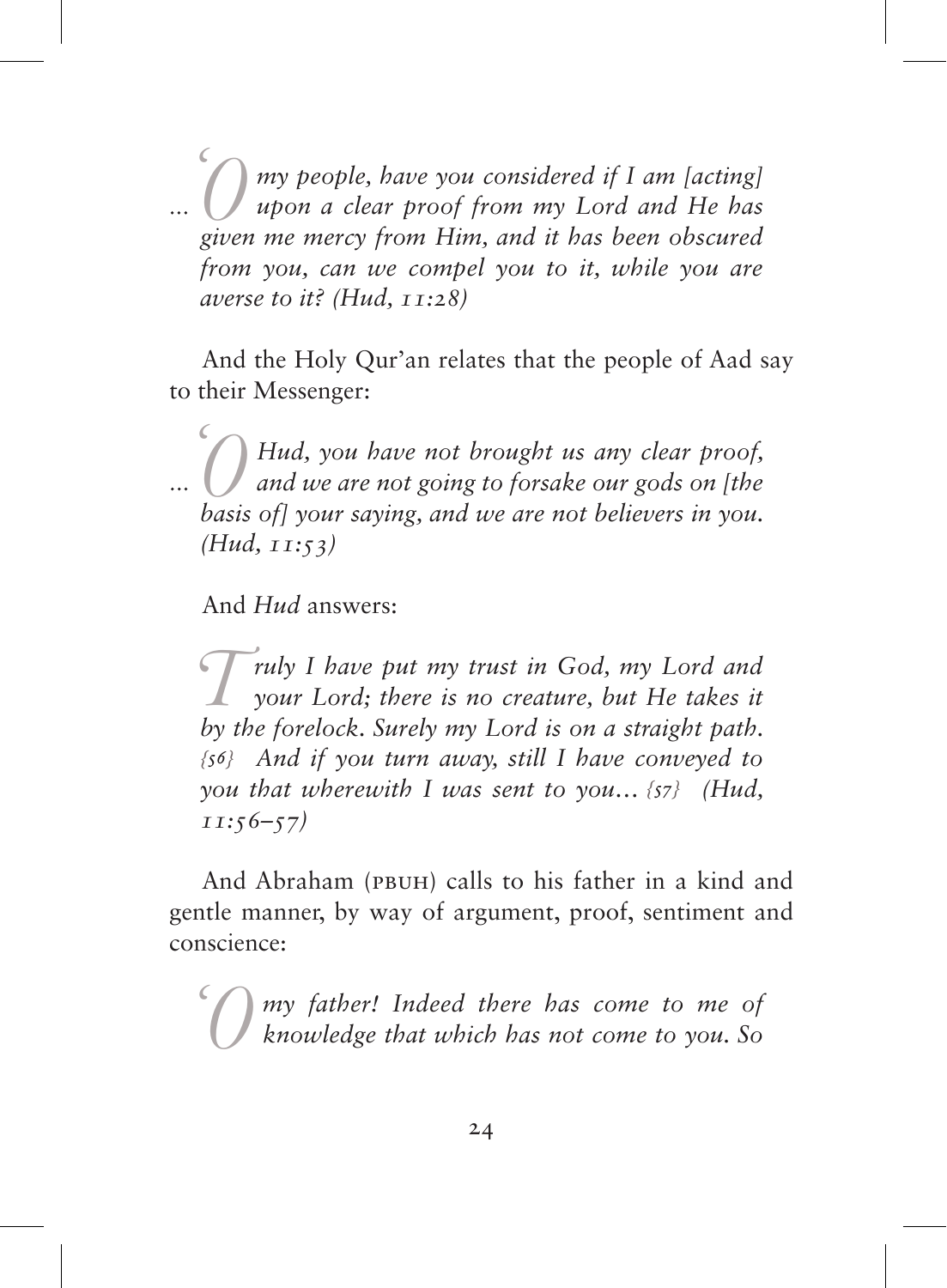*... 'O my people, have you considered if I am [acting] upon a clear proof from my Lord and He has given me mercy from Him, and it has been obscured from you, can we compel you to it, while you are averse to it? (Hud, 11:28)*

And the Holy Qur'an relates that the people of Aad say to their Messenger:

*... 'O Hud, you have not brought us any clear proof, and we are not going to forsake our gods on [the basis of] your saying, and we are not believers in you. (Hud, 11:53)*

And *Hud* answers:

*'Truly I have put my trust in God, my Lord and your Lord; there is no creature, but He takes it by the forelock. Surely my Lord is on a straight path. {56} And if you turn away, still I have conveyed to you that wherewith I was sent to you... {57} (Hud, 11:56–57)*

And Abraham (PBUH) calls to his father in a kind and gentle manner, by way of argument, proof, sentiment and conscience:

*'O my father! Indeed there has come to me of knowledge that which has not come to you. So*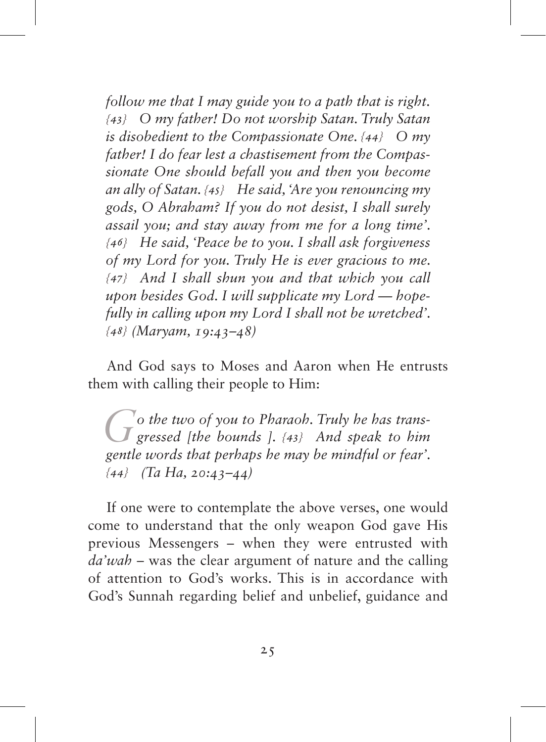*follow me that I may guide you to a path that is right. {43} O my father! Do not worship Satan. Truly Satan is disobedient to the Compassionate One. {44} O my father! I do fear lest a chastisement from the Compassionate One should befall you and then you become an ally of Satan. {45} He said, 'Are you renouncing my gods, O Abraham? If you do not desist, I shall surely assail you; and stay away from me for a long time'. {46} He said, 'Peace be to you. I shall ask forgiveness of my Lord for you. Truly He is ever gracious to me. {47} And I shall shun you and that which you call upon besides God. I will supplicate my Lord — hopefully in calling upon my Lord I shall not be wretched'. {48} (Maryam, 19:43–48)*

And God says to Moses and Aaron when He entrusts them with calling their people to Him:

*Go the two of you to Pharaoh. Truly he has transgressed [the bounds ]. {43} And speak to him gentle words that perhaps he may be mindful or fear'. {44} (Ta Ha, 20:43–44)*

If one were to contemplate the above verses, one would come to understand that the only weapon God gave His previous Messengers – when they were entrusted with *da'wah* – was the clear argument of nature and the calling of attention to God's works. This is in accordance with God's Sunnah regarding belief and unbelief, guidance and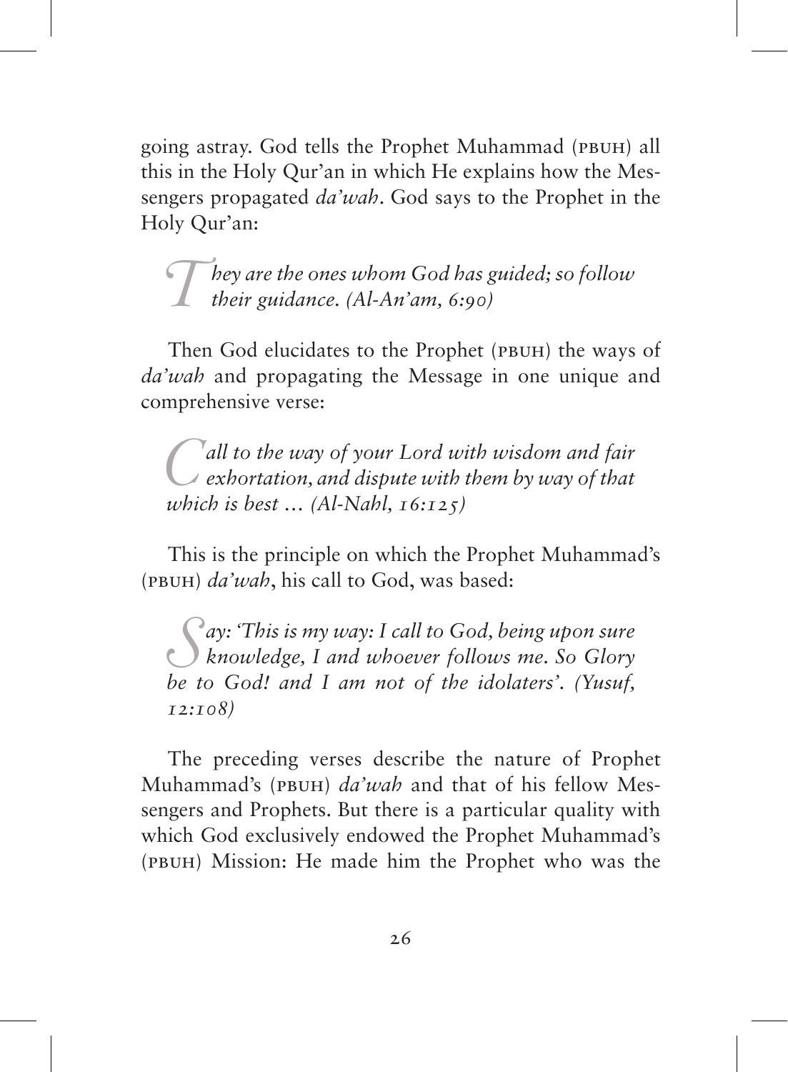going astray. God tells the Prophet Muhammad (PBUH) all this in the Holy Qur'an in which He explains how the Messengers propagated *da'wah*. God says to the Prophet in the Holy Qur'an:

> *They are the ones whom God has guided; so follow their guidance. (Al-An'am, 6:90)*

Then God elucidates to the Prophet (PBUH) the ways of *da'wah* and propagating the Message in one unique and comprehensive verse:

> *Call to the way of your Lord with wisdom and fair exhortation, and dispute with them by way of that which is best … (Al-Nahl, 16:125)*

This is the principle on which the Prophet Muhammad's (PBUH) *da'wah*, his call to God, was based:

> *Say: 'This is my way: I call to God, being upon sure knowledge, I and whoever follows me. So Glory be to God! and I am not of the idolaters'. (Yusuf, 12:108)*

The preceding verses describe the nature of Prophet Muhammad's (PBUH) *da'wah* and that of his fellow Messengers and Prophets. But there is a particular quality with which God exclusively endowed the Prophet Muhammad's (PBUH) Mission: He made him the Prophet who was the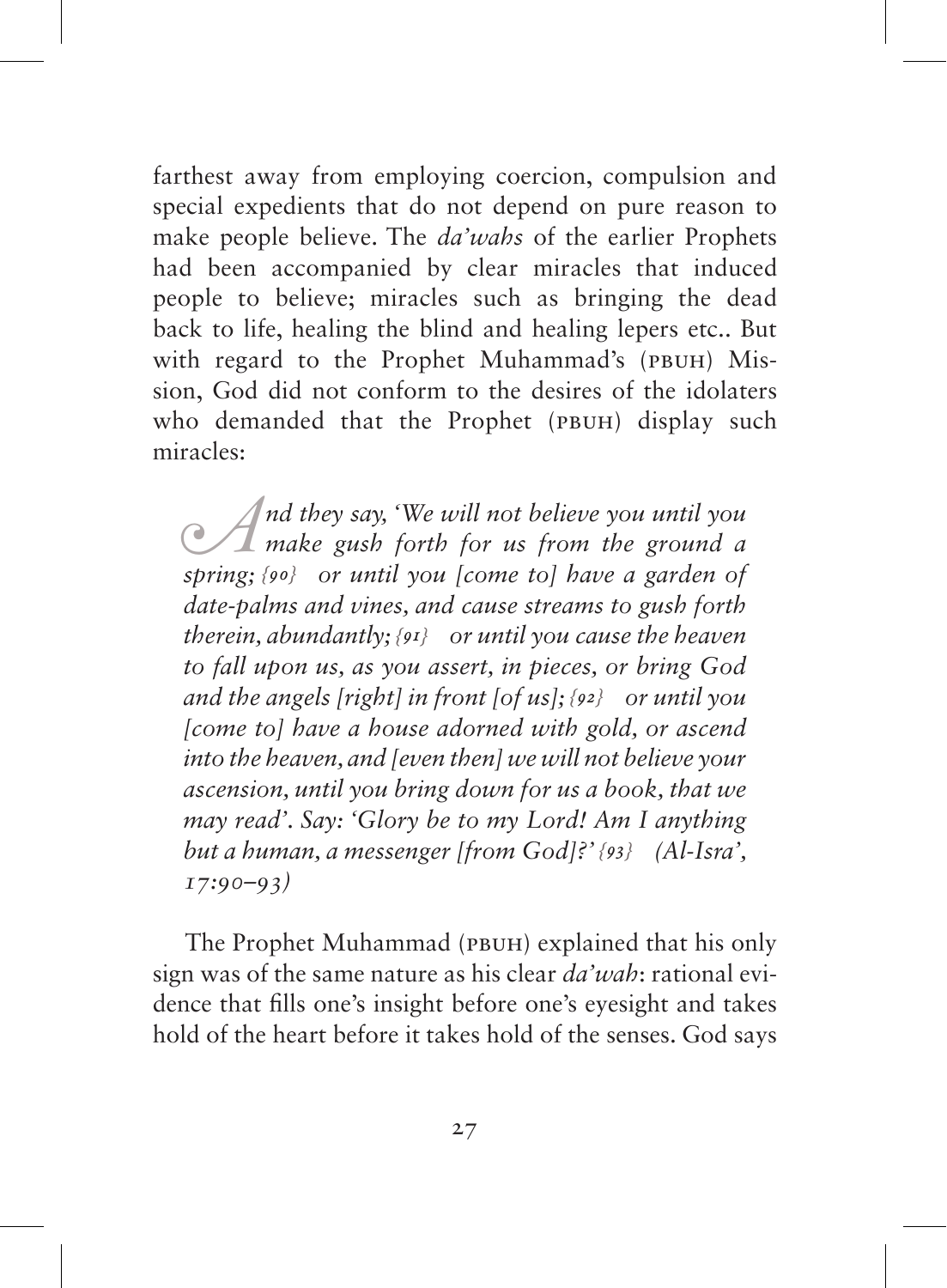farthest away from employing coercion, compulsion and special expedients that do not depend on pure reason to make people believe. The *da'wahs* of the earlier Prophets had been accompanied by clear miracles that induced people to believe; miracles such as bringing the dead back to life, healing the blind and healing lepers etc.. But with regard to the Prophet Muhammad's (PBUH) Mission, God did not conform to the desires of the idolaters who demanded that the Prophet (PBUH) display such miracles:

> *And they say, 'We will not believe you until you make gush forth for us from the ground a spring; {90} or until you [come to] have a garden of date-palms and vines, and cause streams to gush forth therein, abundantly; {91} or until you cause the heaven to fall upon us, as you assert, in pieces, or bring God and the angels [right] in front [of us]; {92} or until you [come to] have a house adorned with gold, or ascend into the heaven, and [even then] we will not believe your ascension, until you bring down for us a book, that we may read'. Say: 'Glory be to my Lord! Am I anything but a human, a messenger [from God]?' {93} (Al-Isra', 17:90–93)*

The Prophet Muhammad (PBUH) explained that his only sign was of the same nature as his clear *da'wah*: rational evidence that fills one's insight before one's eyesight and takes hold of the heart before it takes hold of the senses. God says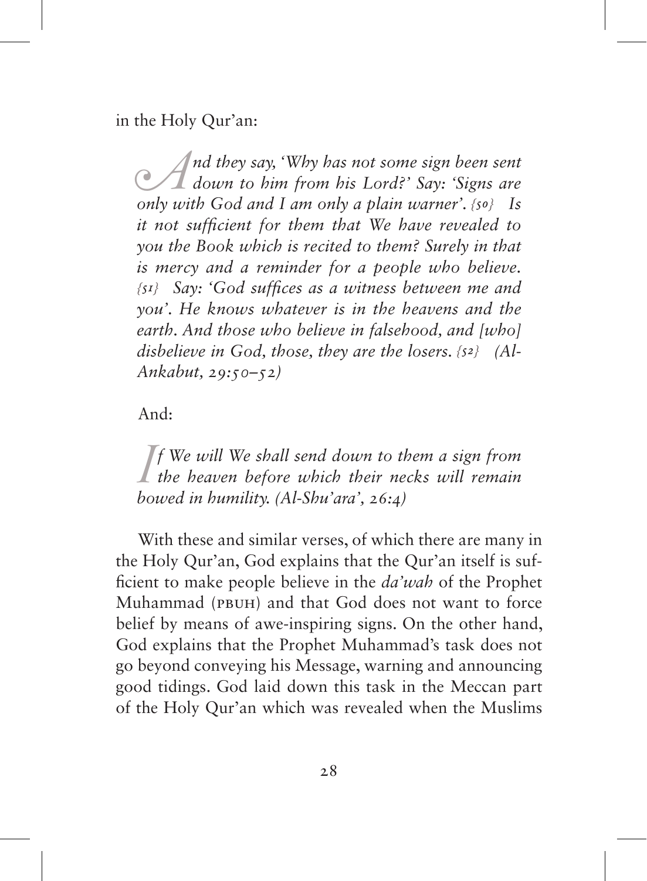in the Holy Qur'an:

> *And they say, 'Why has not some sign been sent down to him from his Lord?' Say: 'Signs are only with God and I am only a plain warner'. {50} Is it not sufficient for them that We have revealed to you the Book which is recited to them? Surely in that is mercy and a reminder for a people who believe. {51} Say: 'God suffices as a witness between me and you'. He knows whatever is in the heavens and the earth. And those who believe in falsehood, and [who] disbelieve in God, those, they are the losers. {52} (Al-Ankabut, 29:50–52)*

And:

> *If We will We shall send down to them a sign from the heaven before which their necks will remain bowed in humility. (Al-Shu'ara', 26:4)*

With these and similar verses, of which there are many in the Holy Qur'an, God explains that the Qur'an itself is sufficient to make people believe in the *da'wah* of the Prophet Muhammad (PBUH) and that God does not want to force belief by means of awe-inspiring signs. On the other hand, God explains that the Prophet Muhammad's task does not go beyond conveying his Message, warning and announcing good tidings. God laid down this task in the Meccan part of the Holy Qur'an which was revealed when the Muslims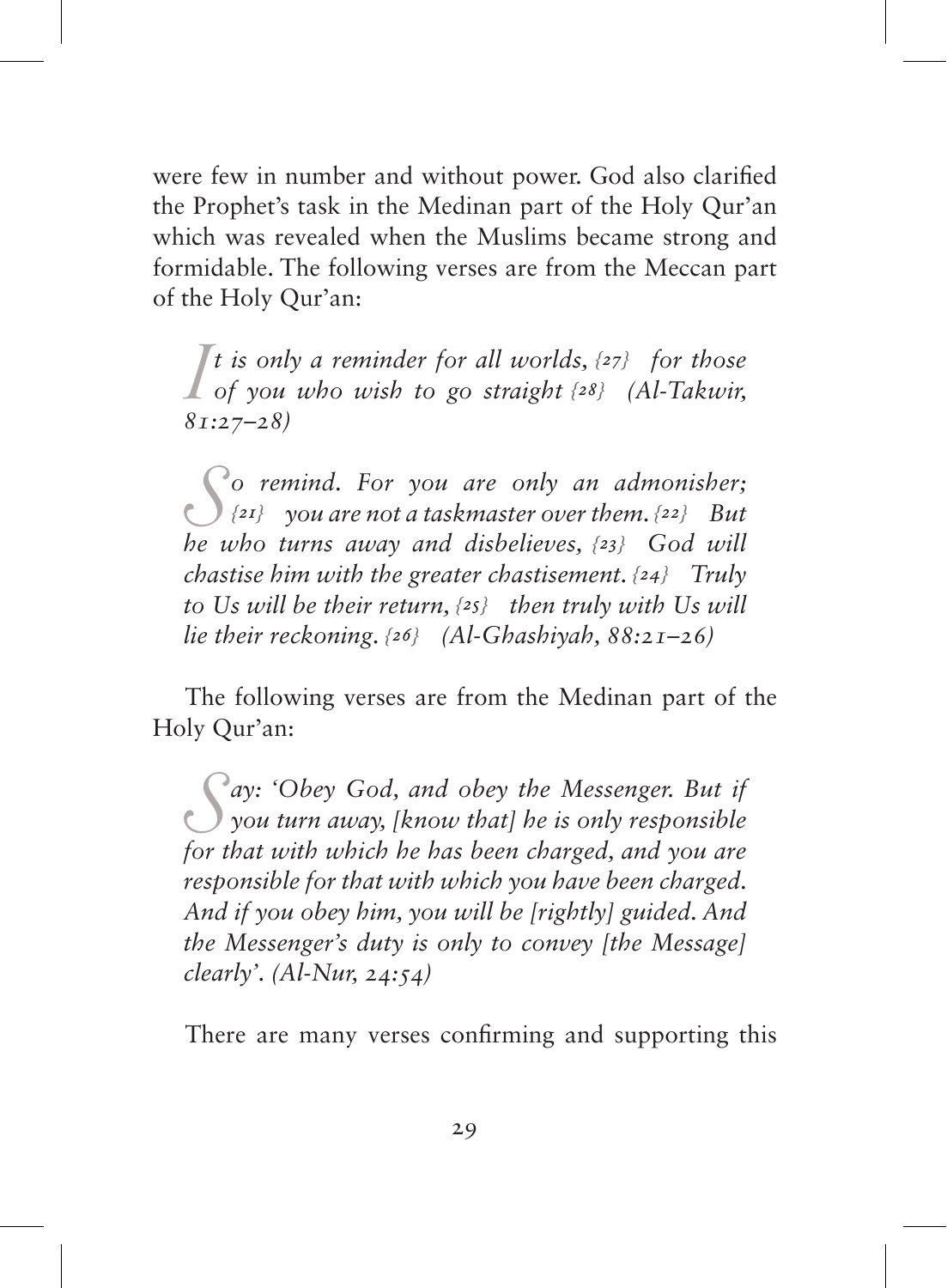were few in number and without power. God also clarified the Prophet's task in the Medinan part of the Holy Qur'an which was revealed when the Muslims became strong and formidable. The following verses are from the Meccan part of the Holy Qur'an:

> *It is only a reminder for all worlds, {27} for those of you who wish to go straight {28} (Al-Takwir, 81:27–28)*

> *So remind. For you are only an admonisher; {21} you are not a taskmaster over them. {22} But he who turns away and disbelieves, {23} God will chastise him with the greater chastisement. {24} Truly to Us will be their return, {25} then truly with Us will lie their reckoning. {26} (Al-Ghashiyah, 88:21–26)*

The following verses are from the Medinan part of the Holy Qur'an:

> *Say: 'Obey God, and obey the Messenger. But if you turn away, [know that] he is only responsible for that with which he has been charged, and you are responsible for that with which you have been charged. And if you obey him, you will be [rightly] guided. And the Messenger's duty is only to convey [the Message] clearly'. (Al-Nur, 24:54)*

There are many verses confirming and supporting this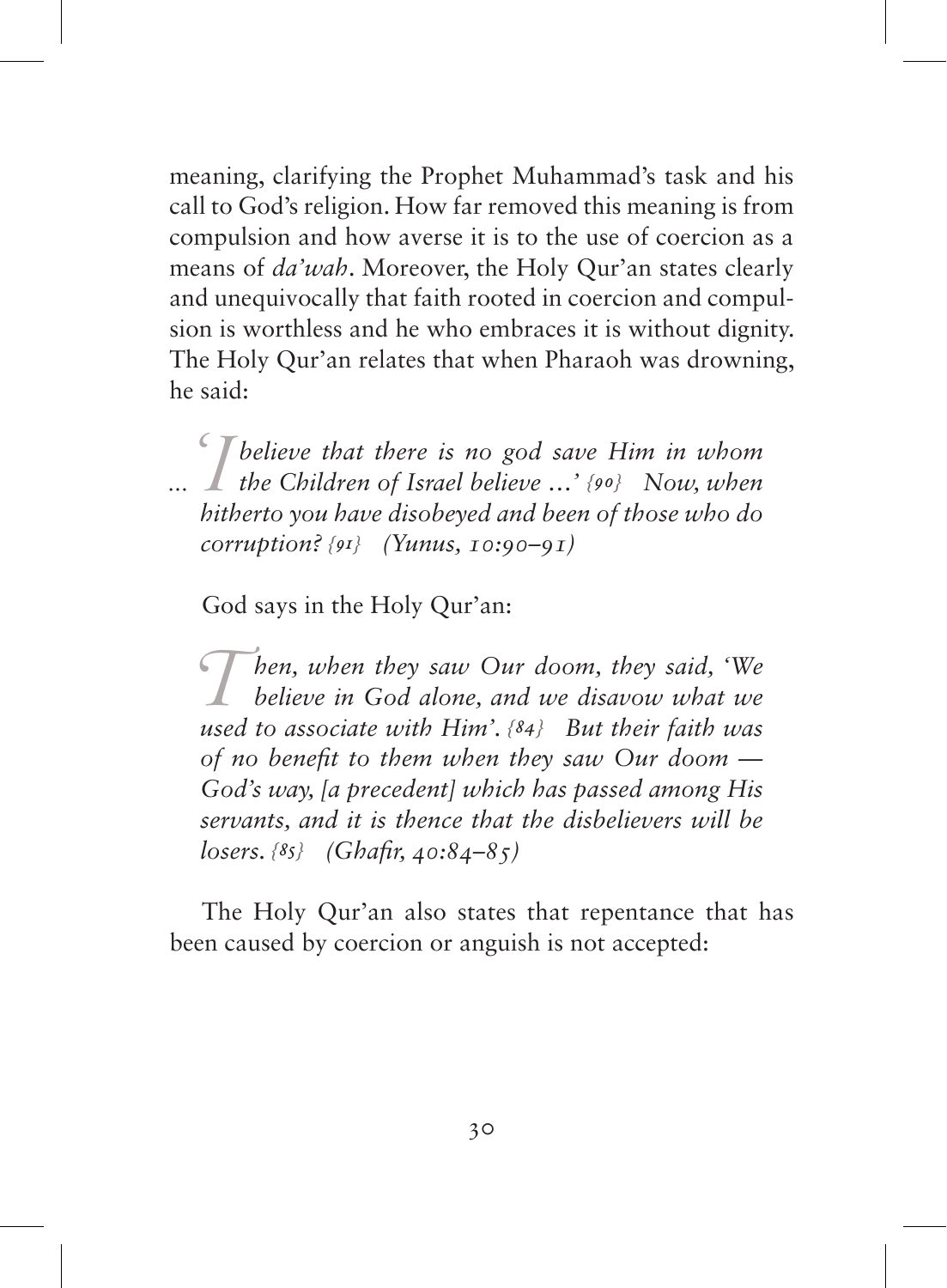meaning, clarifying the Prophet Muhammad's task and his call to God's religion. How far removed this meaning is from compulsion and how averse it is to the use of coercion as a means of *da'wah*. Moreover, the Holy Qur'an states clearly and unequivocally that faith rooted in coercion and compulsion is worthless and he who embraces it is without dignity. The Holy Qur'an relates that when Pharaoh was drowning, he said:

> *... 'I believe that there is no god save Him in whom the Children of Israel believe ...' {90} Now, when hitherto you have disobeyed and been of those who do corruption? {91} (Yunus, 10:90–91)*

God says in the Holy Qur'an:

> *Then, when they saw Our doom, they said, 'We believe in God alone, and we disavow what we used to associate with Him'. {84} But their faith was of no benefit to them when they saw Our doom — God's way, [a precedent] which has passed among His servants, and it is thence that the disbelievers will be losers. {85} (Ghafir, 40:84–85)*

The Holy Qur'an also states that repentance that has been caused by coercion or anguish is not accepted: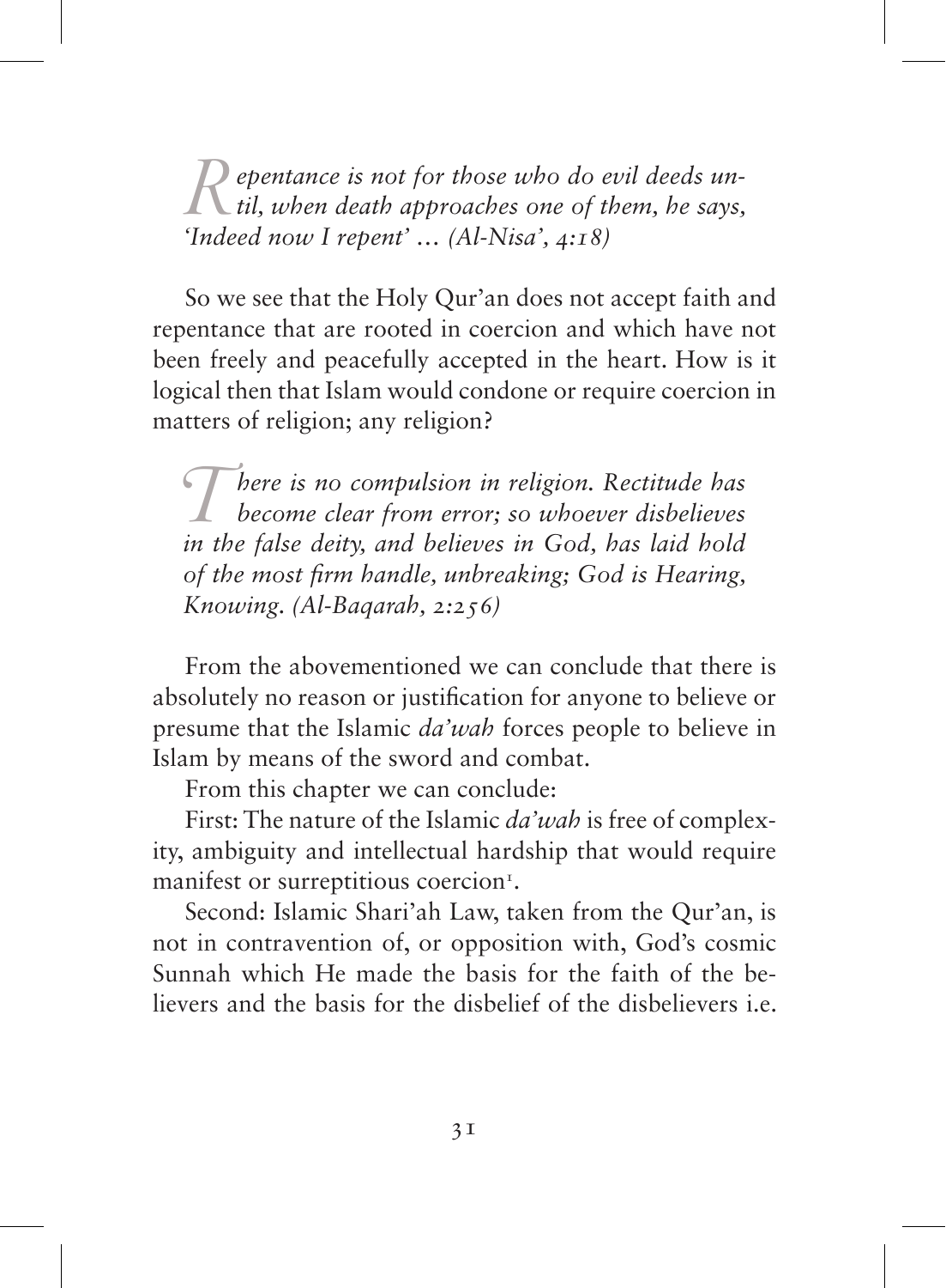*Repentance is not for those who do evil deeds until, when death approaches one of them, he says, 'Indeed now I repent' … (Al-Nisa', 4:18)*

So we see that the Holy Qur'an does not accept faith and repentance that are rooted in coercion and which have not been freely and peacefully accepted in the heart. How is it logical then that Islam would condone or require coercion in matters of religion; any religion?

*There is no compulsion in religion. Rectitude has become clear from error; so whoever disbelieves in the false deity, and believes in God, has laid hold of the most firm handle, unbreaking; God is Hearing, Knowing. (Al-Baqarah, 2:256)*

From the abovementioned we can conclude that there is absolutely no reason or justification for anyone to believe or presume that the Islamic *da'wah* forces people to believe in Islam by means of the sword and combat.

From this chapter we can conclude:

First: The nature of the Islamic *da'wah* is free of complexity, ambiguity and intellectual hardship that would require manifest or surreptitious coercion[1].

Second: Islamic Shari'ah Law, taken from the Qur'an, is not in contravention of, or opposition with, God's cosmic Sunnah which He made the basis for the faith of the believers and the basis for the disbelief of the disbelievers i.e.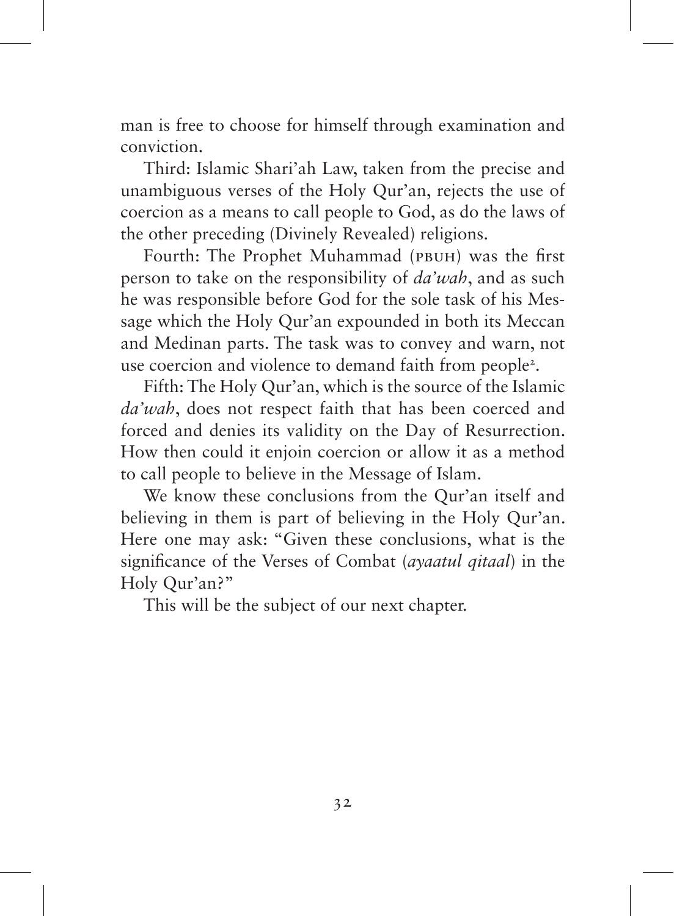man is free to choose for himself through examination and conviction.

Third: Islamic Shari'ah Law, taken from the precise and unambiguous verses of the Holy Qur'an, rejects the use of coercion as a means to call people to God, as do the laws of the other preceding (Divinely Revealed) religions.

Fourth: The Prophet Muhammad (PBUH) was the first person to take on the responsibility of *da'wah*, and as such he was responsible before God for the sole task of his Message which the Holy Qur'an expounded in both its Meccan and Medinan parts. The task was to convey and warn, not use coercion and violence to demand faith from people[2].

Fifth: The Holy Qur'an, which is the source of the Islamic *da'wah*, does not respect faith that has been coerced and forced and denies its validity on the Day of Resurrection. How then could it enjoin coercion or allow it as a method to call people to believe in the Message of Islam.

We know these conclusions from the Qur'an itself and believing in them is part of believing in the Holy Qur'an. Here one may ask: "Given these conclusions, what is the significance of the Verses of Combat (*ayaatul qitaal*) in the Holy Qur'an?"

This will be the subject of our next chapter.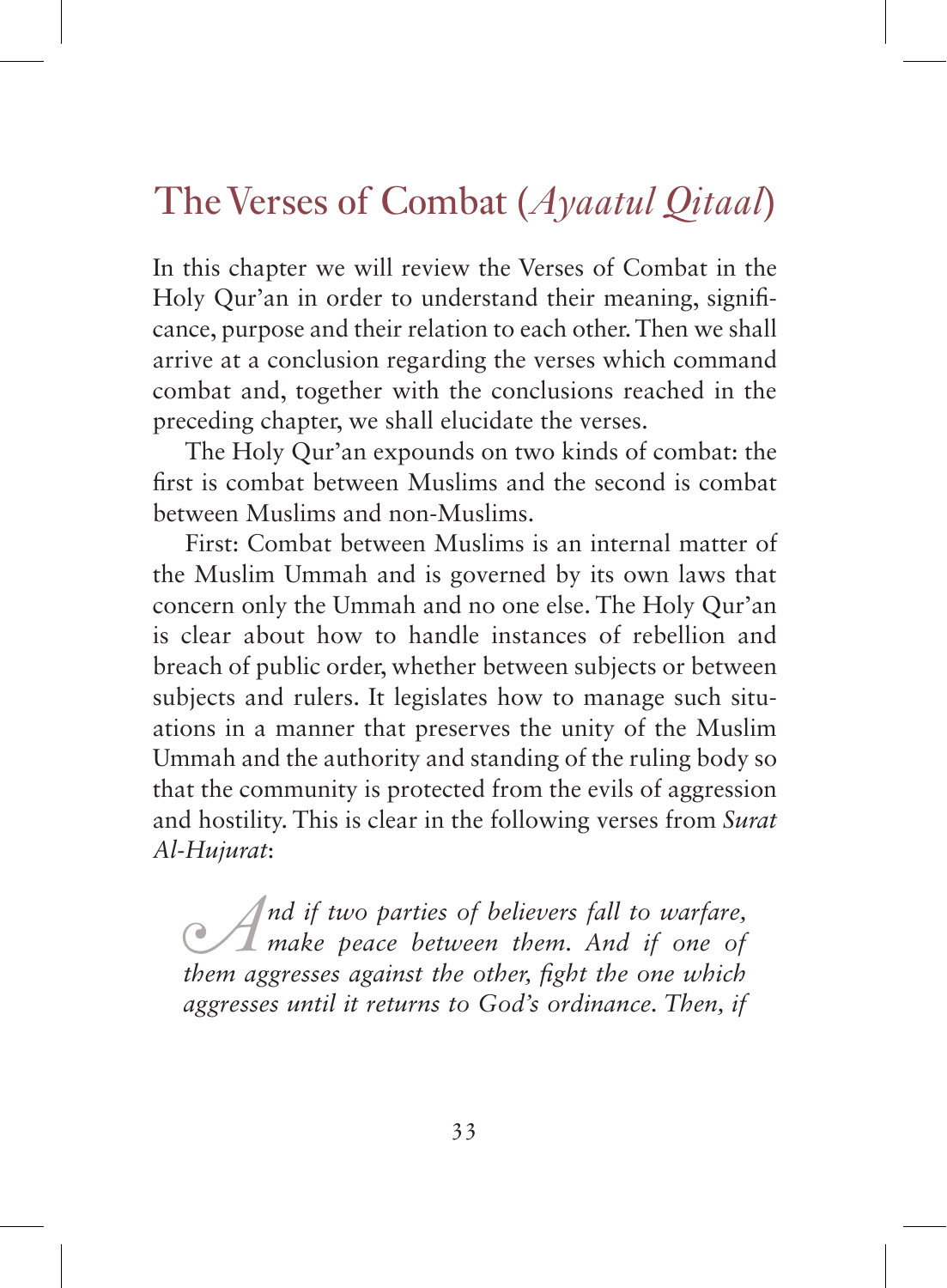# The Verses of Combat (*Ayaatul Qitaal*)

In this chapter we will review the Verses of Combat in the Holy Qur'an in order to understand their meaning, significance, purpose and their relation to each other. Then we shall arrive at a conclusion regarding the verses which command combat and, together with the conclusions reached in the preceding chapter, we shall elucidate the verses.

The Holy Qur'an expounds on two kinds of combat: the first is combat between Muslims and the second is combat between Muslims and non-Muslims.

First: Combat between Muslims is an internal matter of the Muslim Ummah and is governed by its own laws that concern only the Ummah and no one else. The Holy Qur'an is clear about how to handle instances of rebellion and breach of public order, whether between subjects or between subjects and rulers. It legislates how to manage such situations in a manner that preserves the unity of the Muslim Ummah and the authority and standing of the ruling body so that the community is protected from the evils of aggression and hostility. This is clear in the following verses from *Surat Al-Hujurat*:

> *And if two parties of believers fall to warfare, make peace between them. And if one of them aggresses against the other, fight the one which aggresses until it returns to God's ordinance. Then, if*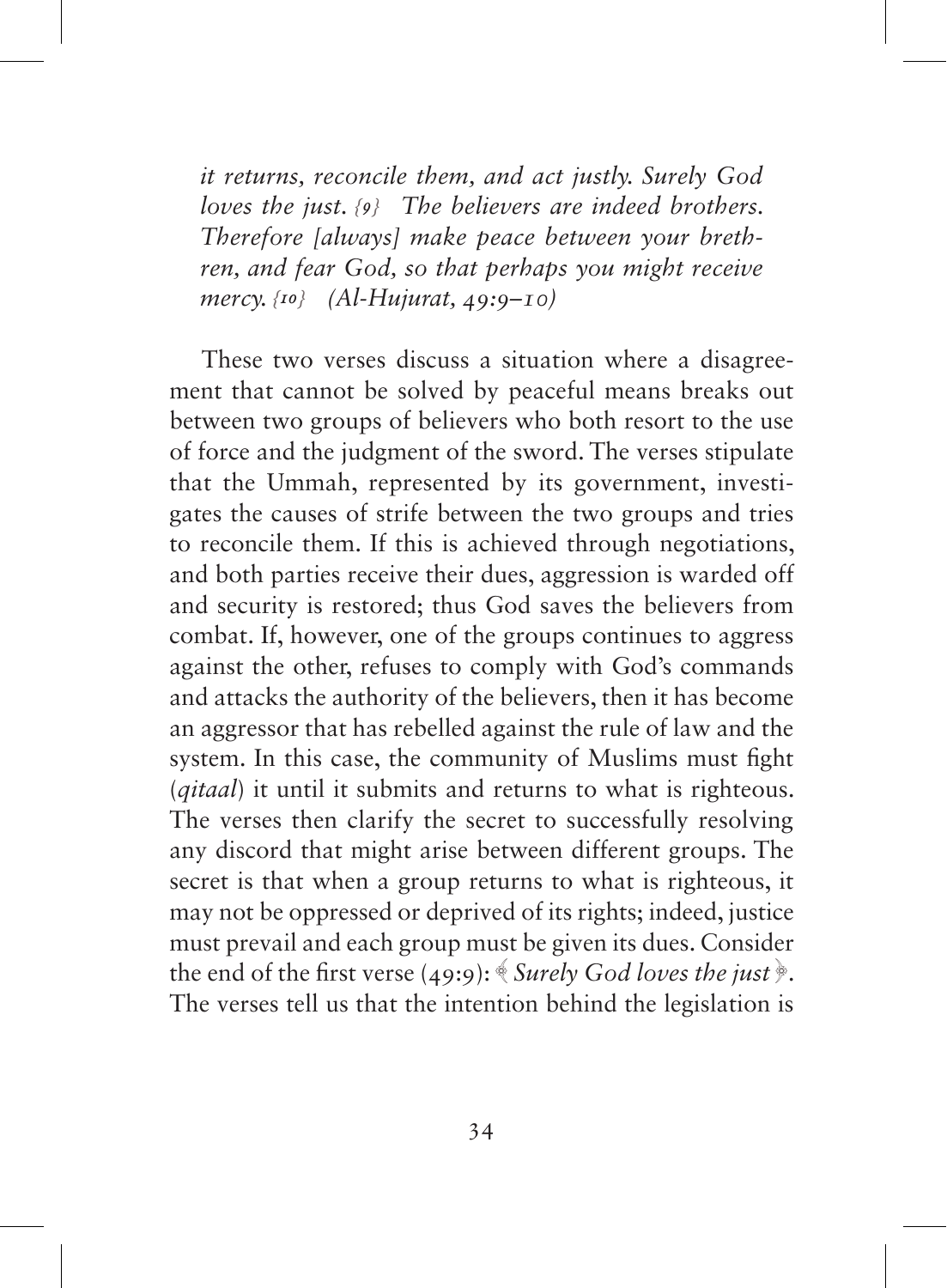*it returns, reconcile them, and act justly. Surely God loves the just.* {9} *The believers are indeed brothers. Therefore [always] make peace between your brethren, and fear God, so that perhaps you might receive mercy.* {10} *(Al-Hujurat, 49:9–10)*

These two verses discuss a situation where a disagreement that cannot be solved by peaceful means breaks out between two groups of believers who both resort to the use of force and the judgment of the sword. The verses stipulate that the Ummah, represented by its government, investigates the causes of strife between the two groups and tries to reconcile them. If this is achieved through negotiations, and both parties receive their dues, aggression is warded off and security is restored; thus God saves the believers from combat. If, however, one of the groups continues to aggress against the other, refuses to comply with God's commands and attacks the authority of the believers, then it has become an aggressor that has rebelled against the rule of law and the system. In this case, the community of Muslims must fight (*qitaal*) it until it submits and returns to what is righteous. The verses then clarify the secret to successfully resolving any discord that might arise between different groups. The secret is that when a group returns to what is righteous, it may not be oppressed or deprived of its rights; indeed, justice must prevail and each group must be given its dues. Consider the end of the first verse (49:9): ﴾*Surely God loves the just*﴿. The verses tell us that the intention behind the legislation is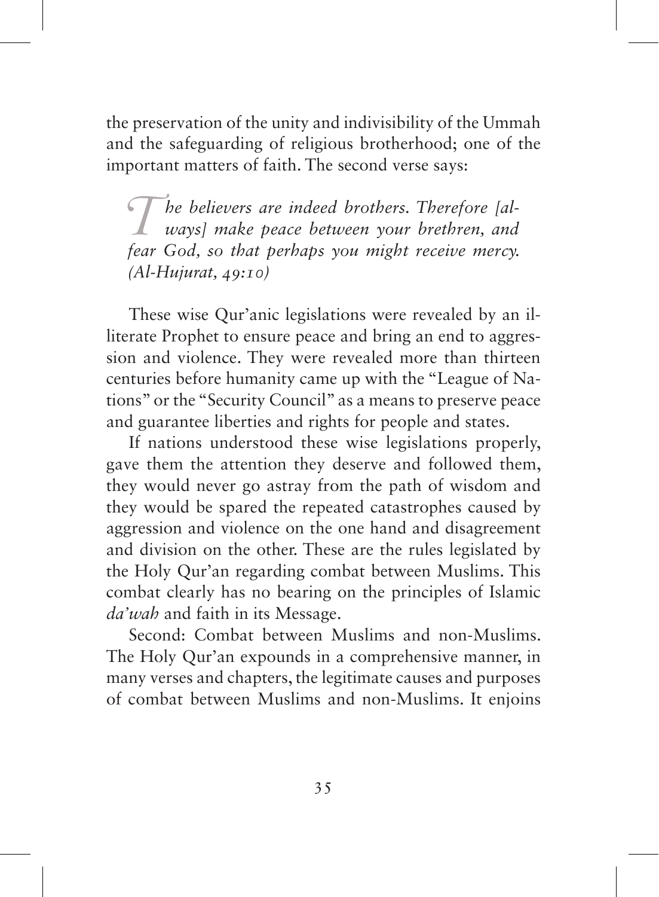the preservation of the unity and indivisibility of the Ummah and the safeguarding of religious brotherhood; one of the important matters of faith. The second verse says:

> *The believers are indeed brothers. Therefore [always] make peace between your brethren, and fear God, so that perhaps you might receive mercy. (Al-Hujurat, 49:10)*

These wise Qur'anic legislations were revealed by an illiterate Prophet to ensure peace and bring an end to aggression and violence. They were revealed more than thirteen centuries before humanity came up with the "League of Nations" or the "Security Council" as a means to preserve peace and guarantee liberties and rights for people and states.

If nations understood these wise legislations properly, gave them the attention they deserve and followed them, they would never go astray from the path of wisdom and they would be spared the repeated catastrophes caused by aggression and violence on the one hand and disagreement and division on the other. These are the rules legislated by the Holy Qur'an regarding combat between Muslims. This combat clearly has no bearing on the principles of Islamic *da'wah* and faith in its Message.

Second: Combat between Muslims and non-Muslims. The Holy Qur'an expounds in a comprehensive manner, in many verses and chapters, the legitimate causes and purposes of combat between Muslims and non-Muslims. It enjoins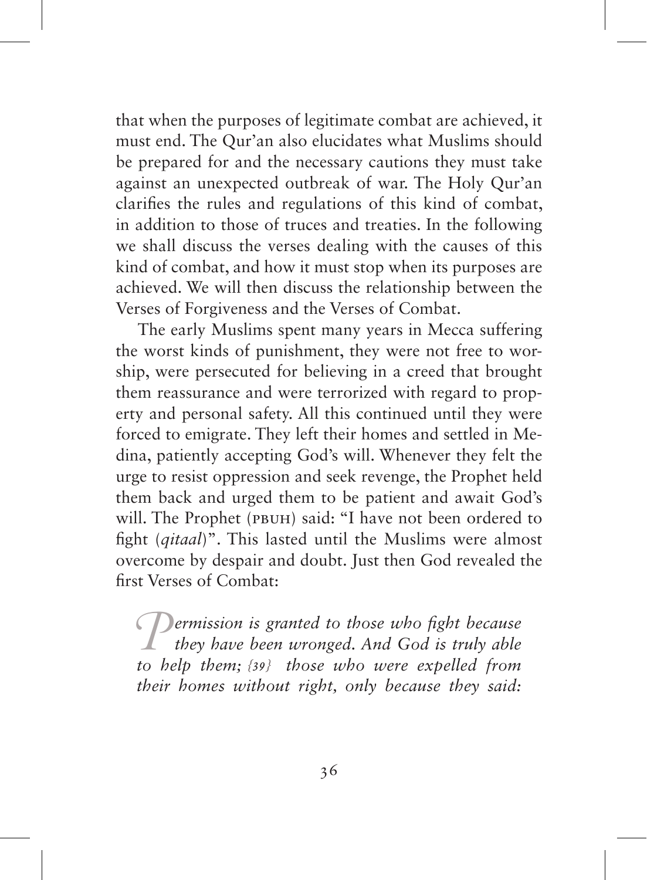that when the purposes of legitimate combat are achieved, it must end. The Qur'an also elucidates what Muslims should be prepared for and the necessary cautions they must take against an unexpected outbreak of war. The Holy Qur'an clarifies the rules and regulations of this kind of combat, in addition to those of truces and treaties. In the following we shall discuss the verses dealing with the causes of this kind of combat, and how it must stop when its purposes are achieved. We will then discuss the relationship between the Verses of Forgiveness and the Verses of Combat.

The early Muslims spent many years in Mecca suffering the worst kinds of punishment, they were not free to worship, were persecuted for believing in a creed that brought them reassurance and were terrorized with regard to property and personal safety. All this continued until they were forced to emigrate. They left their homes and settled in Medina, patiently accepting God's will. Whenever they felt the urge to resist oppression and seek revenge, the Prophet held them back and urged them to be patient and await God's will. The Prophet (PBUH) said: "I have not been ordered to fight (*qitaal*)". This lasted until the Muslims were almost overcome by despair and doubt. Just then God revealed the first Verses of Combat:

*Permission is granted to those who fight because they have been wronged. And God is truly able to help them; {39} those who were expelled from their homes without right, only because they said:*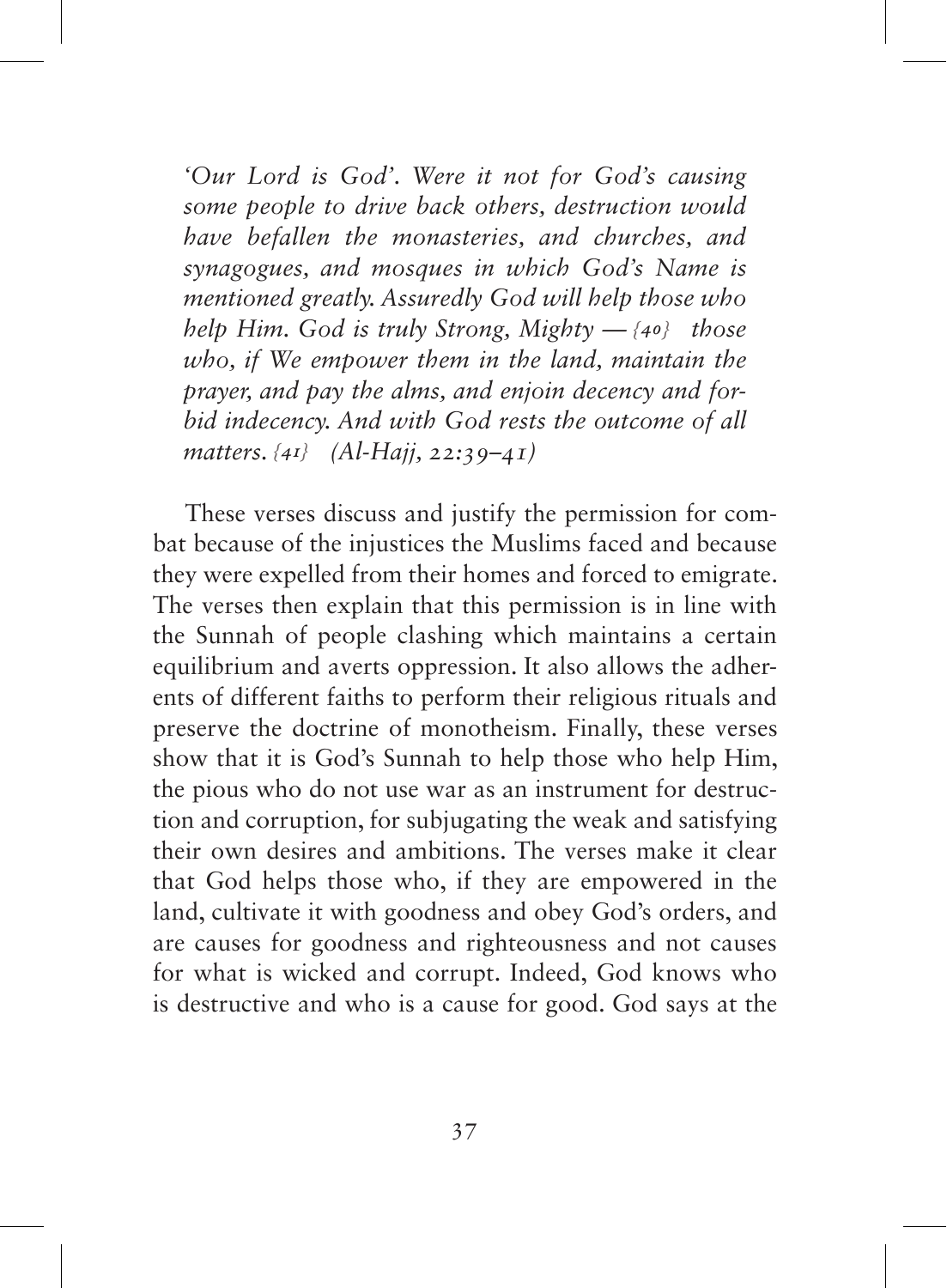*'Our Lord is God'. Were it not for God's causing some people to drive back others, destruction would have befallen the monasteries, and churches, and synagogues, and mosques in which God's Name is mentioned greatly. Assuredly God will help those who help Him. God is truly Strong, Mighty — {40} those who, if We empower them in the land, maintain the prayer, and pay the alms, and enjoin decency and forbid indecency. And with God rests the outcome of all matters. {41} (Al-Hajj, 22:39–41)*

These verses discuss and justify the permission for combat because of the injustices the Muslims faced and because they were expelled from their homes and forced to emigrate. The verses then explain that this permission is in line with the Sunnah of people clashing which maintains a certain equilibrium and averts oppression. It also allows the adherents of different faiths to perform their religious rituals and preserve the doctrine of monotheism. Finally, these verses show that it is God's Sunnah to help those who help Him, the pious who do not use war as an instrument for destruction and corruption, for subjugating the weak and satisfying their own desires and ambitions. The verses make it clear that God helps those who, if they are empowered in the land, cultivate it with goodness and obey God's orders, and are causes for goodness and righteousness and not causes for what is wicked and corrupt. Indeed, God knows who is destructive and who is a cause for good. God says at the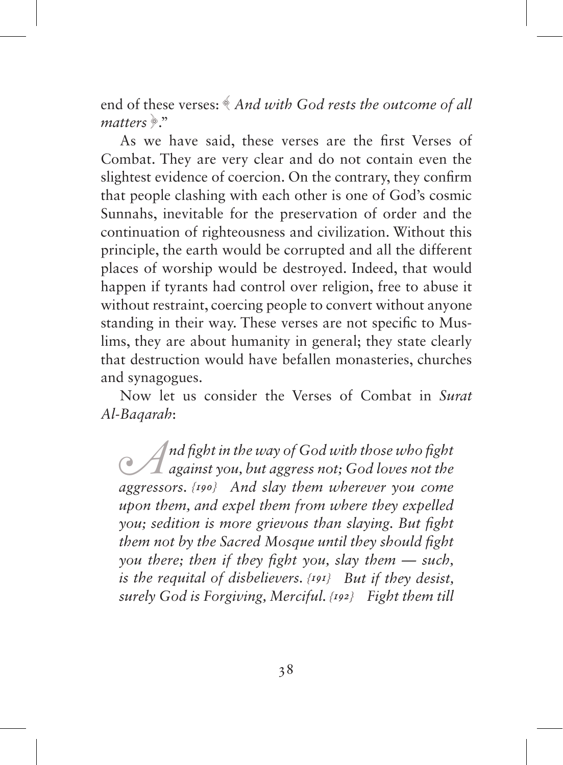end of these verses: ﴿ *And with God rests the outcome of all matters* ﴾."

As we have said, these verses are the first Verses of Combat. They are very clear and do not contain even the slightest evidence of coercion. On the contrary, they confirm that people clashing with each other is one of God's cosmic Sunnahs, inevitable for the preservation of order and the continuation of righteousness and civilization. Without this principle, the earth would be corrupted and all the different places of worship would be destroyed. Indeed, that would happen if tyrants had control over religion, free to abuse it without restraint, coercing people to convert without anyone standing in their way. These verses are not specific to Muslims, they are about humanity in general; they state clearly that destruction would have befallen monasteries, churches and synagogues.

Now let us consider the Verses of Combat in *Surat Al-Baqarah*:

> *And fight in the way of God with those who fight against you, but aggress not; God loves not the aggressors.* {190} *And slay them wherever you come upon them, and expel them from where they expelled you; sedition is more grievous than slaying. But fight them not by the Sacred Mosque until they should fight you there; then if they fight you, slay them — such, is the requital of disbelievers.* {191} *But if they desist, surely God is Forgiving, Merciful.* {192} *Fight them till*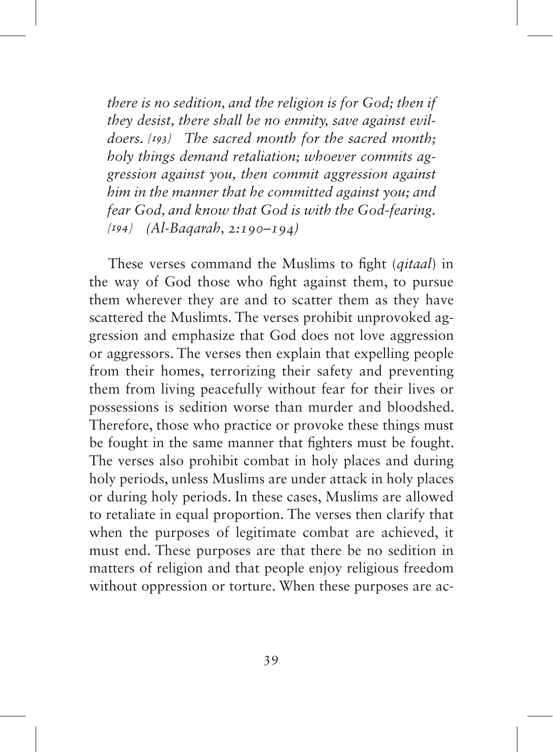*there is no sedition, and the religion is for God; then if they desist, there shall be no enmity, save against evildoers. {193} The sacred month for the sacred month; holy things demand retaliation; whoever commits aggression against you, then commit aggression against him in the manner that he committed against you; and fear God, and know that God is with the God-fearing. {194} (Al-Baqarah, 2:190–194)*

These verses command the Muslims to fight (*qitaal*) in the way of God those who fight against them, to pursue them wherever they are and to scatter them as they have scattered the Muslimts. The verses prohibit unprovoked aggression and emphasize that God does not love aggression or aggressors. The verses then explain that expelling people from their homes, terrorizing their safety and preventing them from living peacefully without fear for their lives or possessions is sedition worse than murder and bloodshed. Therefore, those who practice or provoke these things must be fought in the same manner that fighters must be fought. The verses also prohibit combat in holy places and during holy periods, unless Muslims are under attack in holy places or during holy periods. In these cases, Muslims are allowed to retaliate in equal proportion. The verses then clarify that when the purposes of legitimate combat are achieved, it must end. These purposes are that there be no sedition in matters of religion and that people enjoy religious freedom without oppression or torture. When these purposes are ac-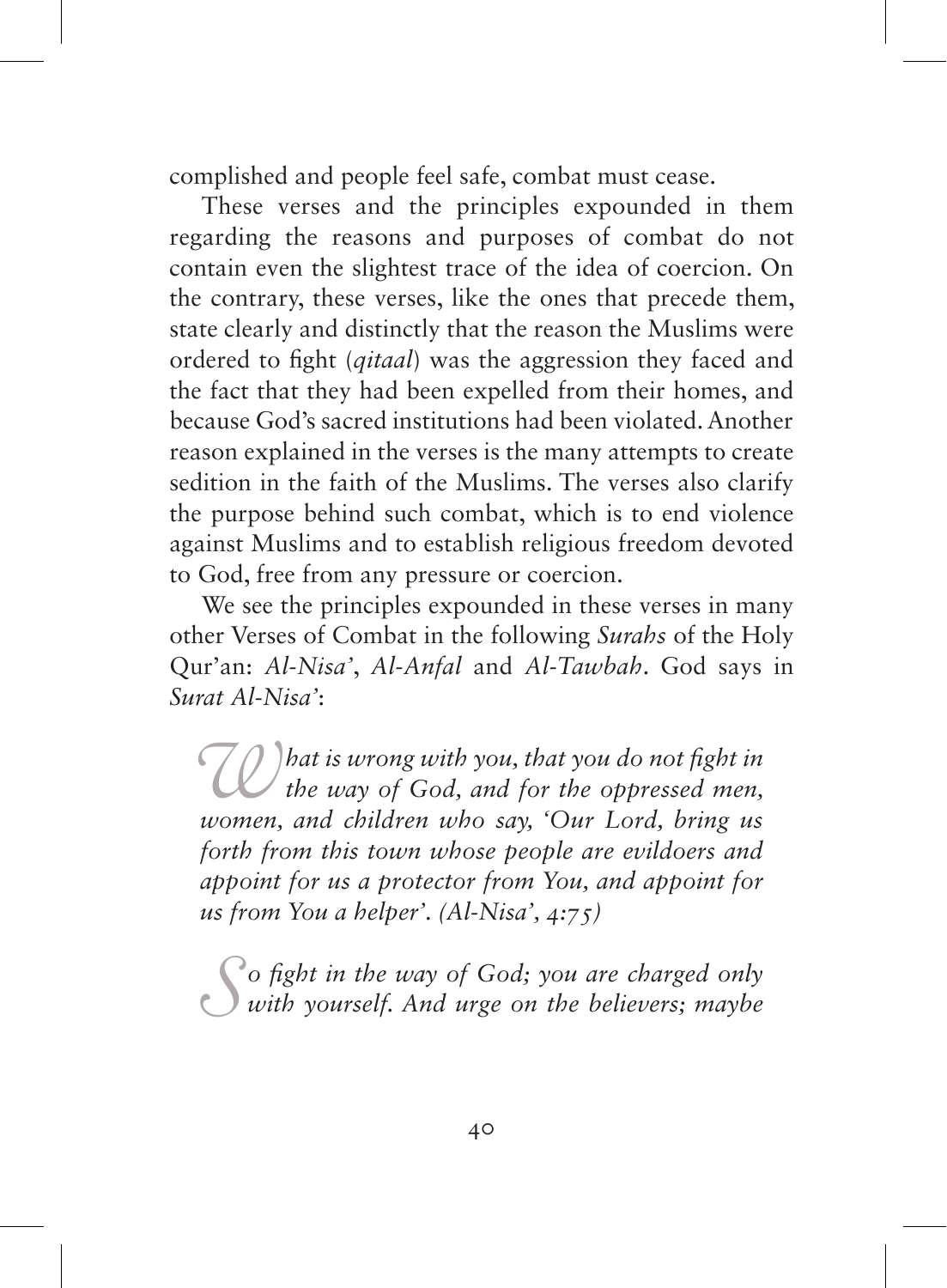complished and people feel safe, combat must cease.

These verses and the principles expounded in them regarding the reasons and purposes of combat do not contain even the slightest trace of the idea of coercion. On the contrary, these verses, like the ones that precede them, state clearly and distinctly that the reason the Muslims were ordered to fight (*qitaal*) was the aggression they faced and the fact that they had been expelled from their homes, and because God's sacred institutions had been violated. Another reason explained in the verses is the many attempts to create sedition in the faith of the Muslims. The verses also clarify the purpose behind such combat, which is to end violence against Muslims and to establish religious freedom devoted to God, free from any pressure or coercion.

We see the principles expounded in these verses in many other Verses of Combat in the following *Surahs* of the Holy Qur'an: *Al-Nisa'*, *Al-Anfal* and *Al-Tawbah*. God says in *Surat Al-Nisa'*:

> *What is wrong with you, that you do not fight in the way of God, and for the oppressed men, women, and children who say, 'Our Lord, bring us forth from this town whose people are evildoers and appoint for us a protector from You, and appoint for us from You a helper'. (Al-Nisa', 4:75)*

> *So fight in the way of God; you are charged only with yourself. And urge on the believers; maybe*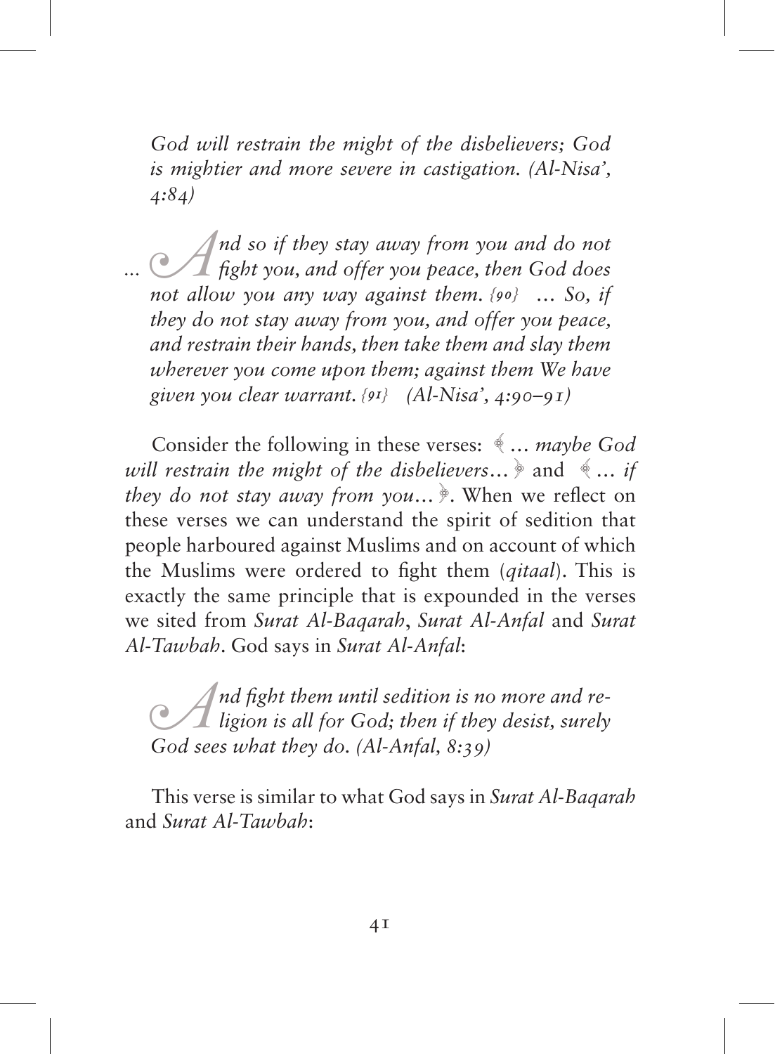*God will restrain the might of the disbelievers; God is mightier and more severe in castigation. (Al-Nisa', 4:84)*

> *... And so if they stay away from you and do not fight you, and offer you peace, then God does not allow you any way against them. {90} ... So, if they do not stay away from you, and offer you peace, and restrain their hands, then take them and slay them wherever you come upon them; against them We have given you clear warrant. {91} (Al-Nisa', 4:90–91)*

Consider the following in these verses: ﴾ *... maybe God will restrain the might of the disbelievers...* ﴿ and ﴾ *... if they do not stay away from you...* ﴿. When we reflect on these verses we can understand the spirit of sedition that people harboured against Muslims and on account of which the Muslims were ordered to fight them (*qitaal*). This is exactly the same principle that is expounded in the verses we sited from *Surat Al-Baqarah*, *Surat Al-Anfal* and *Surat Al-Tawbah*. God says in *Surat Al-Anfal*:

> *And fight them until sedition is no more and religion is all for God; then if they desist, surely God sees what they do. (Al-Anfal, 8:39)*

This verse is similar to what God says in *Surat Al-Baqarah* and *Surat Al-Tawbah*: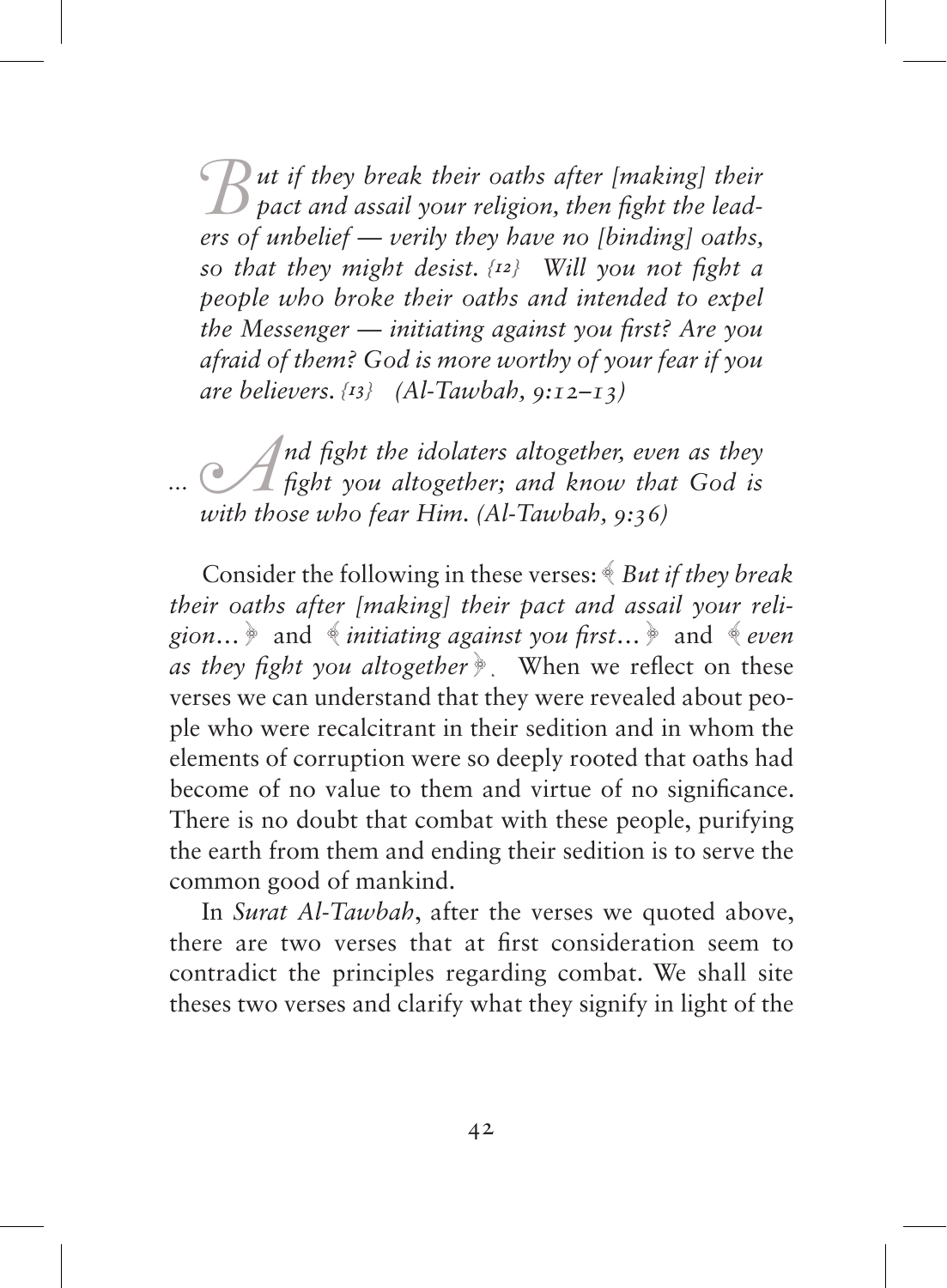*But if they break their oaths after [making] their pact and assail your religion, then fight the leaders of unbelief — verily they have no [binding] oaths, so that they might desist. {12} Will you not fight a people who broke their oaths and intended to expel the Messenger — initiating against you first? Are you afraid of them? God is more worthy of your fear if you are believers. {13} (Al-Tawbah, 9:12–13)*

*... And fight the idolaters altogether, even as they fight you altogether; and know that God is with those who fear Him. (Al-Tawbah, 9:36)*

Consider the following in these verses: ﴾ *But if they break their oaths after [making] their pact and assail your religion…* ﴿ and ﴾ *initiating against you first…* ﴿ and ﴾ *even as they fight you altogether* ﴿. When we reflect on these verses we can understand that they were revealed about people who were recalcitrant in their sedition and in whom the elements of corruption were so deeply rooted that oaths had become of no value to them and virtue of no significance. There is no doubt that combat with these people, purifying the earth from them and ending their sedition is to serve the common good of mankind.

In *Surat Al-Tawbah*, after the verses we quoted above, there are two verses that at first consideration seem to contradict the principles regarding combat. We shall site theses two verses and clarify what they signify in light of the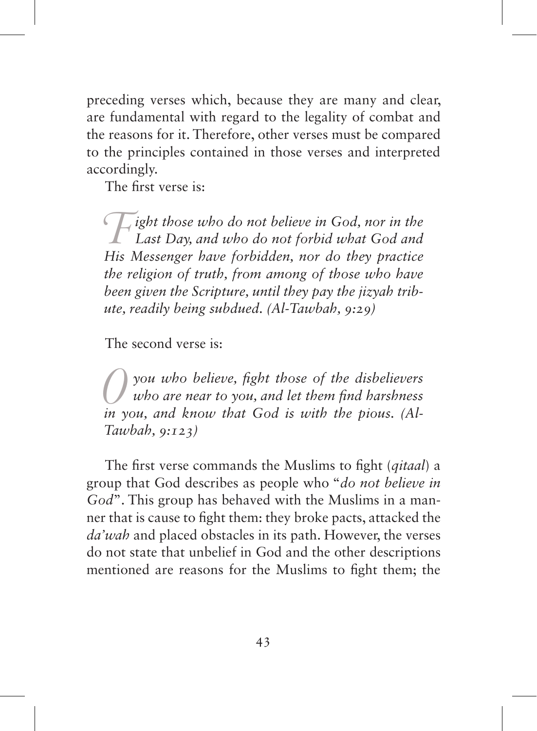preceding verses which, because they are many and clear, are fundamental with regard to the legality of combat and the reasons for it. Therefore, other verses must be compared to the principles contained in those verses and interpreted accordingly.

The first verse is:

> *Fight those who do not believe in God, nor in the Last Day, and who do not forbid what God and His Messenger have forbidden, nor do they practice the religion of truth, from among of those who have been given the Scripture, until they pay the jizyah tribute, readily being subdued. (Al-Tawbah, 9:29)*

The second verse is:

> *O you who believe, fight those of the disbelievers who are near to you, and let them find harshness in you, and know that God is with the pious. (Al-Tawbah, 9:123)*

The first verse commands the Muslims to fight (*qitaal*) a group that God describes as people who "*do not believe in God*". This group has behaved with the Muslims in a manner that is cause to fight them: they broke pacts, attacked the *da'wah* and placed obstacles in its path. However, the verses do not state that unbelief in God and the other descriptions mentioned are reasons for the Muslims to fight them; the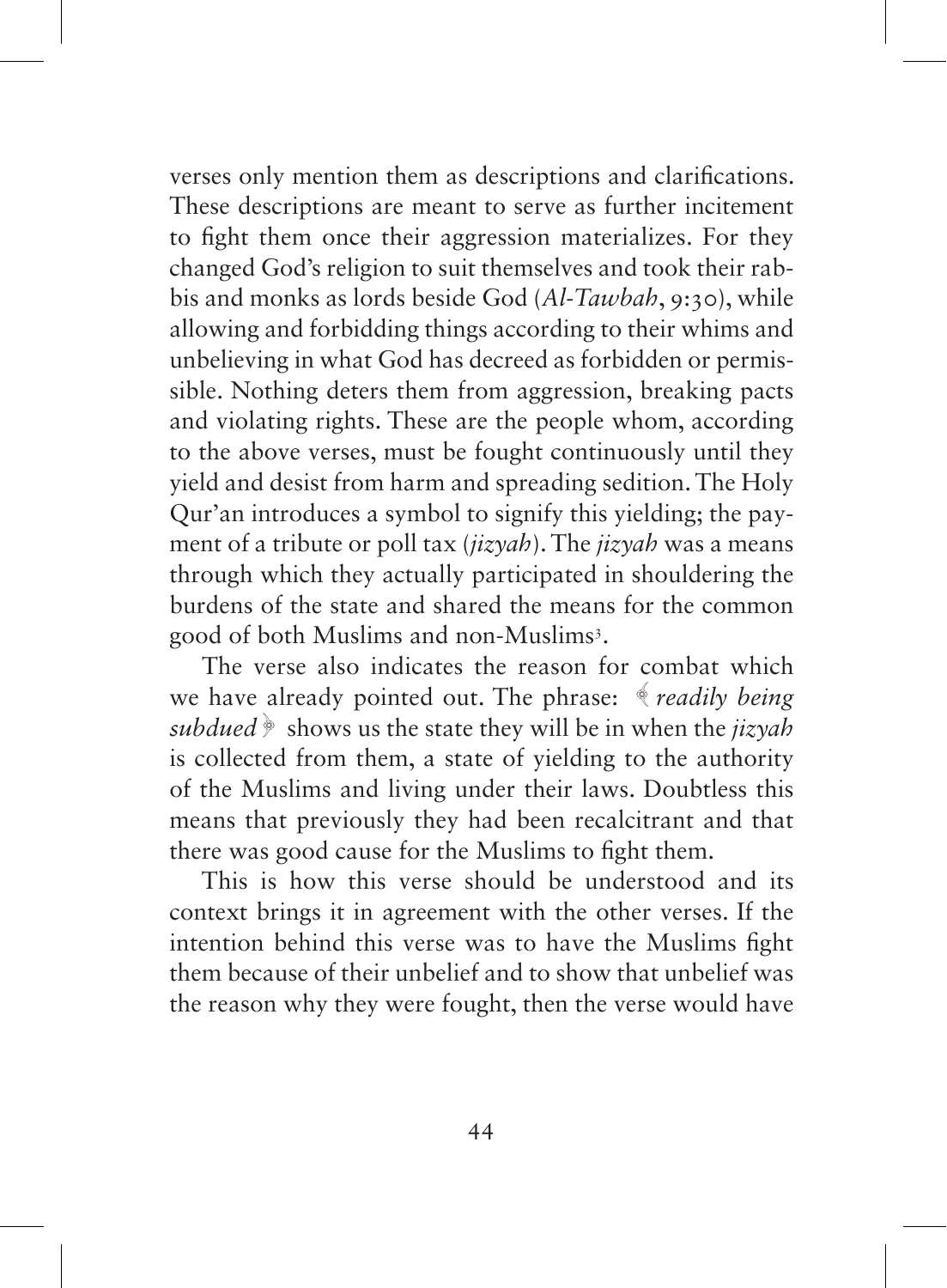verses only mention them as descriptions and clarifications. These descriptions are meant to serve as further incitement to fight them once their aggression materializes. For they changed God's religion to suit themselves and took their rabbis and monks as lords beside God (*Al-Tawbah*, 9:30), while allowing and forbidding things according to their whims and unbelieving in what God has decreed as forbidden or permissible. Nothing deters them from aggression, breaking pacts and violating rights. These are the people whom, according to the above verses, must be fought continuously until they yield and desist from harm and spreading sedition. The Holy Qur'an introduces a symbol to signify this yielding; the payment of a tribute or poll tax (*jizyah*). The *jizyah* was a means through which they actually participated in shouldering the burdens of the state and shared the means for the common good of both Muslims and non-Muslims[3].

The verse also indicates the reason for combat which we have already pointed out. The phrase: ﴾*readily being subdued*﴿ shows us the state they will be in when the *jizyah* is collected from them, a state of yielding to the authority of the Muslims and living under their laws. Doubtless this means that previously they had been recalcitrant and that there was good cause for the Muslims to fight them.

This is how this verse should be understood and its context brings it in agreement with the other verses. If the intention behind this verse was to have the Muslims fight them because of their unbelief and to show that unbelief was the reason why they were fought, then the verse would have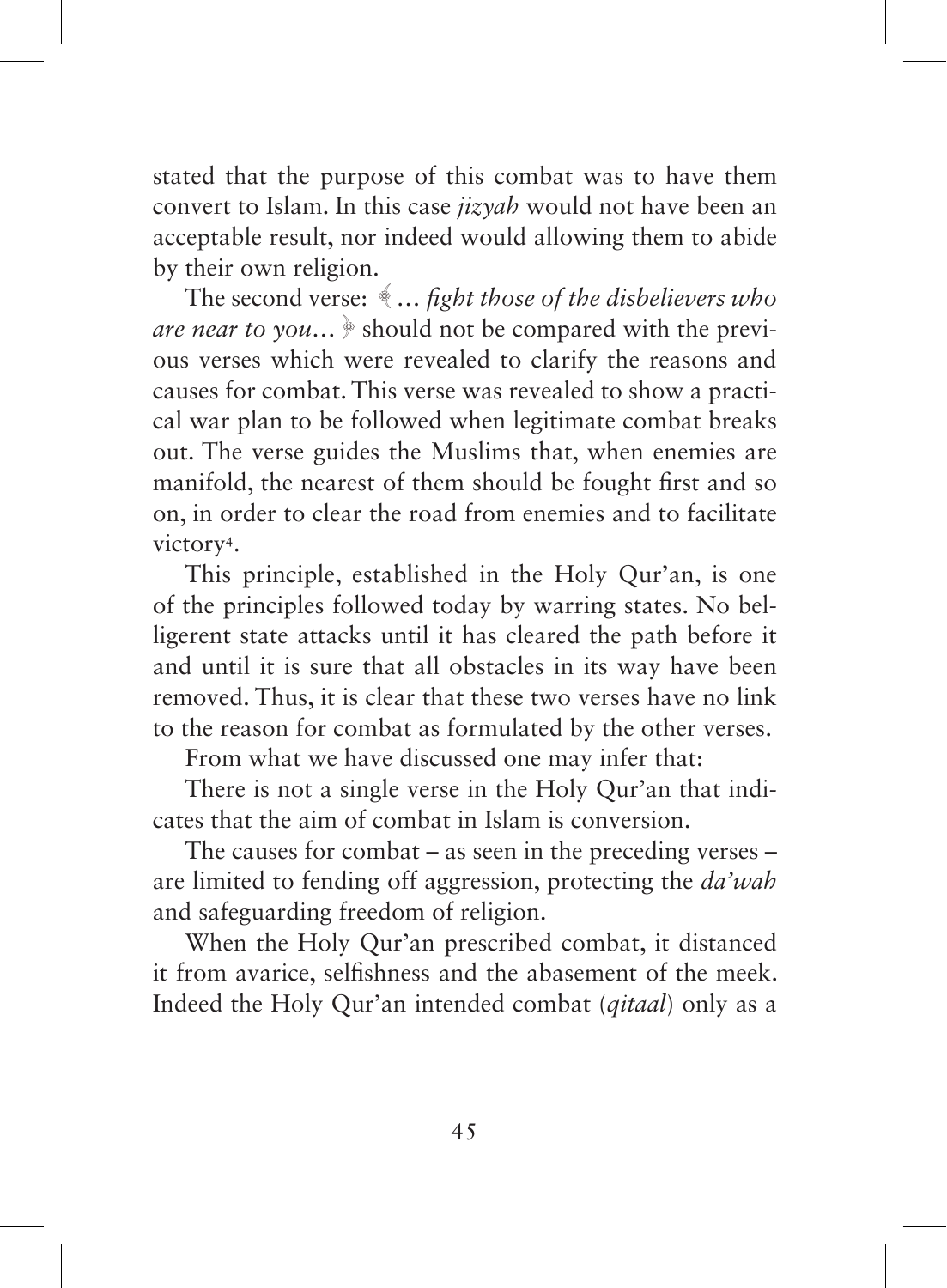stated that the purpose of this combat was to have them convert to Islam. In this case *jizyah* would not have been an acceptable result, nor indeed would allowing them to abide by their own religion.

The second verse: ﴾ *... fight those of the disbelievers who are near to you...* ﴿ should not be compared with the previous verses which were revealed to clarify the reasons and causes for combat. This verse was revealed to show a practical war plan to be followed when legitimate combat breaks out. The verse guides the Muslims that, when enemies are manifold, the nearest of them should be fought first and so on, in order to clear the road from enemies and to facilitate victory[4].

This principle, established in the Holy Qur'an, is one of the principles followed today by warring states. No belligerent state attacks until it has cleared the path before it and until it is sure that all obstacles in its way have been removed. Thus, it is clear that these two verses have no link to the reason for combat as formulated by the other verses.

From what we have discussed one may infer that:

There is not a single verse in the Holy Qur'an that indicates that the aim of combat in Islam is conversion.

The causes for combat – as seen in the preceding verses – are limited to fending off aggression, protecting the *da'wah* and safeguarding freedom of religion.

When the Holy Qur'an prescribed combat, it distanced it from avarice, selfishness and the abasement of the meek. Indeed the Holy Qur'an intended combat (*qitaal*) only as a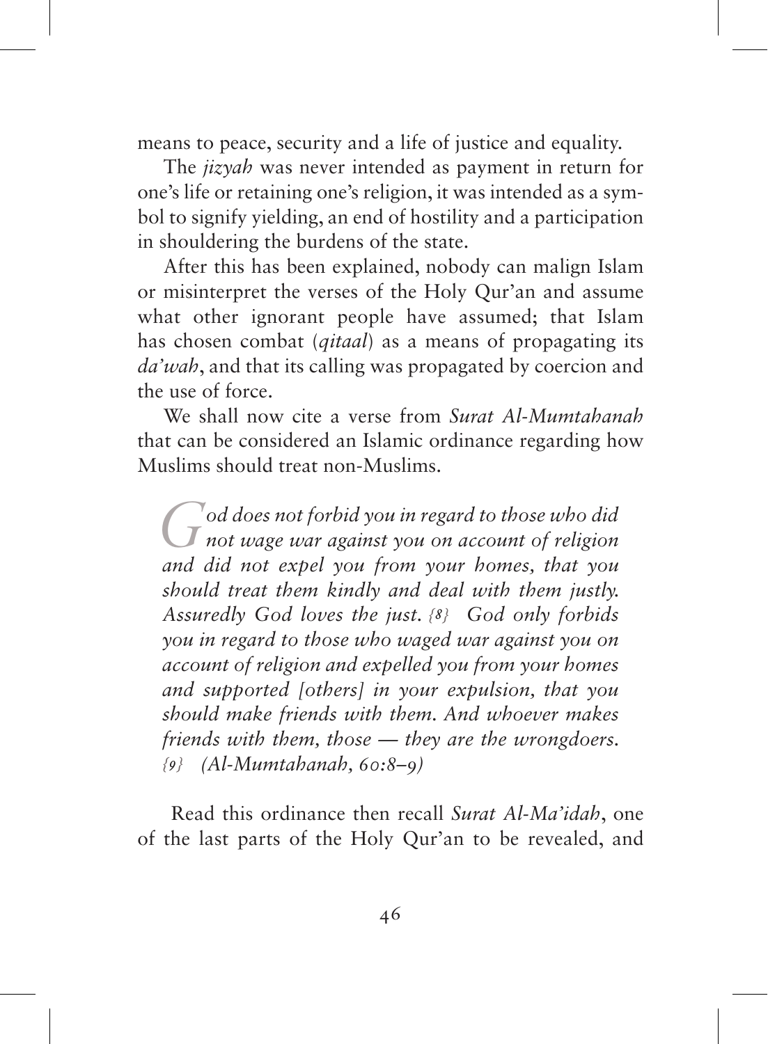means to peace, security and a life of justice and equality.

The *jizyah* was never intended as payment in return for one's life or retaining one's religion, it was intended as a symbol to signify yielding, an end of hostility and a participation in shouldering the burdens of the state.

After this has been explained, nobody can malign Islam or misinterpret the verses of the Holy Qur'an and assume what other ignorant people have assumed; that Islam has chosen combat (*qitaal*) as a means of propagating its *da'wah*, and that its calling was propagated by coercion and the use of force.

We shall now cite a verse from *Surat Al-Mumtahanah* that can be considered an Islamic ordinance regarding how Muslims should treat non-Muslims.

> *God does not forbid you in regard to those who did not wage war against you on account of religion and did not expel you from your homes, that you should treat them kindly and deal with them justly. Assuredly God loves the just. {8} God only forbids you in regard to those who waged war against you on account of religion and expelled you from your homes and supported [others] in your expulsion, that you should make friends with them. And whoever makes friends with them, those — they are the wrongdoers. {9} (Al-Mumtahanah, 60:8–9)*

Read this ordinance then recall *Surat Al-Ma'idah*, one of the last parts of the Holy Qur'an to be revealed, and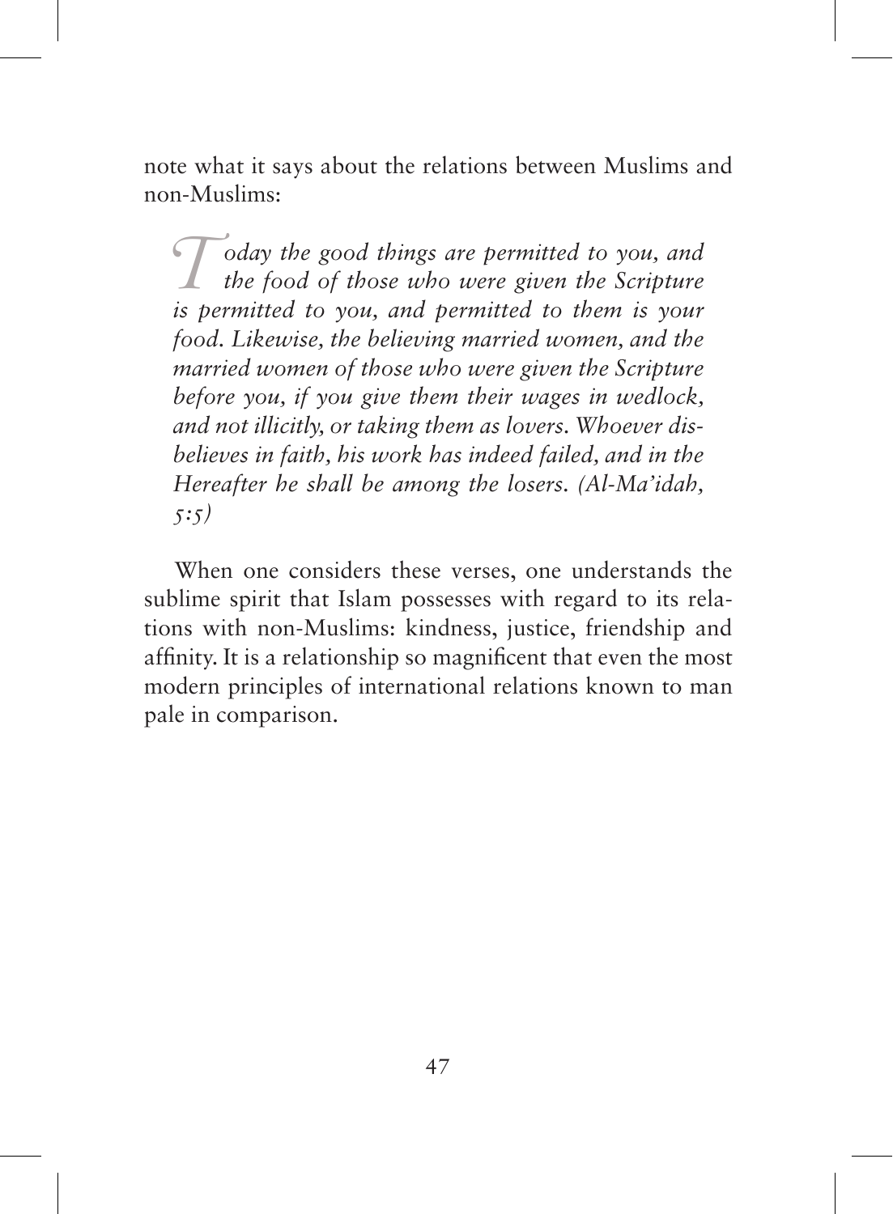note what it says about the relations between Muslims and non-Muslims:

> *Today the good things are permitted to you, and the food of those who were given the Scripture is permitted to you, and permitted to them is your food. Likewise, the believing married women, and the married women of those who were given the Scripture before you, if you give them their wages in wedlock, and not illicitly, or taking them as lovers. Whoever disbelieves in faith, his work has indeed failed, and in the Hereafter he shall be among the losers. (Al-Ma'idah, 5:5)*

When one considers these verses, one understands the sublime spirit that Islam possesses with regard to its relations with non-Muslims: kindness, justice, friendship and affinity. It is a relationship so magnificent that even the most modern principles of international relations known to man pale in comparison.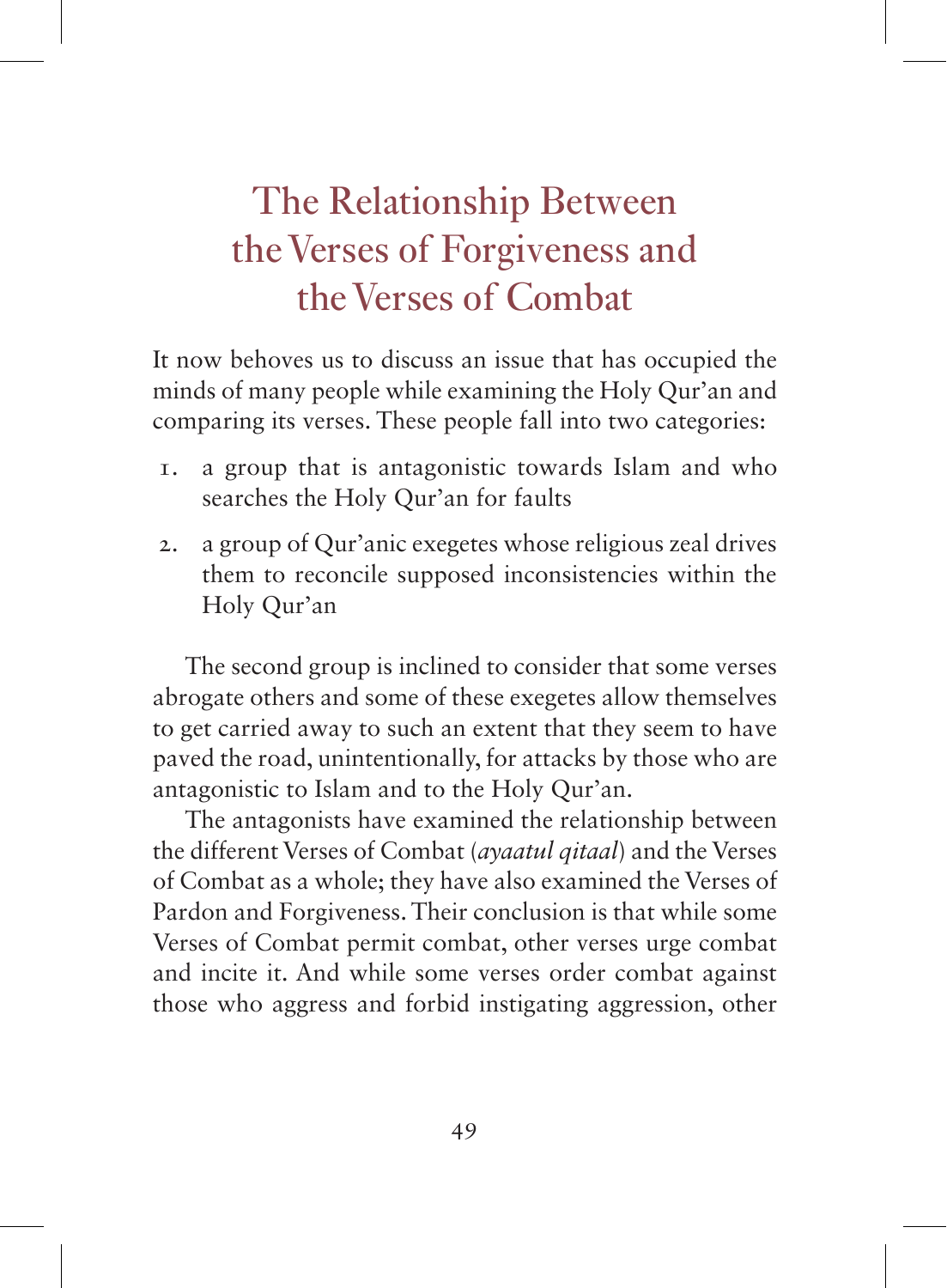# The Relationship Between the Verses of Forgiveness and the Verses of Combat

It now behoves us to discuss an issue that has occupied the minds of many people while examining the Holy Qur'an and comparing its verses. These people fall into two categories:

1. a group that is antagonistic towards Islam and who searches the Holy Qur'an for faults
2. a group of Qur'anic exegetes whose religious zeal drives them to reconcile supposed inconsistencies within the Holy Qur'an

The second group is inclined to consider that some verses abrogate others and some of these exegetes allow themselves to get carried away to such an extent that they seem to have paved the road, unintentionally, for attacks by those who are antagonistic to Islam and to the Holy Qur'an.

The antagonists have examined the relationship between the different Verses of Combat (*ayaatul qitaal*) and the Verses of Combat as a whole; they have also examined the Verses of Pardon and Forgiveness. Their conclusion is that while some Verses of Combat permit combat, other verses urge combat and incite it. And while some verses order combat against those who aggress and forbid instigating aggression, other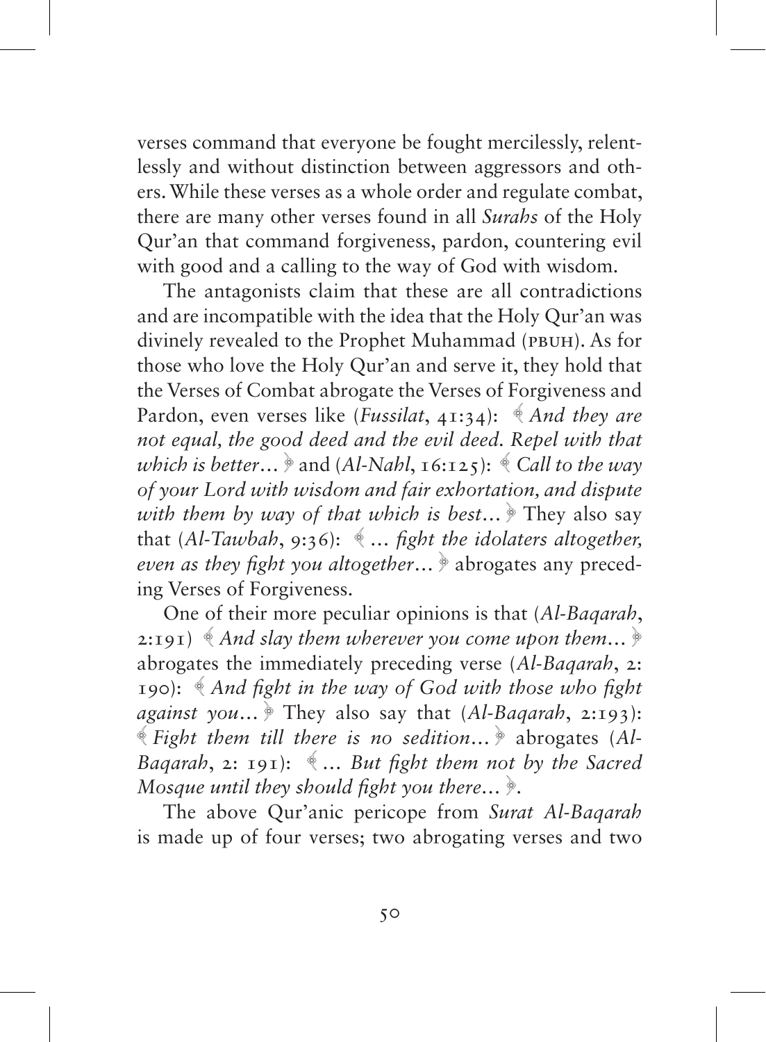verses command that everyone be fought mercilessly, relentlessly and without distinction between aggressors and others. While these verses as a whole order and regulate combat, there are many other verses found in all *Surahs* of the Holy Qur'an that command forgiveness, pardon, countering evil with good and a calling to the way of God with wisdom.

The antagonists claim that these are all contradictions and are incompatible with the idea that the Holy Qur'an was divinely revealed to the Prophet Muhammad (PBUH). As for those who love the Holy Qur'an and serve it, they hold that the Verses of Combat abrogate the Verses of Forgiveness and Pardon, even verses like (*Fussilat*, 41:34): ﴾ *And they are not equal, the good deed and the evil deed. Repel with that which is better…* ﴿ and (*Al-Nahl*, 16:125): ﴾ *Call to the way of your Lord with wisdom and fair exhortation, and dispute with them by way of that which is best…* ﴿ They also say that (*Al-Tawbah*, 9:36): ﴾ *… fight the idolaters altogether, even as they fight you altogether…* ﴿ abrogates any preceding Verses of Forgiveness.

One of their more peculiar opinions is that (*Al-Baqarah*, 2:191) ﴾ *And slay them wherever you come upon them…* ﴿ abrogates the immediately preceding verse (*Al-Baqarah*, 2: 190): ﴾ *And fight in the way of God with those who fight against you…* ﴿ They also say that (*Al-Baqarah*, 2:193): ﴾ *Fight them till there is no sedition…* ﴿ abrogates (*Al-Baqarah*, 2: 191): ﴾ *… But fight them not by the Sacred Mosque until they should fight you there…* ﴿.

The above Qur'anic pericope from *Surat Al-Baqarah* is made up of four verses; two abrogating verses and two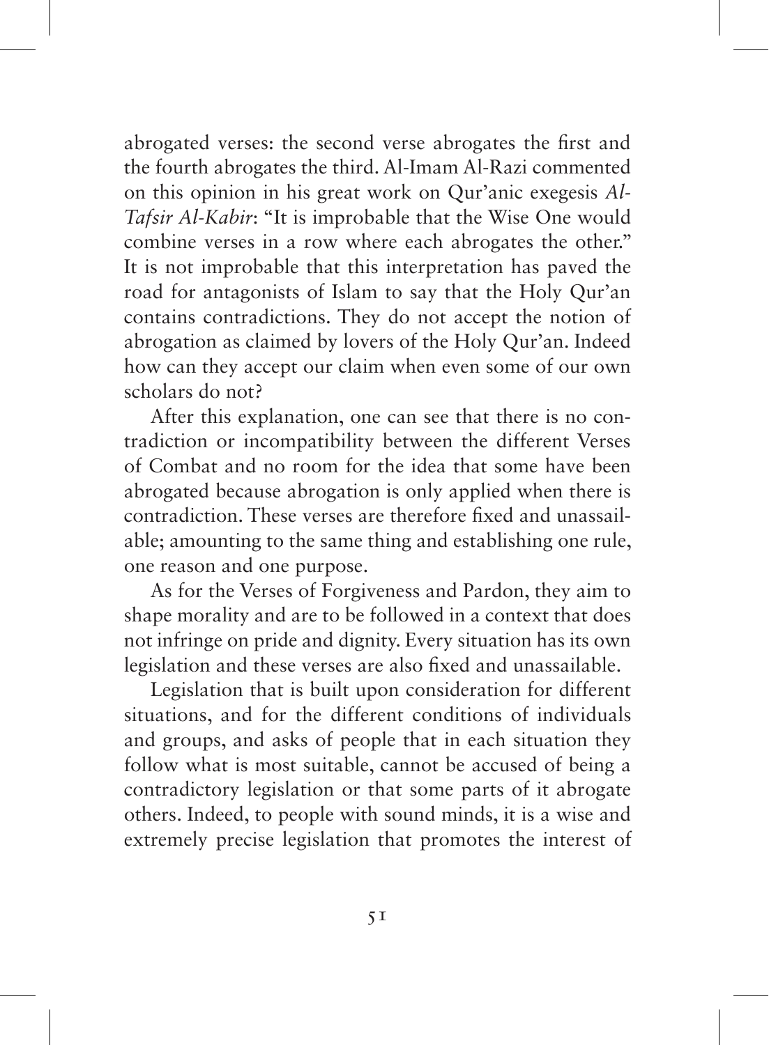abrogated verses: the second verse abrogates the first and the fourth abrogates the third. Al-Imam Al-Razi commented on this opinion in his great work on Qur'anic exegesis *Al-Tafsir Al-Kabir*: "It is improbable that the Wise One would combine verses in a row where each abrogates the other." It is not improbable that this interpretation has paved the road for antagonists of Islam to say that the Holy Qur'an contains contradictions. They do not accept the notion of abrogation as claimed by lovers of the Holy Qur'an. Indeed how can they accept our claim when even some of our own scholars do not?

After this explanation, one can see that there is no contradiction or incompatibility between the different Verses of Combat and no room for the idea that some have been abrogated because abrogation is only applied when there is contradiction. These verses are therefore fixed and unassailable; amounting to the same thing and establishing one rule, one reason and one purpose.

As for the Verses of Forgiveness and Pardon, they aim to shape morality and are to be followed in a context that does not infringe on pride and dignity. Every situation has its own legislation and these verses are also fixed and unassailable.

Legislation that is built upon consideration for different situations, and for the different conditions of individuals and groups, and asks of people that in each situation they follow what is most suitable, cannot be accused of being a contradictory legislation or that some parts of it abrogate others. Indeed, to people with sound minds, it is a wise and extremely precise legislation that promotes the interest of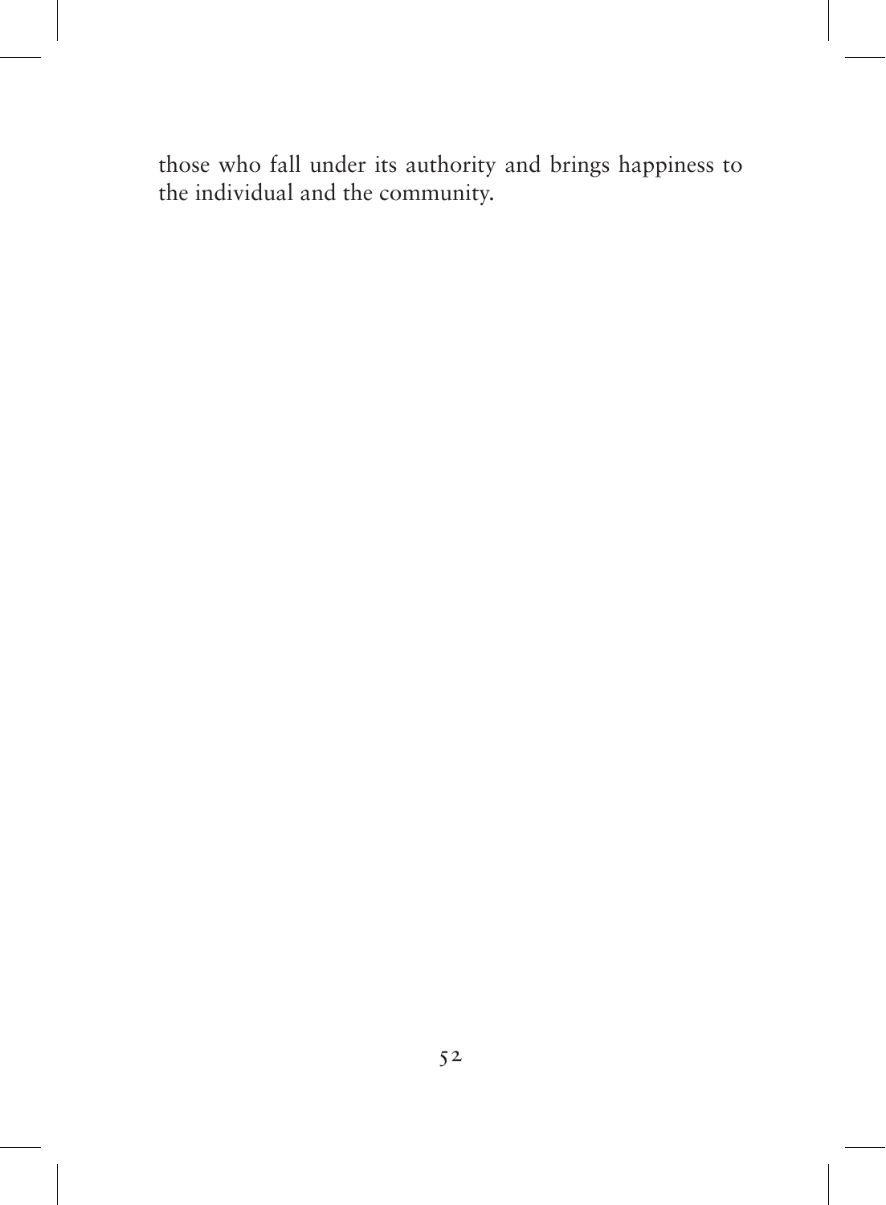those who fall under its authority and brings happiness to the individual and the community.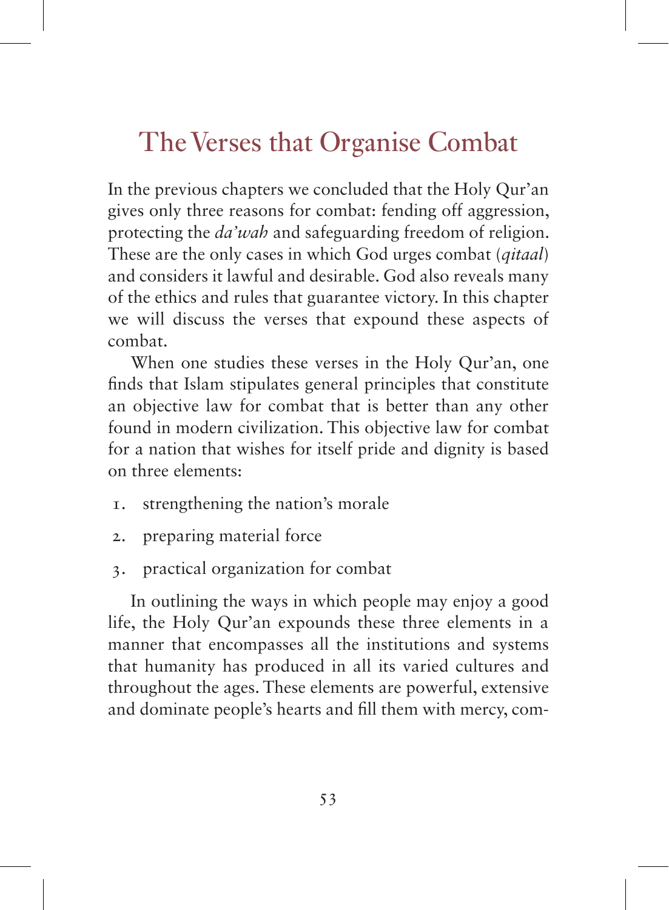# The Verses that Organise Combat

In the previous chapters we concluded that the Holy Qur'an gives only three reasons for combat: fending off aggression, protecting the *da'wah* and safeguarding freedom of religion. These are the only cases in which God urges combat (*qitaal*) and considers it lawful and desirable. God also reveals many of the ethics and rules that guarantee victory. In this chapter we will discuss the verses that expound these aspects of combat.

When one studies these verses in the Holy Qur'an, one finds that Islam stipulates general principles that constitute an objective law for combat that is better than any other found in modern civilization. This objective law for combat for a nation that wishes for itself pride and dignity is based on three elements:

1. strengthening the nation's morale
2. preparing material force
3. practical organization for combat

In outlining the ways in which people may enjoy a good life, the Holy Qur'an expounds these three elements in a manner that encompasses all the institutions and systems that humanity has produced in all its varied cultures and throughout the ages. These elements are powerful, extensive and dominate people's hearts and fill them with mercy, com-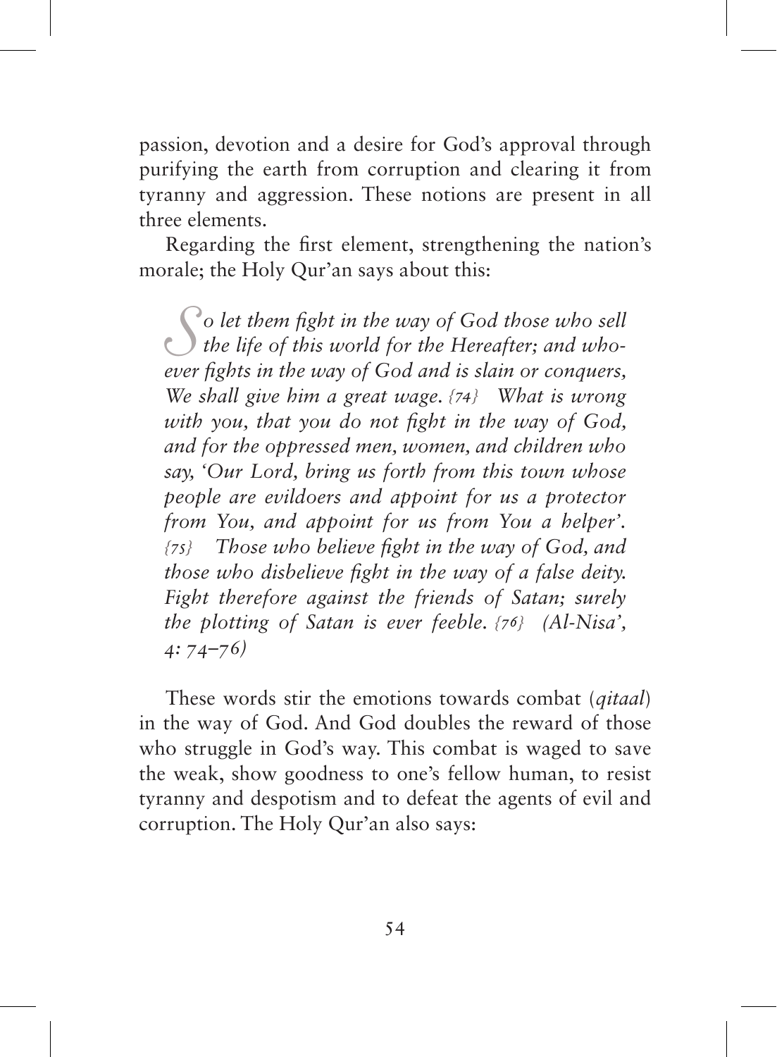passion, devotion and a desire for God's approval through purifying the earth from corruption and clearing it from tyranny and aggression. These notions are present in all three elements.

Regarding the first element, strengthening the nation's morale; the Holy Qur'an says about this:

> *So let them fight in the way of God those who sell the life of this world for the Hereafter; and whoever fights in the way of God and is slain or conquers, We shall give him a great wage. {74} What is wrong with you, that you do not fight in the way of God, and for the oppressed men, women, and children who say, 'Our Lord, bring us forth from this town whose people are evildoers and appoint for us a protector from You, and appoint for us from You a helper'. {75} Those who believe fight in the way of God, and those who disbelieve fight in the way of a false deity. Fight therefore against the friends of Satan; surely the plotting of Satan is ever feeble. {76} (Al-Nisa', 4: 74–76)*

These words stir the emotions towards combat (*qitaal*) in the way of God. And God doubles the reward of those who struggle in God's way. This combat is waged to save the weak, show goodness to one's fellow human, to resist tyranny and despotism and to defeat the agents of evil and corruption. The Holy Qur'an also says: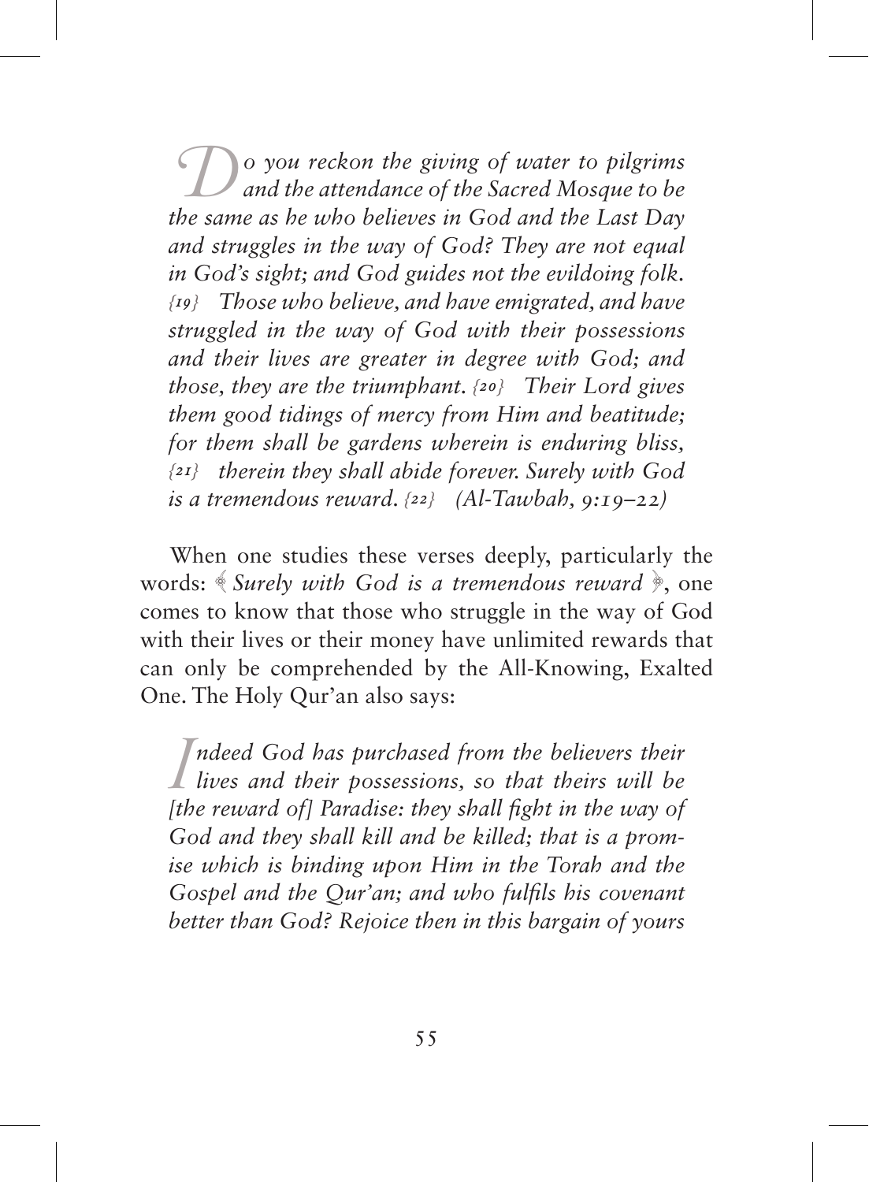*Do you reckon the giving of water to pilgrims and the attendance of the Sacred Mosque to be the same as he who believes in God and the Last Day and struggles in the way of God? They are not equal in God's sight; and God guides not the evildoing folk. {19} Those who believe, and have emigrated, and have struggled in the way of God with their possessions and their lives are greater in degree with God; and those, they are the triumphant. {20} Their Lord gives them good tidings of mercy from Him and beatitude; for them shall be gardens wherein is enduring bliss, {21} therein they shall abide forever. Surely with God is a tremendous reward. {22} (Al-Tawbah, 9:19–22)*

When one studies these verses deeply, particularly the words: ﴿ *Surely with God is a tremendous reward* ﴾, one comes to know that those who struggle in the way of God with their lives or their money have unlimited rewards that can only be comprehended by the All-Knowing, Exalted One. The Holy Qur'an also says:

*Indeed God has purchased from the believers their lives and their possessions, so that theirs will be [the reward of] Paradise: they shall fight in the way of God and they shall kill and be killed; that is a promise which is binding upon Him in the Torah and the Gospel and the Qur'an; and who fulfils his covenant better than God? Rejoice then in this bargain of yours*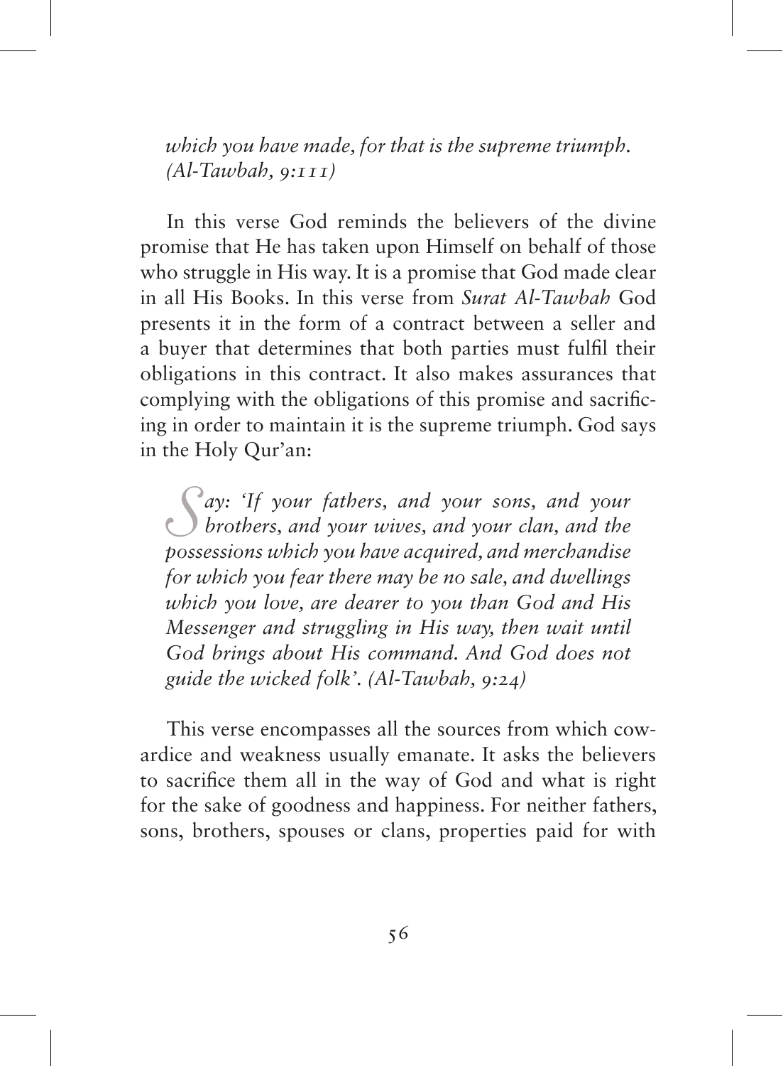*which you have made, for that is the supreme triumph. (Al-Tawbah, 9:111)*

In this verse God reminds the believers of the divine promise that He has taken upon Himself on behalf of those who struggle in His way. It is a promise that God made clear in all His Books. In this verse from *Surat Al-Tawbah* God presents it in the form of a contract between a seller and a buyer that determines that both parties must fulfil their obligations in this contract. It also makes assurances that complying with the obligations of this promise and sacrificing in order to maintain it is the supreme triumph. God says in the Holy Qur'an:

> *Say: 'If your fathers, and your sons, and your brothers, and your wives, and your clan, and the possessions which you have acquired, and merchandise for which you fear there may be no sale, and dwellings which you love, are dearer to you than God and His Messenger and struggling in His way, then wait until God brings about His command. And God does not guide the wicked folk'. (Al-Tawbah, 9:24)*

This verse encompasses all the sources from which cowardice and weakness usually emanate. It asks the believers to sacrifice them all in the way of God and what is right for the sake of goodness and happiness. For neither fathers, sons, brothers, spouses or clans, properties paid for with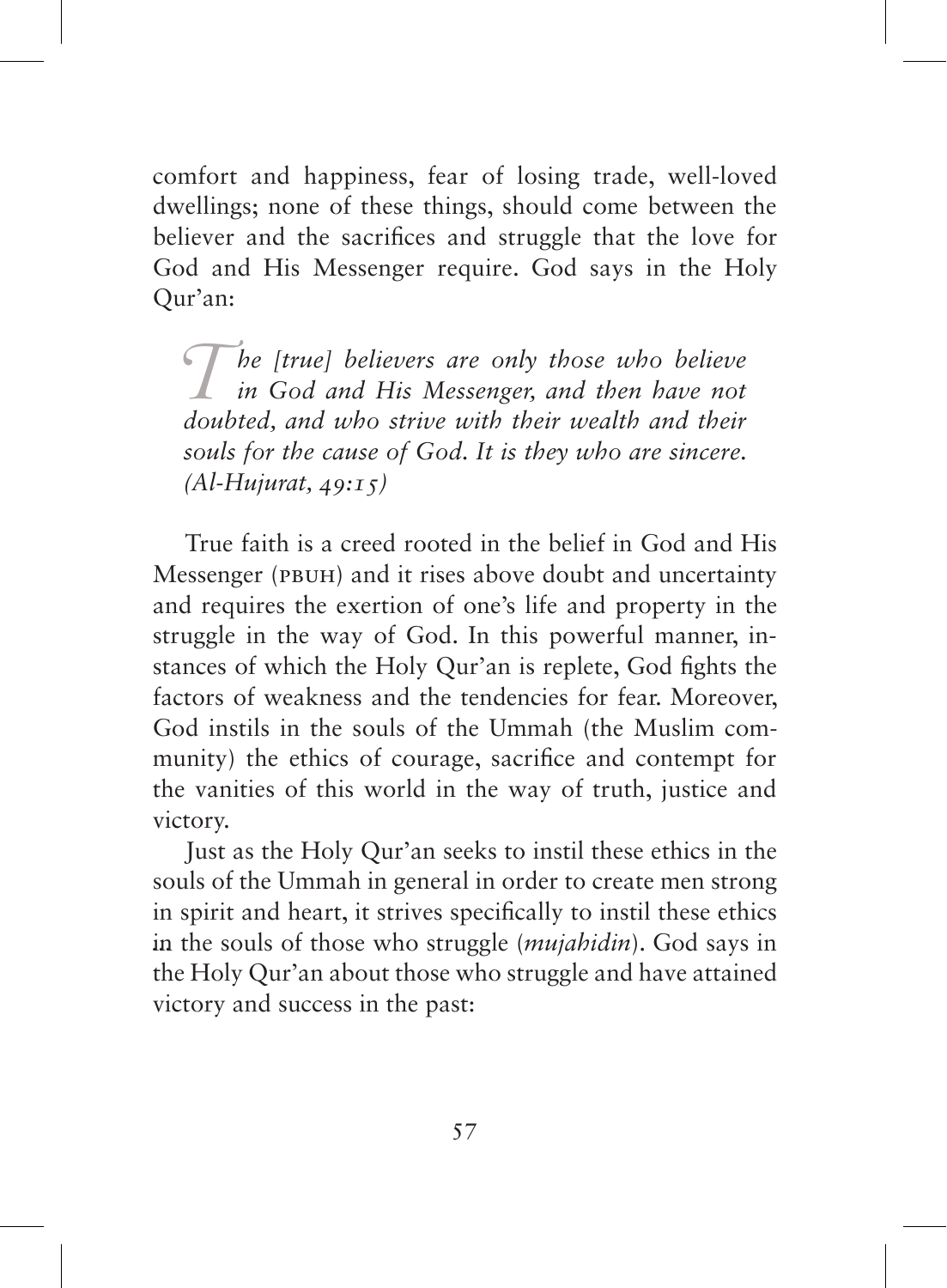comfort and happiness, fear of losing trade, well-loved dwellings; none of these things, should come between the believer and the sacrifices and struggle that the love for God and His Messenger require. God says in the Holy Qur'an:

> *The [true] believers are only those who believe in God and His Messenger, and then have not doubted, and who strive with their wealth and their souls for the cause of God. It is they who are sincere. (Al-Hujurat, 49:15)*

True faith is a creed rooted in the belief in God and His Messenger (PBUH) and it rises above doubt and uncertainty and requires the exertion of one's life and property in the struggle in the way of God. In this powerful manner, instances of which the Holy Qur'an is replete, God fights the factors of weakness and the tendencies for fear. Moreover, God instils in the souls of the Ummah (the Muslim community) the ethics of courage, sacrifice and contempt for the vanities of this world in the way of truth, justice and victory.

Just as the Holy Qur'an seeks to instil these ethics in the souls of the Ummah in general in order to create men strong in spirit and heart, it strives specifically to instil these ethics in the souls of those who struggle (*mujahidin*). God says in the Holy Qur'an about those who struggle and have attained victory and success in the past: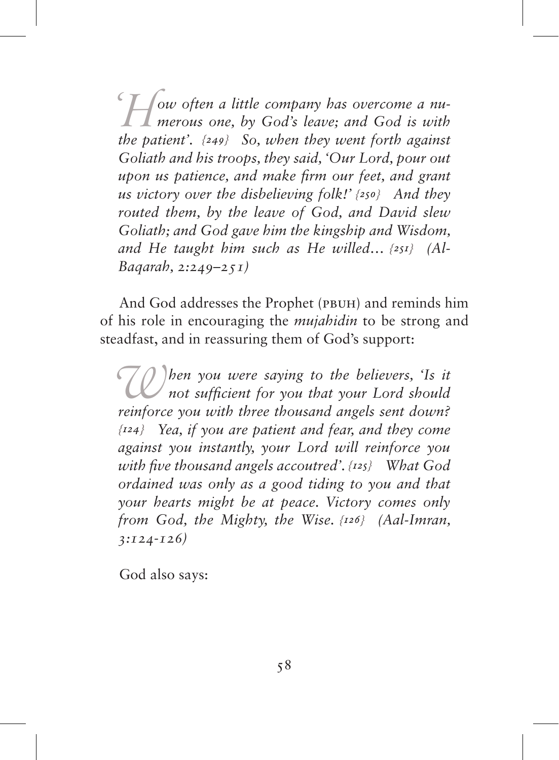*'How often a little company has overcome a numerous one, by God's leave; and God is with the patient'. {249} So, when they went forth against Goliath and his troops, they said, 'Our Lord, pour out upon us patience, and make firm our feet, and grant us victory over the disbelieving folk!' {250} And they routed them, by the leave of God, and David slew Goliath; and God gave him the kingship and Wisdom, and He taught him such as He willed... {251} (Al-Baqarah, 2:249–251)*

And God addresses the Prophet (PBUH) and reminds him of his role in encouraging the *mujahidin* to be strong and steadfast, and in reassuring them of God's support:

*When you were saying to the believers, 'Is it not sufficient for you that your Lord should reinforce you with three thousand angels sent down? {124} Yea, if you are patient and fear, and they come against you instantly, your Lord will reinforce you with five thousand angels accoutred'. {125} What God ordained was only as a good tiding to you and that your hearts might be at peace. Victory comes only from God, the Mighty, the Wise. {126} (Aal-Imran, 3:124-126)*

God also says: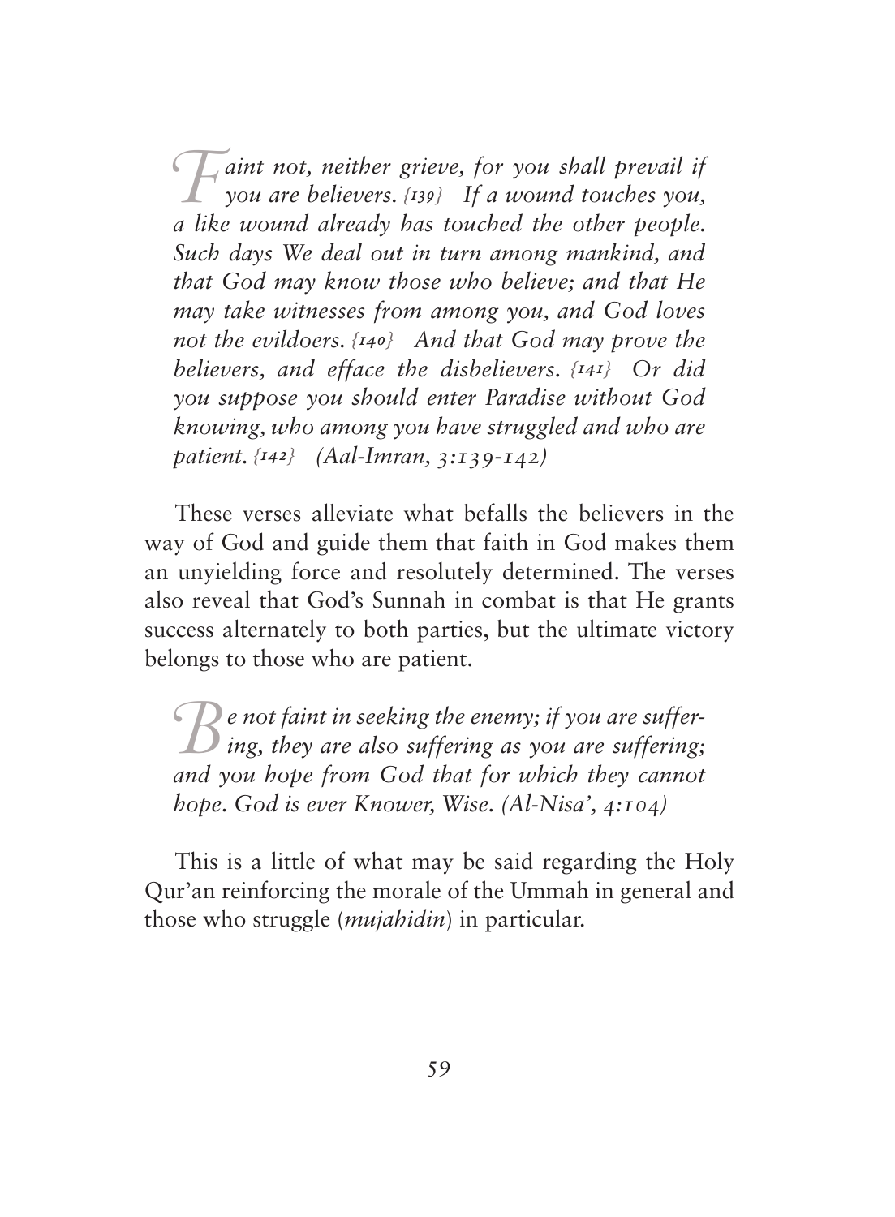*Faint not, neither grieve, for you shall prevail if you are believers. {139} If a wound touches you, a like wound already has touched the other people. Such days We deal out in turn among mankind, and that God may know those who believe; and that He may take witnesses from among you, and God loves not the evildoers. {140} And that God may prove the believers, and efface the disbelievers. {141} Or did you suppose you should enter Paradise without God knowing, who among you have struggled and who are patient. {142} (Aal-Imran, 3:139-142)*

These verses alleviate what befalls the believers in the way of God and guide them that faith in God makes them an unyielding force and resolutely determined. The verses also reveal that God's Sunnah in combat is that He grants success alternately to both parties, but the ultimate victory belongs to those who are patient.

*Be not faint in seeking the enemy; if you are suffering, they are also suffering as you are suffering; and you hope from God that for which they cannot hope. God is ever Knower, Wise. (Al-Nisa', 4:104)*

This is a little of what may be said regarding the Holy Qur'an reinforcing the morale of the Ummah in general and those who struggle (*mujahidin*) in particular.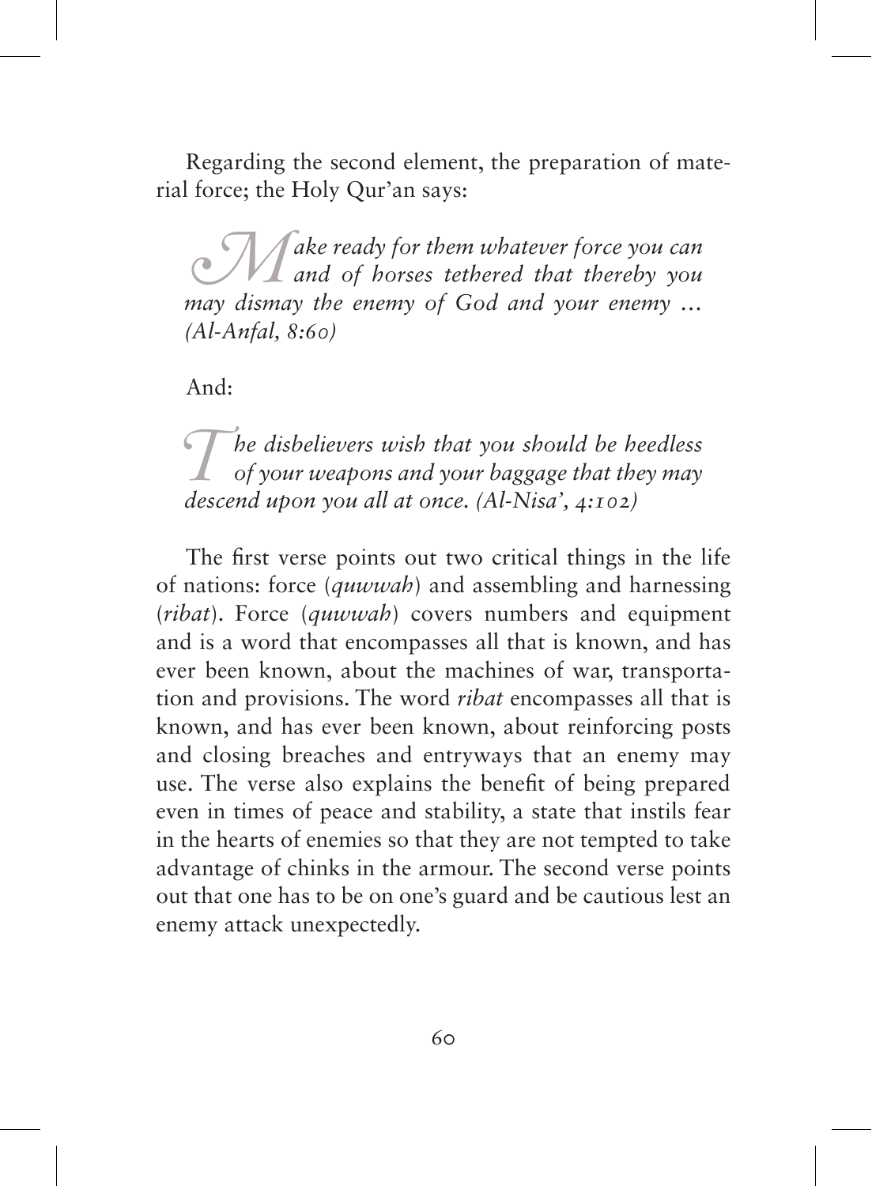Regarding the second element, the preparation of material force; the Holy Qur'an says:

> *Make ready for them whatever force you can and of horses tethered that thereby you may dismay the enemy of God and your enemy ... (Al-Anfal, 8:60)*

And:

> *The disbelievers wish that you should be heedless of your weapons and your baggage that they may descend upon you all at once. (Al-Nisa', 4:102)*

The first verse points out two critical things in the life of nations: force (*quwwah*) and assembling and harnessing (*ribat*). Force (*quwwah*) covers numbers and equipment and is a word that encompasses all that is known, and has ever been known, about the machines of war, transportation and provisions. The word *ribat* encompasses all that is known, and has ever been known, about reinforcing posts and closing breaches and entryways that an enemy may use. The verse also explains the benefit of being prepared even in times of peace and stability, a state that instils fear in the hearts of enemies so that they are not tempted to take advantage of chinks in the armour. The second verse points out that one has to be on one's guard and be cautious lest an enemy attack unexpectedly.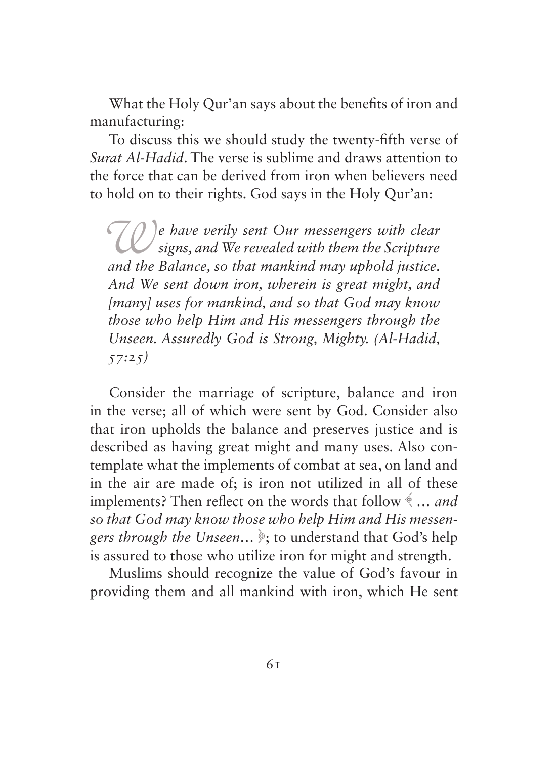What the Holy Qur'an says about the benefits of iron and manufacturing:

To discuss this we should study the twenty-fifth verse of *Surat Al-Hadid*. The verse is sublime and draws attention to the force that can be derived from iron when believers need to hold on to their rights. God says in the Holy Qur'an:

> *We have verily sent Our messengers with clear signs, and We revealed with them the Scripture and the Balance, so that mankind may uphold justice. And We sent down iron, wherein is great might, and [many] uses for mankind, and so that God may know those who help Him and His messengers through the Unseen. Assuredly God is Strong, Mighty. (Al-Hadid, 57:25)*

Consider the marriage of scripture, balance and iron in the verse; all of which were sent by God. Consider also that iron upholds the balance and preserves justice and is described as having great might and many uses. Also contemplate what the implements of combat at sea, on land and in the air are made of; is iron not utilized in all of these implements? Then reflect on the words that follow ﴾ *... and so that God may know those who help Him and His messengers through the Unseen...* ﴿; to understand that God's help is assured to those who utilize iron for might and strength.

Muslims should recognize the value of God's favour in providing them and all mankind with iron, which He sent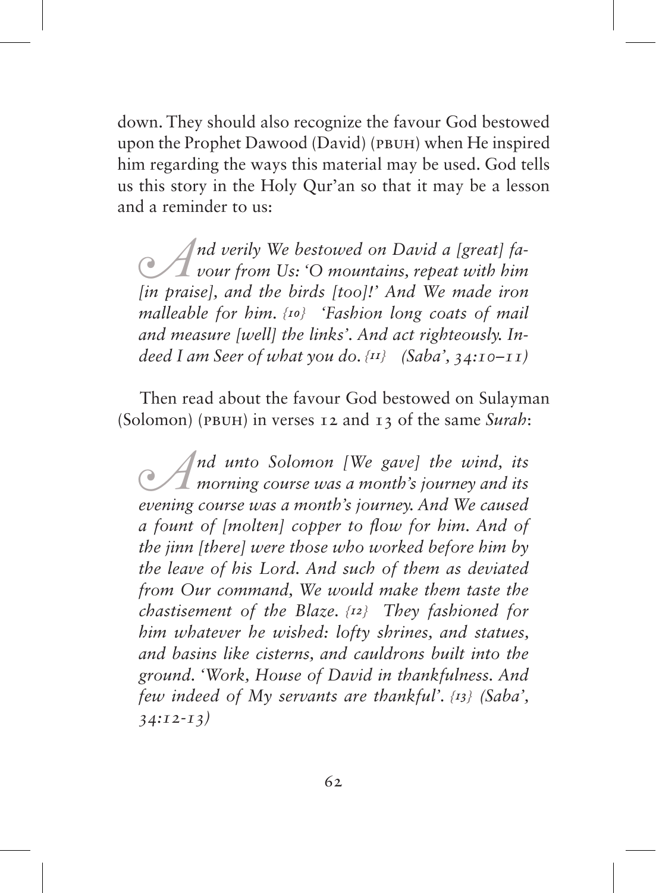down. They should also recognize the favour God bestowed upon the Prophet Dawood (David) (PBUH) when He inspired him regarding the ways this material may be used. God tells us this story in the Holy Qur'an so that it may be a lesson and a reminder to us:

> *And verily We bestowed on David a [great] favour from Us: 'O mountains, repeat with him [in praise], and the birds [too]!' And We made iron malleable for him. {10} 'Fashion long coats of mail and measure [well] the links'. And act righteously. Indeed I am Seer of what you do. {11} (Saba', 34:10–11)*

Then read about the favour God bestowed on Sulayman (Solomon) (PBUH) in verses 12 and 13 of the same *Surah*:

> *And unto Solomon [We gave] the wind, its morning course was a month's journey and its evening course was a month's journey. And We caused a fount of [molten] copper to flow for him. And of the jinn [there] were those who worked before him by the leave of his Lord. And such of them as deviated from Our command, We would make them taste the chastisement of the Blaze. {12} They fashioned for him whatever he wished: lofty shrines, and statues, and basins like cisterns, and cauldrons built into the ground. 'Work, House of David in thankfulness. And few indeed of My servants are thankful'. {13} (Saba', 34:12-13)*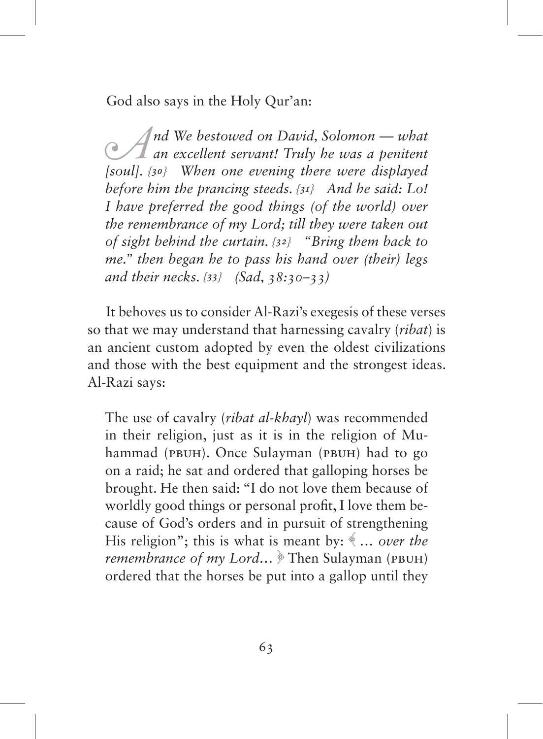God also says in the Holy Qur'an:

> *And We bestowed on David, Solomon — what an excellent servant! Truly he was a penitent [soul].* {30} *When one evening there were displayed before him the prancing steeds.* {31} *And he said: Lo! I have preferred the good things (of the world) over the remembrance of my Lord; till they were taken out of sight behind the curtain.* {32} *"Bring them back to me." then began he to pass his hand over (their) legs and their necks.* {33} *(Sad, 38:30–33)*

It behoves us to consider Al-Razi's exegesis of these verses so that we may understand that harnessing cavalry (*ribat*) is an ancient custom adopted by even the oldest civilizations and those with the best equipment and the strongest ideas. Al-Razi says:

> The use of cavalry (*ribat al-khayl*) was recommended in their religion, just as it is in the religion of Muhammad (PBUH). Once Sulayman (PBUH) had to go on a raid; he sat and ordered that galloping horses be brought. He then said: "I do not love them because of worldly good things or personal profit, I love them because of God's orders and in pursuit of strengthening His religion"; this is what is meant by: ﴾ *... over the remembrance of my Lord...* ﴿ Then Sulayman (PBUH) ordered that the horses be put into a gallop until they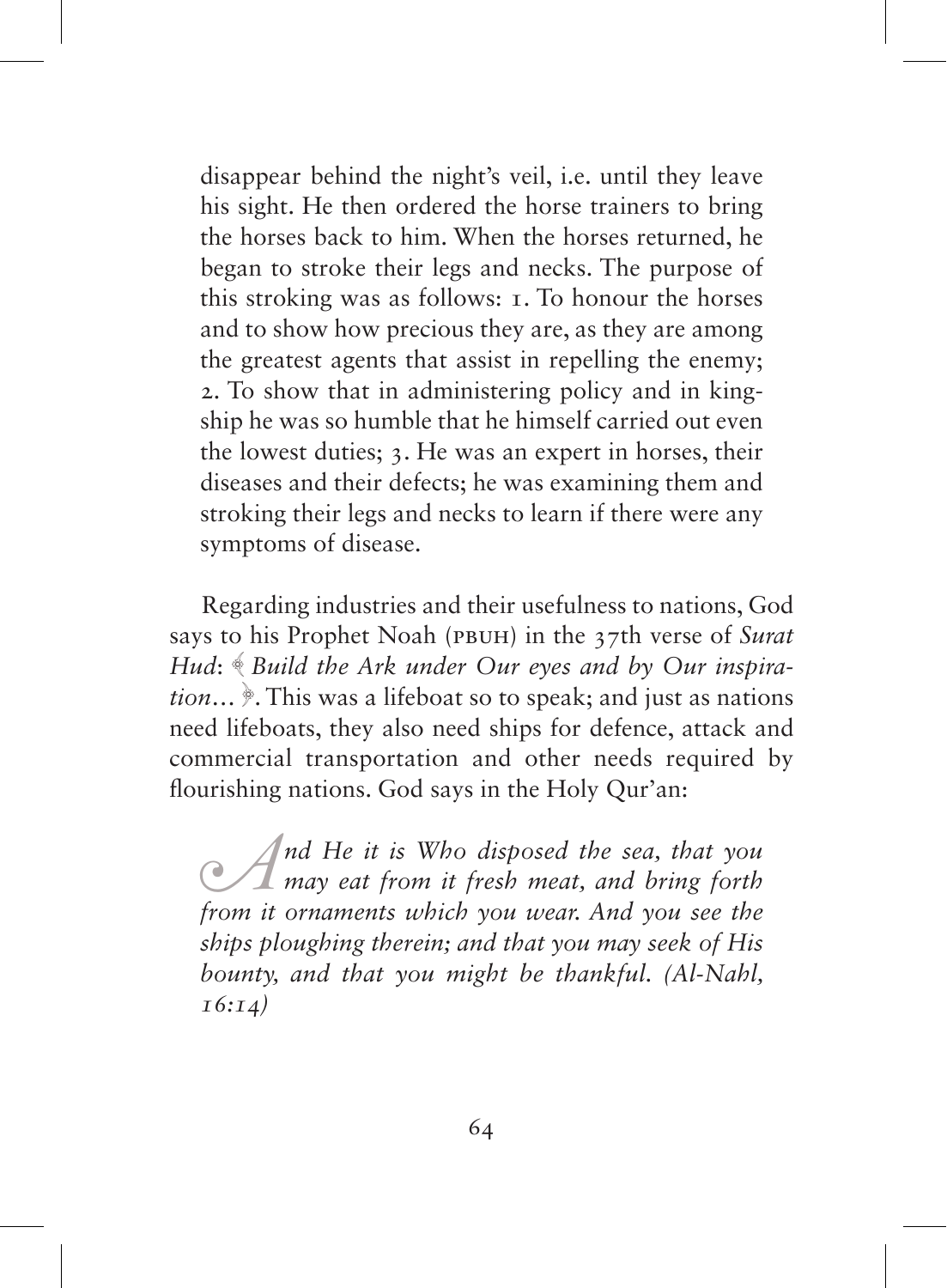disappear behind the night's veil, i.e. until they leave his sight. He then ordered the horse trainers to bring the horses back to him. When the horses returned, he began to stroke their legs and necks. The purpose of this stroking was as follows: 1. To honour the horses and to show how precious they are, as they are among the greatest agents that assist in repelling the enemy; 2. To show that in administering policy and in kingship he was so humble that he himself carried out even the lowest duties; 3. He was an expert in horses, their diseases and their defects; he was examining them and stroking their legs and necks to learn if there were any symptoms of disease.

Regarding industries and their usefulness to nations, God says to his Prophet Noah (PBUH) in the 37th verse of *Surat Hud*: ﴾ *Build the Ark under Our eyes and by Our inspiration…* ﴿. This was a lifeboat so to speak; and just as nations need lifeboats, they also need ships for defence, attack and commercial transportation and other needs required by flourishing nations. God says in the Holy Qur'an:

> *And He it is Who disposed the sea, that you may eat from it fresh meat, and bring forth from it ornaments which you wear. And you see the ships ploughing therein; and that you may seek of His bounty, and that you might be thankful. (Al-Nahl, 16:14)*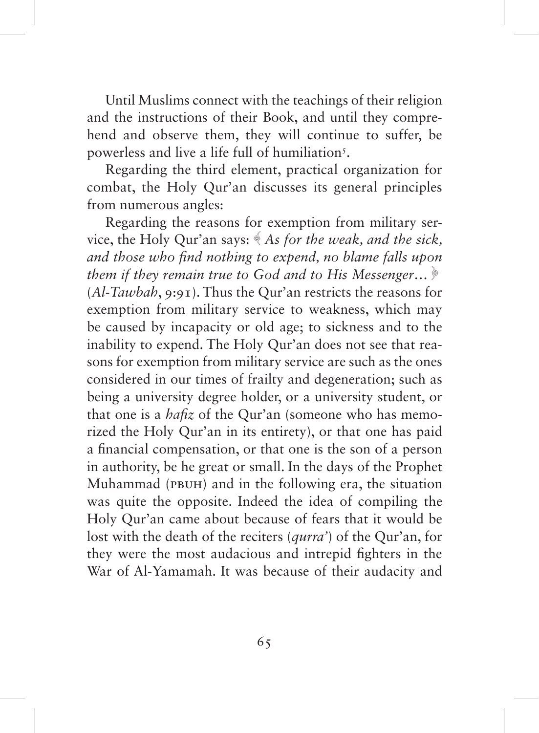Until Muslims connect with the teachings of their religion and the instructions of their Book, and until they comprehend and observe them, they will continue to suffer, be powerless and live a life full of humiliation[5].

Regarding the third element, practical organization for combat, the Holy Qur'an discusses its general principles from numerous angles:

Regarding the reasons for exemption from military service, the Holy Qur'an says: ﴾ *As for the weak, and the sick, and those who find nothing to expend, no blame falls upon them if they remain true to God and to His Messenger…* ﴿ (*Al-Tawbah*, 9:91). Thus the Qur'an restricts the reasons for exemption from military service to weakness, which may be caused by incapacity or old age; to sickness and to the inability to expend. The Holy Qur'an does not see that reasons for exemption from military service are such as the ones considered in our times of frailty and degeneration; such as being a university degree holder, or a university student, or that one is a *hafiz* of the Qur'an (someone who has memorized the Holy Qur'an in its entirety), or that one has paid a financial compensation, or that one is the son of a person in authority, be he great or small. In the days of the Prophet Muhammad (PBUH) and in the following era, the situation was quite the opposite. Indeed the idea of compiling the Holy Qur'an came about because of fears that it would be lost with the death of the reciters (*qurra'*) of the Qur'an, for they were the most audacious and intrepid fighters in the War of Al-Yamamah. It was because of their audacity and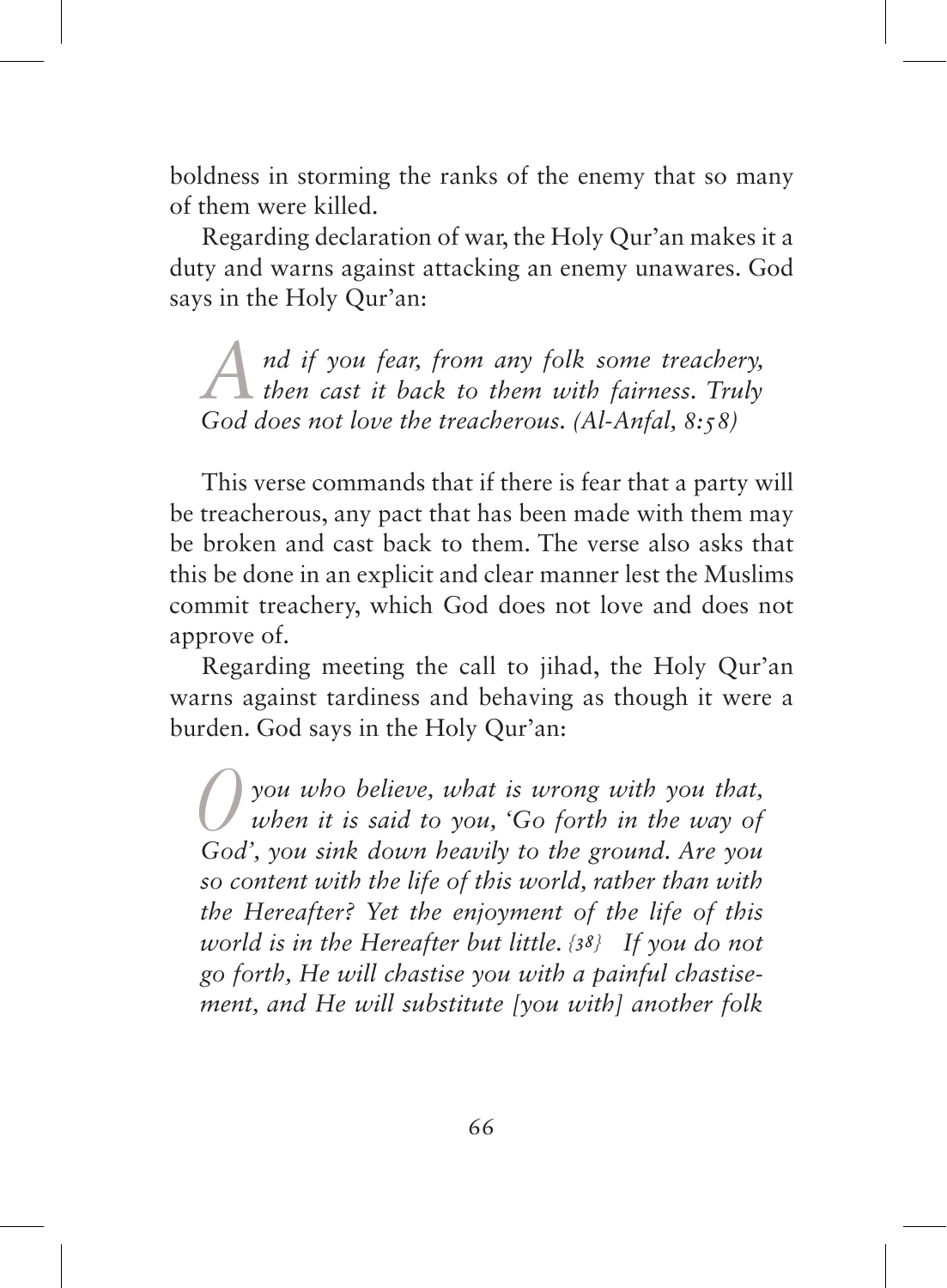boldness in storming the ranks of the enemy that so many of them were killed.

Regarding declaration of war, the Holy Qur'an makes it a duty and warns against attacking an enemy unawares. God says in the Holy Qur'an:

> *And if you fear, from any folk some treachery, then cast it back to them with fairness. Truly God does not love the treacherous. (Al-Anfal, 8:58)*

This verse commands that if there is fear that a party will be treacherous, any pact that has been made with them may be broken and cast back to them. The verse also asks that this be done in an explicit and clear manner lest the Muslims commit treachery, which God does not love and does not approve of.

Regarding meeting the call to jihad, the Holy Qur'an warns against tardiness and behaving as though it were a burden. God says in the Holy Qur'an:

> *O you who believe, what is wrong with you that, when it is said to you, 'Go forth in the way of God', you sink down heavily to the ground. Are you so content with the life of this world, rather than with the Hereafter? Yet the enjoyment of the life of this world is in the Hereafter but little. {38} If you do not go forth, He will chastise you with a painful chastisement, and He will substitute [you with] another folk*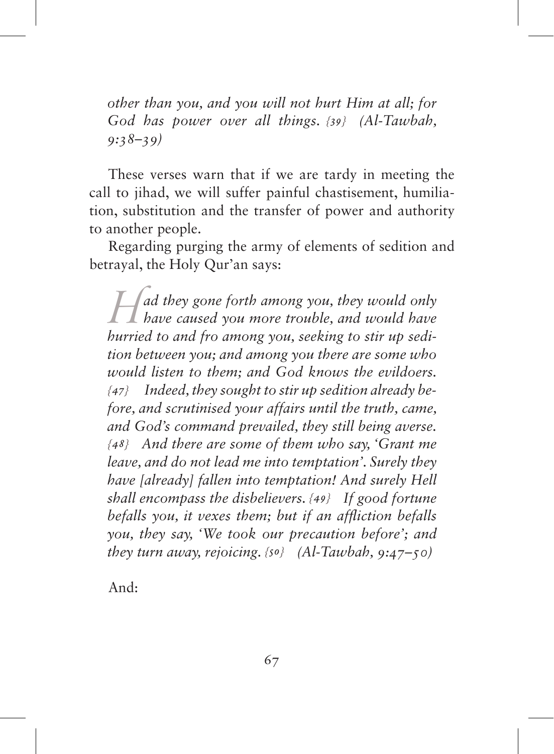*other than you, and you will not hurt Him at all; for God has power over all things. {39} (Al-Tawbah, 9:38–39)*

These verses warn that if we are tardy in meeting the call to jihad, we will suffer painful chastisement, humiliation, substitution and the transfer of power and authority to another people.

Regarding purging the army of elements of sedition and betrayal, the Holy Qur'an says:

> *Had they gone forth among you, they would only have caused you more trouble, and would have hurried to and fro among you, seeking to stir up sedition between you; and among you there are some who would listen to them; and God knows the evildoers. {47} Indeed, they sought to stir up sedition already before, and scrutinised your affairs until the truth, came, and God's command prevailed, they still being averse. {48} And there are some of them who say, 'Grant me leave, and do not lead me into temptation'. Surely they have [already] fallen into temptation! And surely Hell shall encompass the disbelievers. {49} If good fortune befalls you, it vexes them; but if an affliction befalls you, they say, 'We took our precaution before'; and they turn away, rejoicing. {50} (Al-Tawbah, 9:47–50)*

And: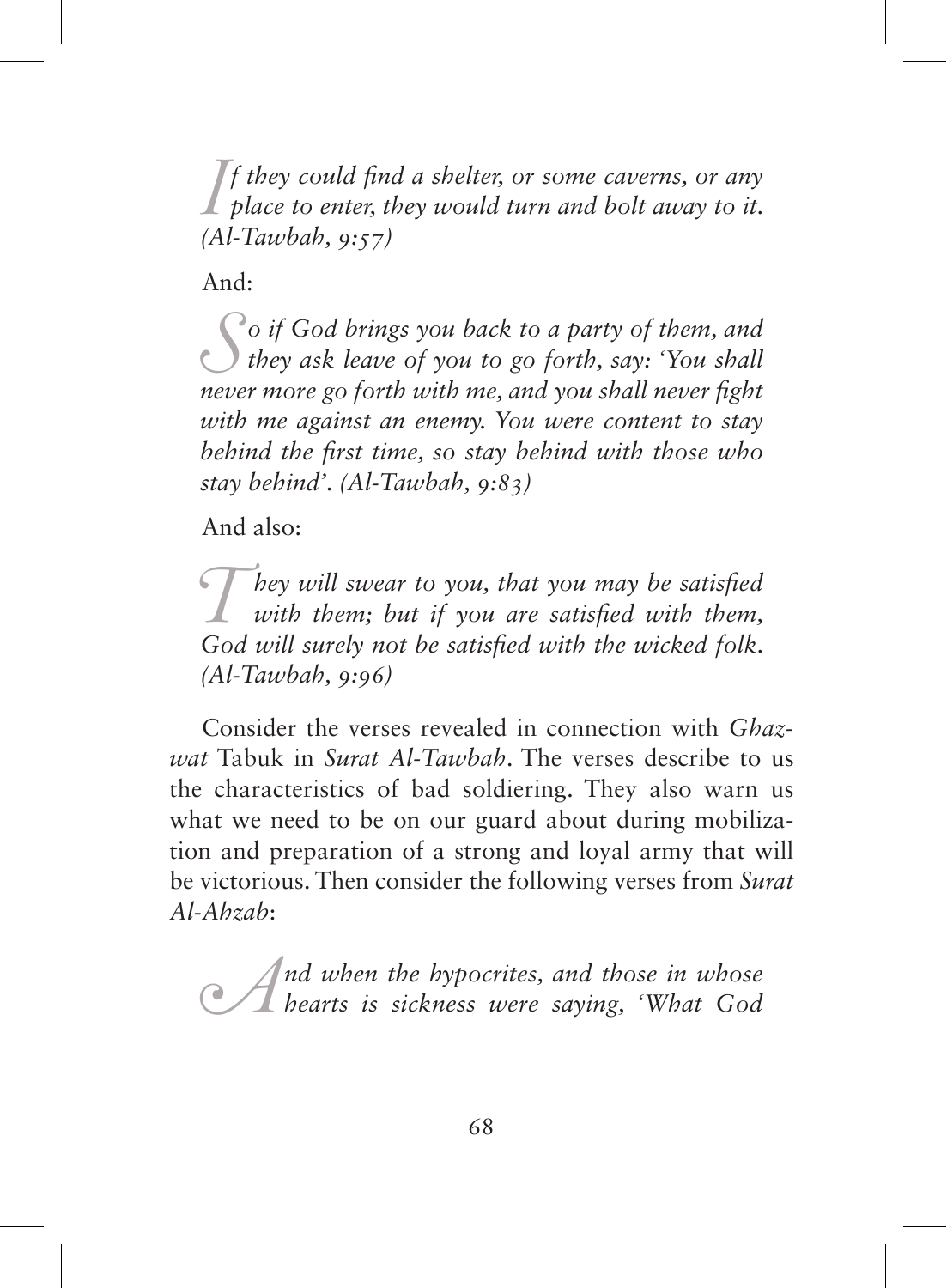*If they could find a shelter, or some caverns, or any place to enter, they would turn and bolt away to it. (Al-Tawbah, 9:57)*

And:

*So if God brings you back to a party of them, and they ask leave of you to go forth, say: 'You shall never more go forth with me, and you shall never fight with me against an enemy. You were content to stay behind the first time, so stay behind with those who stay behind'. (Al-Tawbah, 9:83)*

And also:

*They will swear to you, that you may be satisfied with them; but if you are satisfied with them, God will surely not be satisfied with the wicked folk. (Al-Tawbah, 9:96)*

Consider the verses revealed in connection with *Ghazwat* Tabuk in *Surat Al-Tawbah*. The verses describe to us the characteristics of bad soldiering. They also warn us what we need to be on our guard about during mobilization and preparation of a strong and loyal army that will be victorious. Then consider the following verses from *Surat Al-Ahzab*:

*And when the hypocrites, and those in whose hearts is sickness were saying, 'What God*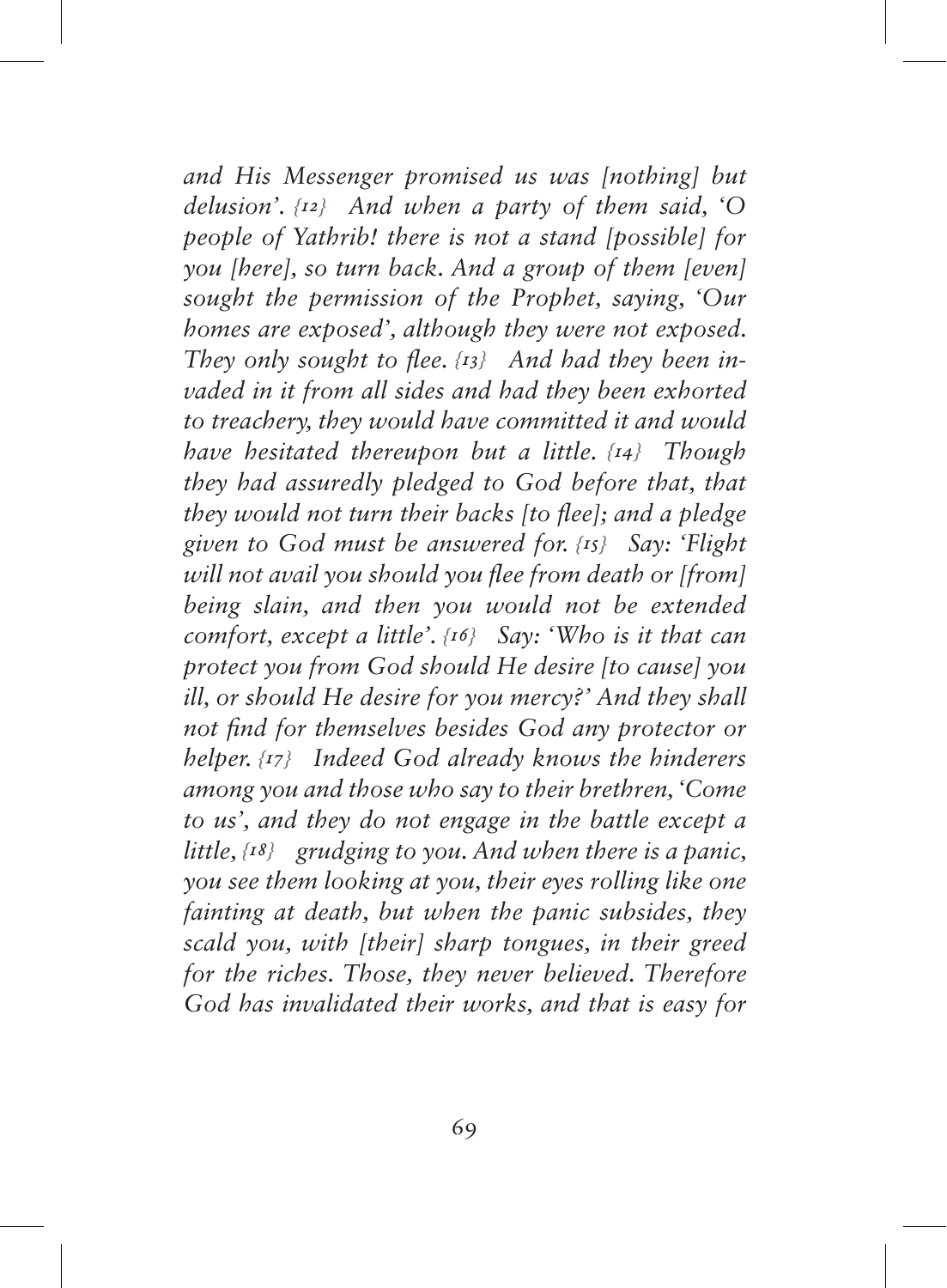*and His Messenger promised us was [nothing] but delusion'. {12} And when a party of them said, 'O people of Yathrib! there is not a stand [possible] for you [here], so turn back. And a group of them [even] sought the permission of the Prophet, saying, 'Our homes are exposed', although they were not exposed. They only sought to flee. {13} And had they been invaded in it from all sides and had they been exhorted to treachery, they would have committed it and would have hesitated thereupon but a little. {14} Though they had assuredly pledged to God before that, that they would not turn their backs [to flee]; and a pledge given to God must be answered for. {15} Say: 'Flight will not avail you should you flee from death or [from] being slain, and then you would not be extended comfort, except a little'. {16} Say: 'Who is it that can protect you from God should He desire [to cause] you ill, or should He desire for you mercy?' And they shall not find for themselves besides God any protector or helper. {17} Indeed God already knows the hinderers among you and those who say to their brethren, 'Come to us', and they do not engage in the battle except a little, {18} grudging to you. And when there is a panic, you see them looking at you, their eyes rolling like one fainting at death, but when the panic subsides, they scald you, with [their] sharp tongues, in their greed for the riches. Those, they never believed. Therefore God has invalidated their works, and that is easy for*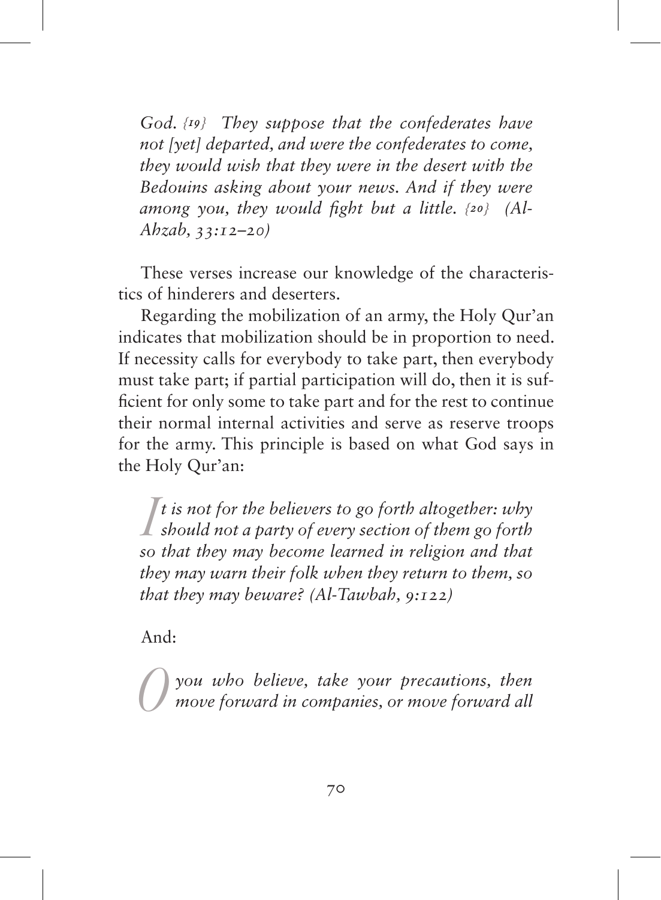*God.* {19} *They suppose that the confederates have not [yet] departed, and were the confederates to come, they would wish that they were in the desert with the Bedouins asking about your news. And if they were among you, they would fight but a little.* {20} *(Al-Ahzab, 33:12–20)*

These verses increase our knowledge of the characteristics of hinderers and deserters.

Regarding the mobilization of an army, the Holy Qur'an indicates that mobilization should be in proportion to need. If necessity calls for everybody to take part, then everybody must take part; if partial participation will do, then it is sufficient for only some to take part and for the rest to continue their normal internal activities and serve as reserve troops for the army. This principle is based on what God says in the Holy Qur'an:

> *It is not for the believers to go forth altogether: why should not a party of every section of them go forth so that they may become learned in religion and that they may warn their folk when they return to them, so that they may beware? (Al-Tawbah, 9:122)*

And:

> *O you who believe, take your precautions, then move forward in companies, or move forward all*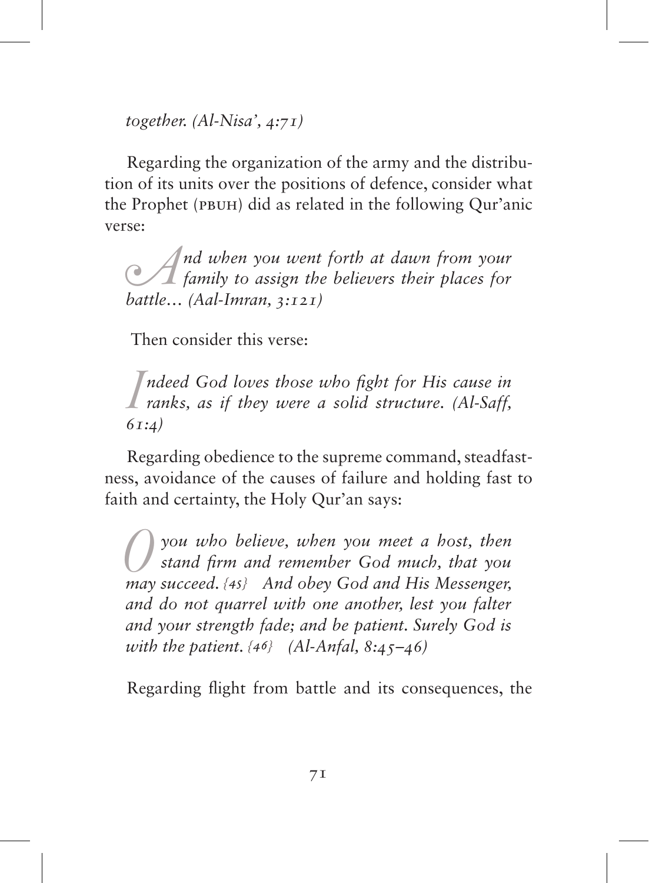*together. (Al-Nisa', 4:71)*

Regarding the organization of the army and the distribution of its units over the positions of defence, consider what the Prophet (PBUH) did as related in the following Qur'anic verse:

> *And when you went forth at dawn from your family to assign the believers their places for battle... (Aal-Imran, 3:121)*

Then consider this verse:

> *Indeed God loves those who fight for His cause in ranks, as if they were a solid structure. (Al-Saff, 61:4)*

Regarding obedience to the supreme command, steadfastness, avoidance of the causes of failure and holding fast to faith and certainty, the Holy Qur'an says:

> *O you who believe, when you meet a host, then stand firm and remember God much, that you may succeed. {45} And obey God and His Messenger, and do not quarrel with one another, lest you falter and your strength fade; and be patient. Surely God is with the patient. {46} (Al-Anfal, 8:45–46)*

Regarding flight from battle and its consequences, the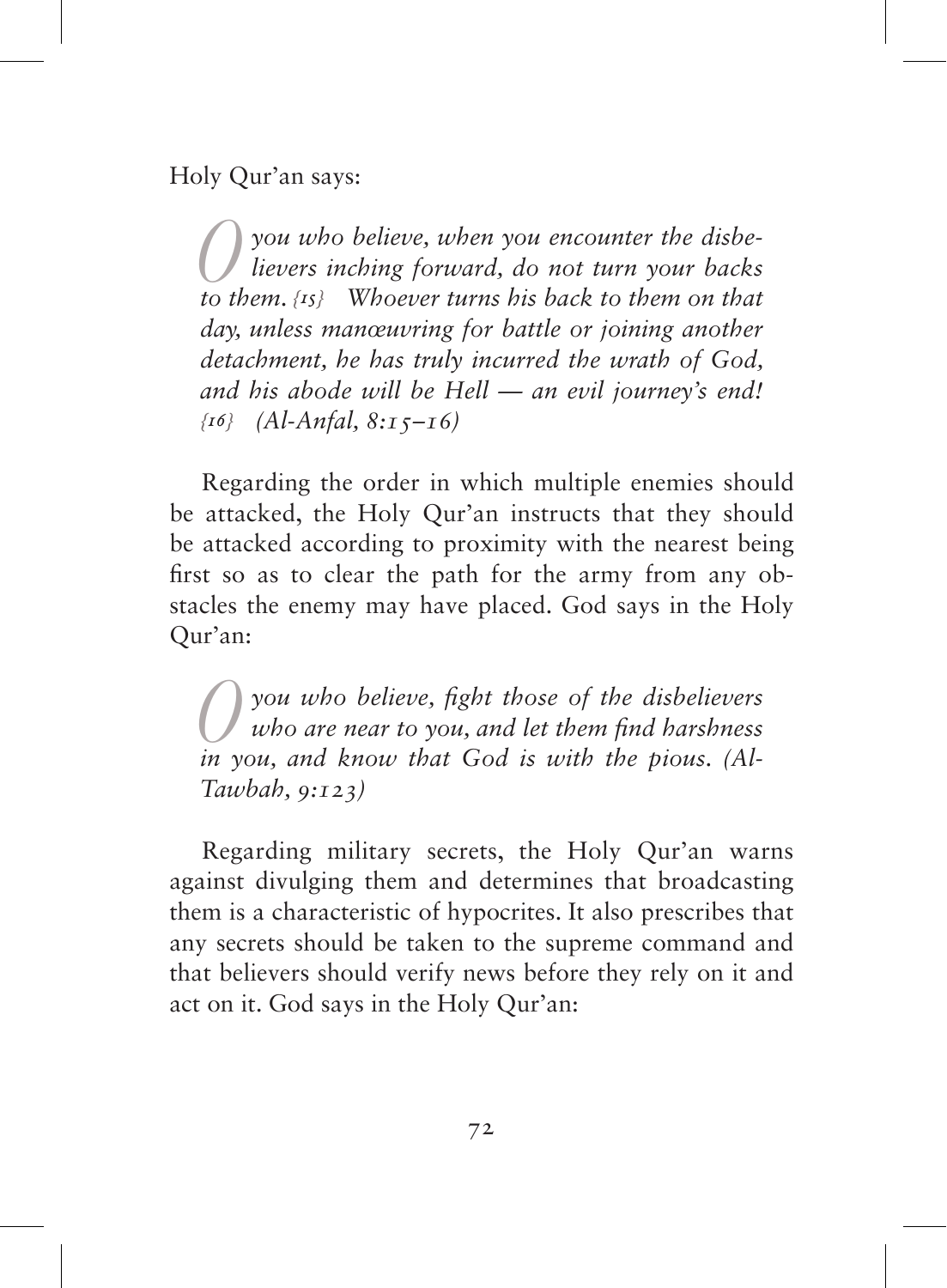Holy Qur'an says:

> *O you who believe, when you encounter the disbelievers inching forward, do not turn your backs to them. {15} Whoever turns his back to them on that day, unless manœuvring for battle or joining another detachment, he has truly incurred the wrath of God, and his abode will be Hell — an evil journey's end! {16} (Al-Anfal, 8:15–16)*

Regarding the order in which multiple enemies should be attacked, the Holy Qur'an instructs that they should be attacked according to proximity with the nearest being first so as to clear the path for the army from any obstacles the enemy may have placed. God says in the Holy Qur'an:

> *O you who believe, fight those of the disbelievers who are near to you, and let them find harshness in you, and know that God is with the pious. (Al-Tawbah, 9:123)*

Regarding military secrets, the Holy Qur'an warns against divulging them and determines that broadcasting them is a characteristic of hypocrites. It also prescribes that any secrets should be taken to the supreme command and that believers should verify news before they rely on it and act on it. God says in the Holy Qur'an: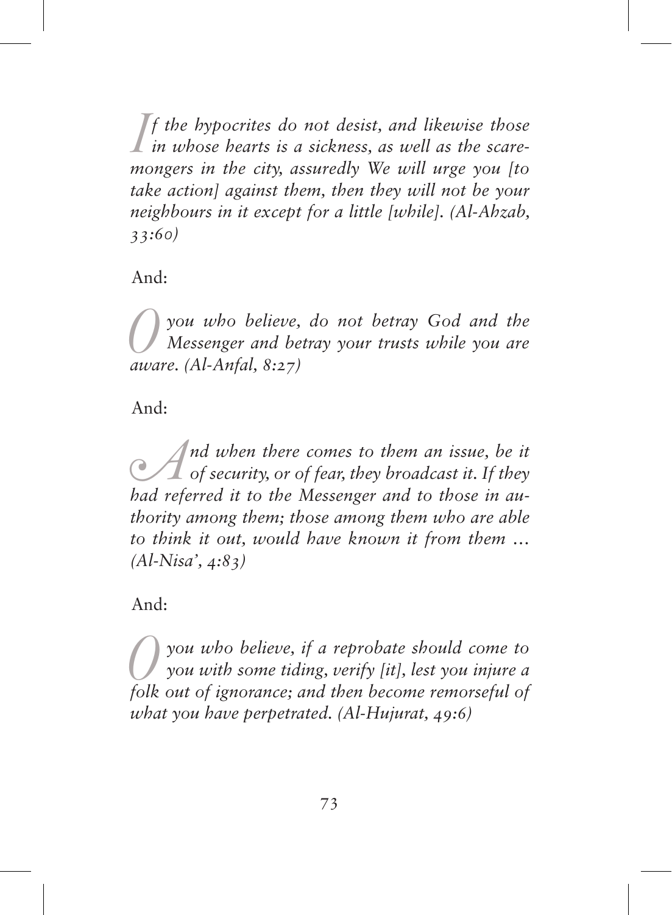*If the hypocrites do not desist, and likewise those in whose hearts is a sickness, as well as the scaremongers in the city, assuredly We will urge you [to take action] against them, then they will not be your neighbours in it except for a little [while]. (Al-Ahzab, 33:60)*

And:

*O you who believe, do not betray God and the Messenger and betray your trusts while you are aware. (Al-Anfal, 8:27)*

And:

*And when there comes to them an issue, be it of security, or of fear, they broadcast it. If they had referred it to the Messenger and to those in authority among them; those among them who are able to think it out, would have known it from them … (Al-Nisa', 4:83)*

And:

*O you who believe, if a reprobate should come to you with some tiding, verify [it], lest you injure a folk out of ignorance; and then become remorseful of what you have perpetrated. (Al-Hujurat, 49:6)*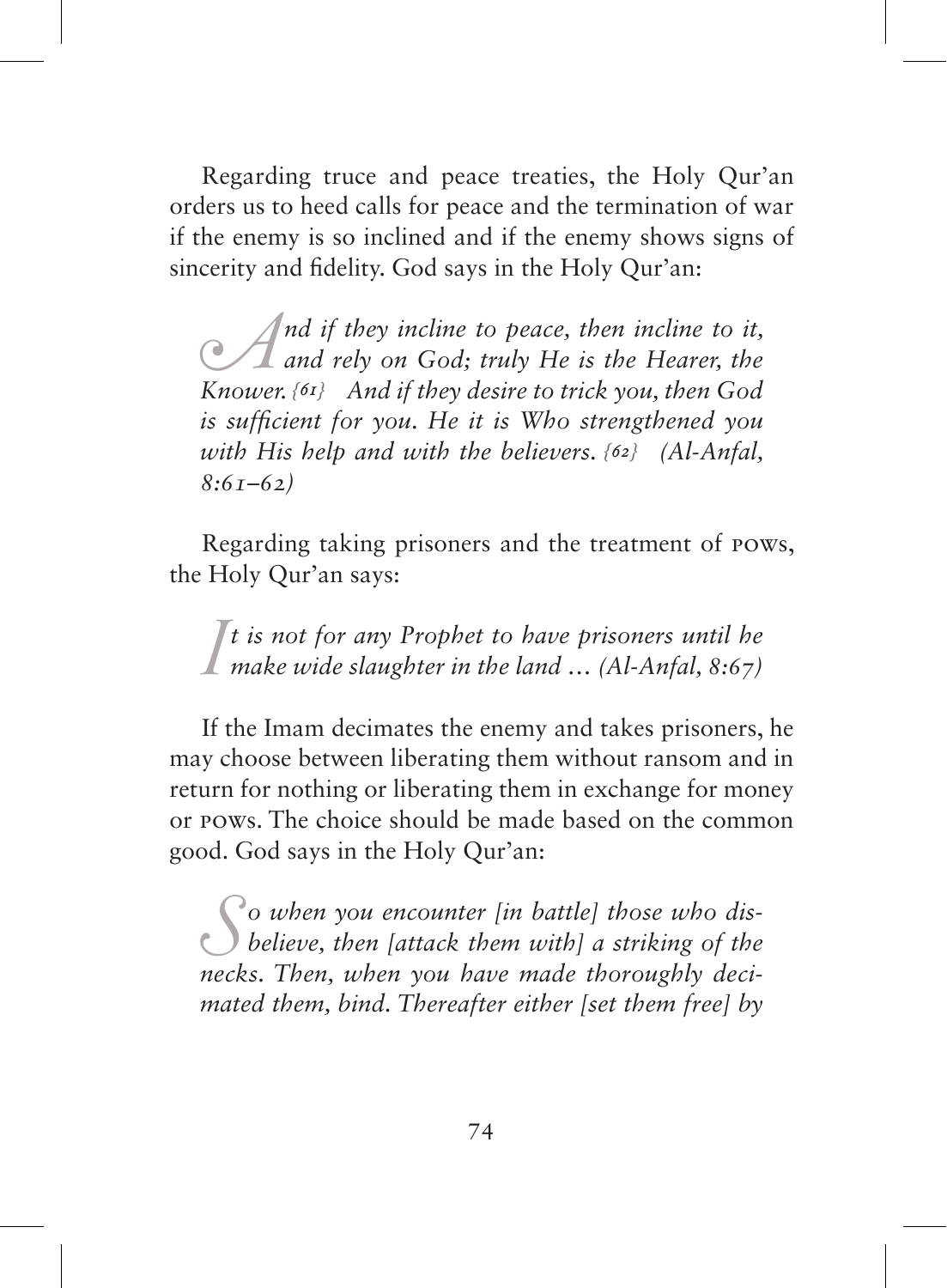Regarding truce and peace treaties, the Holy Qur'an orders us to heed calls for peace and the termination of war if the enemy is so inclined and if the enemy shows signs of sincerity and fidelity. God says in the Holy Qur'an:

> *And if they incline to peace, then incline to it, and rely on God; truly He is the Hearer, the Knower. {61} And if they desire to trick you, then God is sufficient for you. He it is Who strengthened you with His help and with the believers. {62} (Al-Anfal, 8:61–62)*

Regarding taking prisoners and the treatment of POWs, the Holy Qur'an says:

> *It is not for any Prophet to have prisoners until he make wide slaughter in the land … (Al-Anfal, 8:67)*

If the Imam decimates the enemy and takes prisoners, he may choose between liberating them without ransom and in return for nothing or liberating them in exchange for money or POWs. The choice should be made based on the common good. God says in the Holy Qur'an:

> *So when you encounter [in battle] those who disbelieve, then [attack them with] a striking of the necks. Then, when you have made thoroughly decimated them, bind. Thereafter either [set them free] by*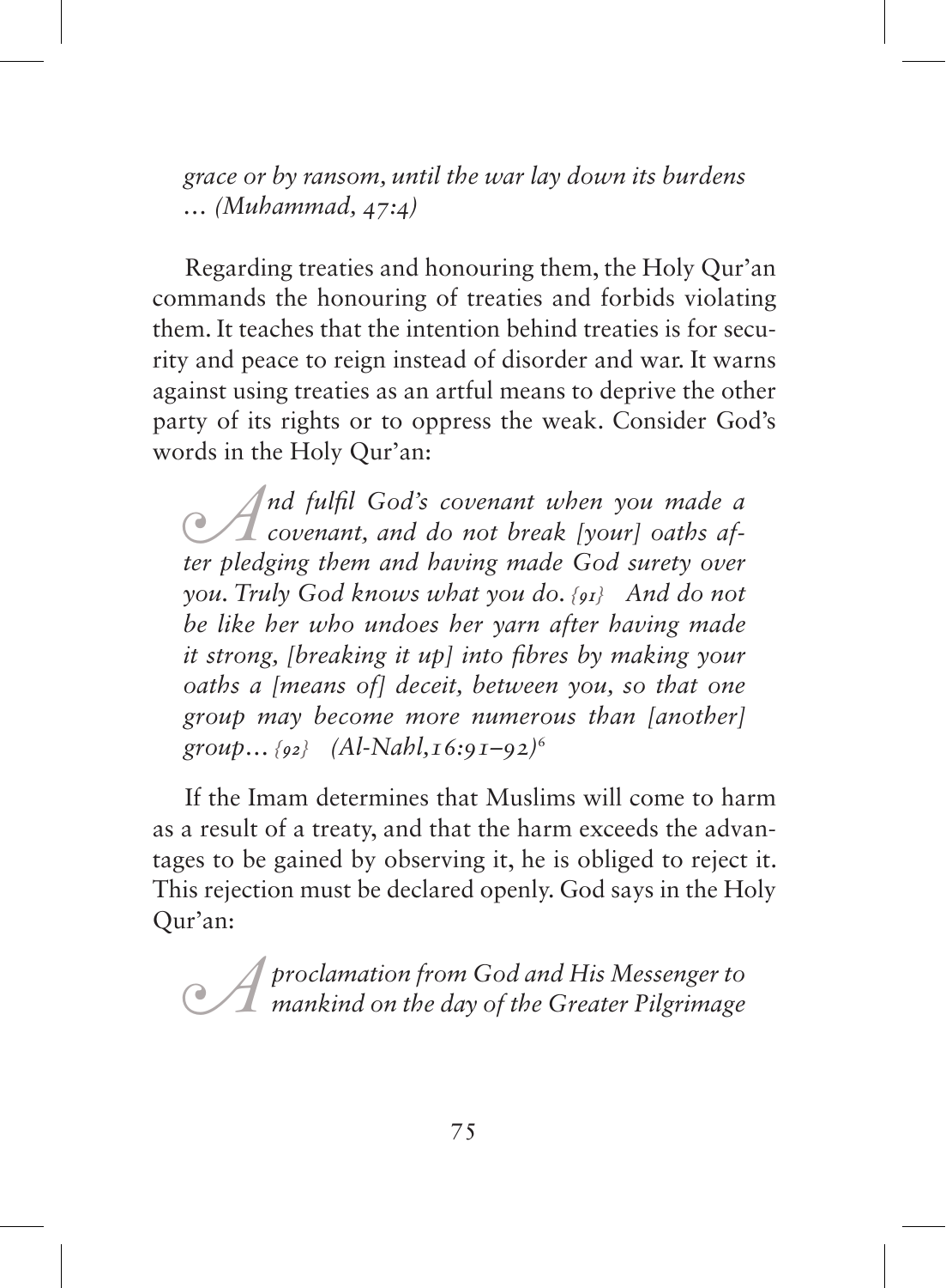*grace or by ransom, until the war lay down its burdens … (Muhammad, 47:4)*

Regarding treaties and honouring them, the Holy Qur'an commands the honouring of treaties and forbids violating them. It teaches that the intention behind treaties is for security and peace to reign instead of disorder and war. It warns against using treaties as an artful means to deprive the other party of its rights or to oppress the weak. Consider God's words in the Holy Qur'an:

> *And fulfil God's covenant when you made a covenant, and do not break [your] oaths after pledging them and having made God surety over you. Truly God knows what you do. {91} And do not be like her who undoes her yarn after having made it strong, [breaking it up] into fibres by making your oaths a [means of] deceit, between you, so that one group may become more numerous than [another] group… {92} (Al-Nahl, 16:91–92)*[6]

If the Imam determines that Muslims will come to harm as a result of a treaty, and that the harm exceeds the advantages to be gained by observing it, he is obliged to reject it. This rejection must be declared openly. God says in the Holy Qur'an:

> *A proclamation from God and His Messenger to mankind on the day of the Greater Pilgrimage*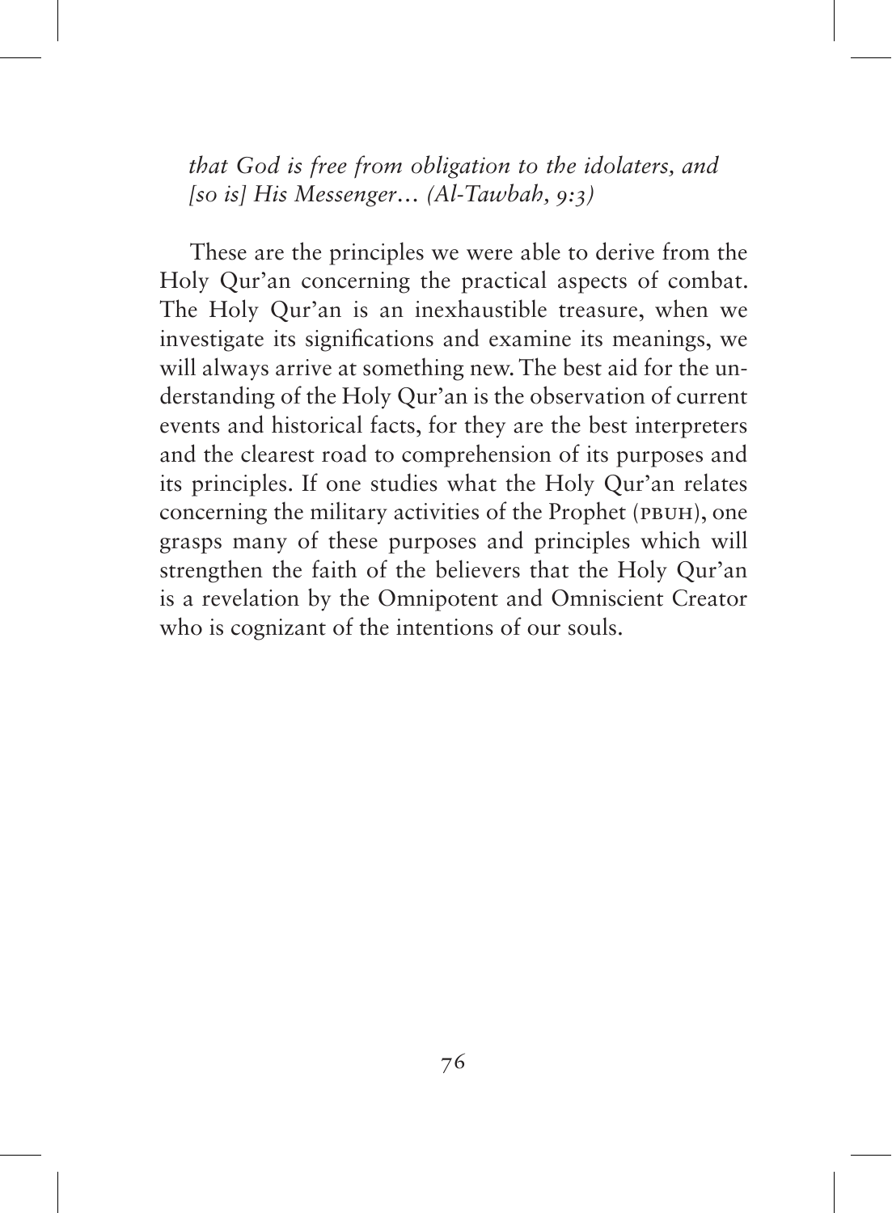*that God is free from obligation to the idolaters, and [so is] His Messenger… (Al-Tawbah, 9:3)*

These are the principles we were able to derive from the Holy Qur'an concerning the practical aspects of combat. The Holy Qur'an is an inexhaustible treasure, when we investigate its significations and examine its meanings, we will always arrive at something new. The best aid for the understanding of the Holy Qur'an is the observation of current events and historical facts, for they are the best interpreters and the clearest road to comprehension of its purposes and its principles. If one studies what the Holy Qur'an relates concerning the military activities of the Prophet (PBUH), one grasps many of these purposes and principles which will strengthen the faith of the believers that the Holy Qur'an is a revelation by the Omnipotent and Omniscient Creator who is cognizant of the intentions of our souls.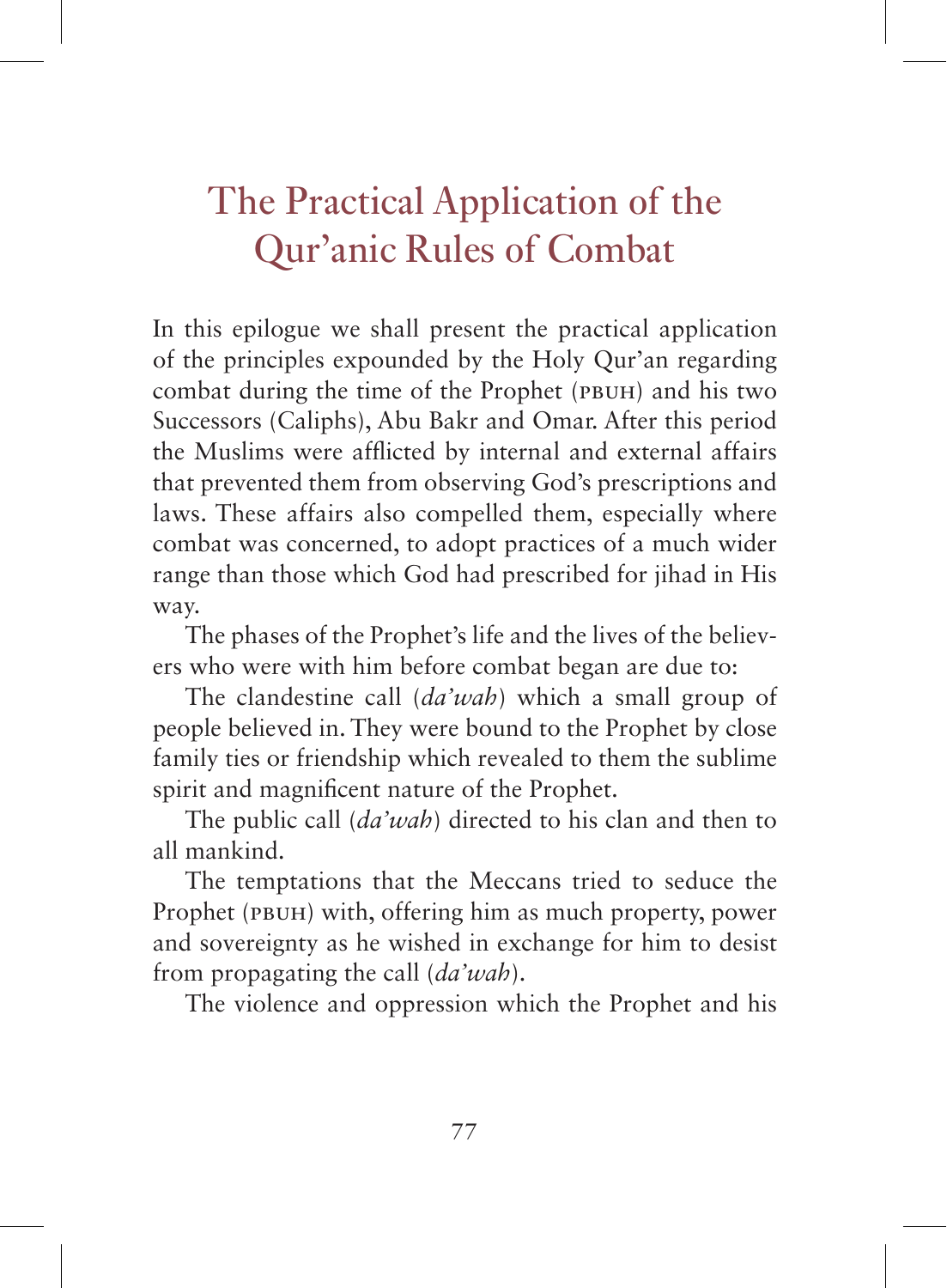# The Practical Application of the Qur'anic Rules of Combat

In this epilogue we shall present the practical application of the principles expounded by the Holy Qur'an regarding combat during the time of the Prophet (PBUH) and his two Successors (Caliphs), Abu Bakr and Omar. After this period the Muslims were afflicted by internal and external affairs that prevented them from observing God's prescriptions and laws. These affairs also compelled them, especially where combat was concerned, to adopt practices of a much wider range than those which God had prescribed for jihad in His way.

The phases of the Prophet's life and the lives of the believers who were with him before combat began are due to:

The clandestine call (*da'wah*) which a small group of people believed in. They were bound to the Prophet by close family ties or friendship which revealed to them the sublime spirit and magnificent nature of the Prophet.

The public call (*da'wah*) directed to his clan and then to all mankind.

The temptations that the Meccans tried to seduce the Prophet (PBUH) with, offering him as much property, power and sovereignty as he wished in exchange for him to desist from propagating the call (*da'wah*).

The violence and oppression which the Prophet and his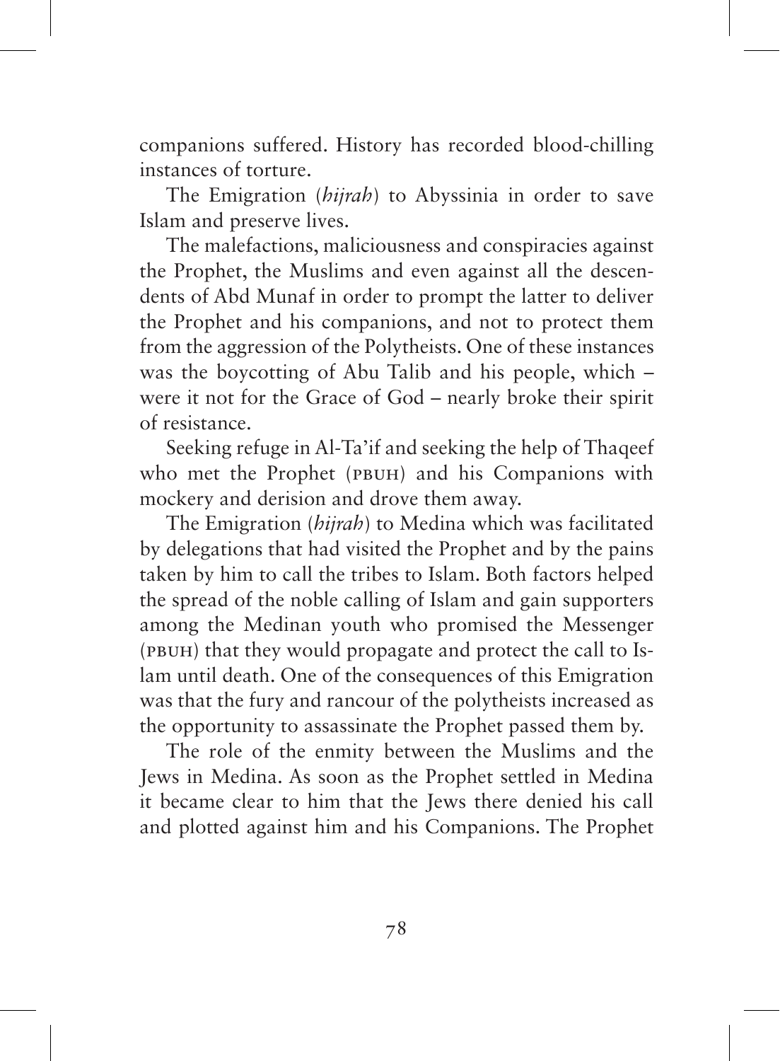companions suffered. History has recorded blood-chilling instances of torture.

The Emigration (*hijrah*) to Abyssinia in order to save Islam and preserve lives.

The malefactions, maliciousness and conspiracies against the Prophet, the Muslims and even against all the descendents of Abd Munaf in order to prompt the latter to deliver the Prophet and his companions, and not to protect them from the aggression of the Polytheists. One of these instances was the boycotting of Abu Talib and his people, which – were it not for the Grace of God – nearly broke their spirit of resistance.

Seeking refuge in Al-Ta'if and seeking the help of Thaqeef who met the Prophet (PBUH) and his Companions with mockery and derision and drove them away.

The Emigration (*hijrah*) to Medina which was facilitated by delegations that had visited the Prophet and by the pains taken by him to call the tribes to Islam. Both factors helped the spread of the noble calling of Islam and gain supporters among the Medinan youth who promised the Messenger (PBUH) that they would propagate and protect the call to Islam until death. One of the consequences of this Emigration was that the fury and rancour of the polytheists increased as the opportunity to assassinate the Prophet passed them by.

The role of the enmity between the Muslims and the Jews in Medina. As soon as the Prophet settled in Medina it became clear to him that the Jews there denied his call and plotted against him and his Companions. The Prophet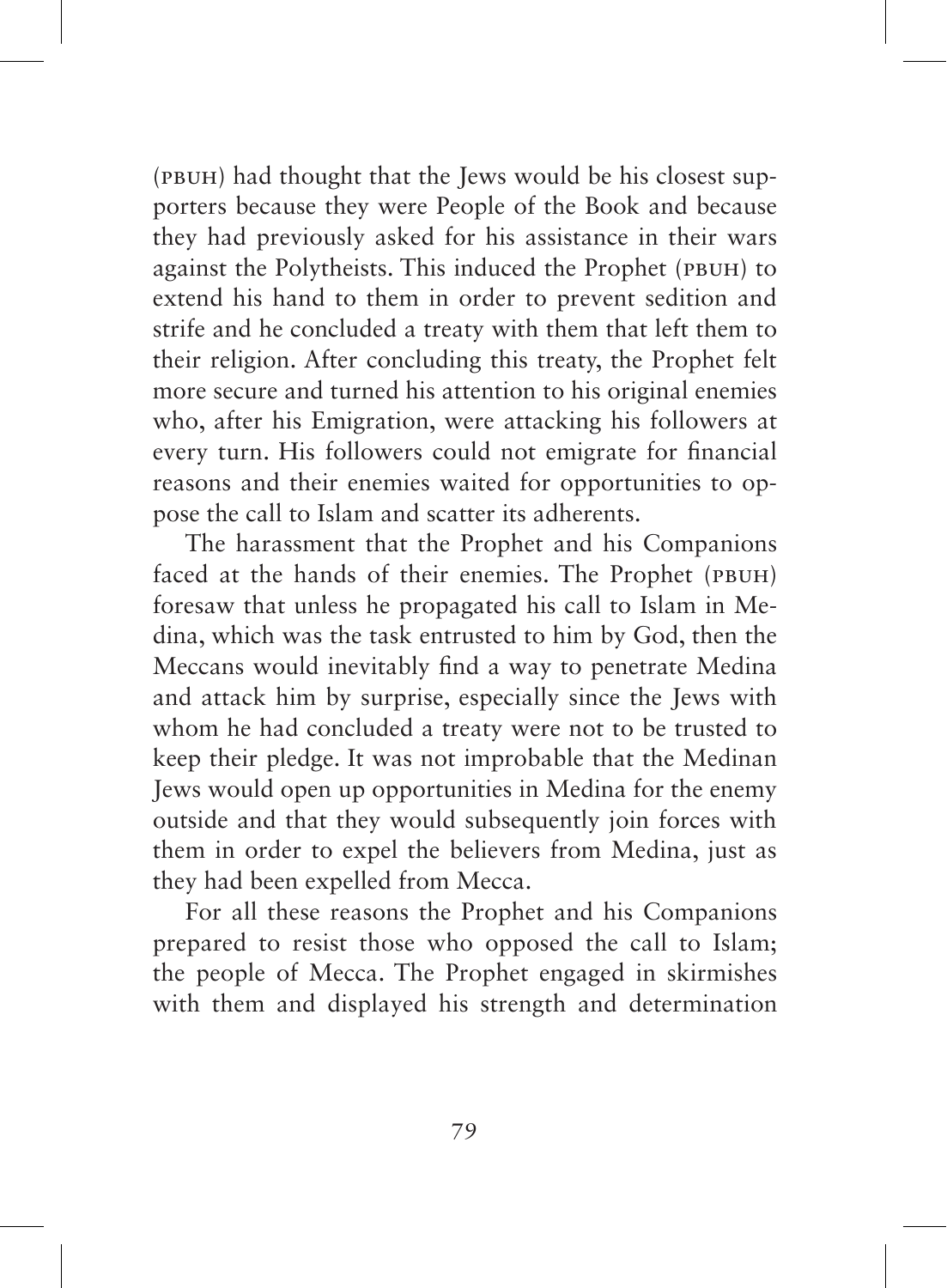(PBUH) had thought that the Jews would be his closest supporters because they were People of the Book and because they had previously asked for his assistance in their wars against the Polytheists. This induced the Prophet (PBUH) to extend his hand to them in order to prevent sedition and strife and he concluded a treaty with them that left them to their religion. After concluding this treaty, the Prophet felt more secure and turned his attention to his original enemies who, after his Emigration, were attacking his followers at every turn. His followers could not emigrate for financial reasons and their enemies waited for opportunities to oppose the call to Islam and scatter its adherents.

The harassment that the Prophet and his Companions faced at the hands of their enemies. The Prophet (PBUH) foresaw that unless he propagated his call to Islam in Medina, which was the task entrusted to him by God, then the Meccans would inevitably find a way to penetrate Medina and attack him by surprise, especially since the Jews with whom he had concluded a treaty were not to be trusted to keep their pledge. It was not improbable that the Medinan Jews would open up opportunities in Medina for the enemy outside and that they would subsequently join forces with them in order to expel the believers from Medina, just as they had been expelled from Mecca.

For all these reasons the Prophet and his Companions prepared to resist those who opposed the call to Islam; the people of Mecca. The Prophet engaged in skirmishes with them and displayed his strength and determination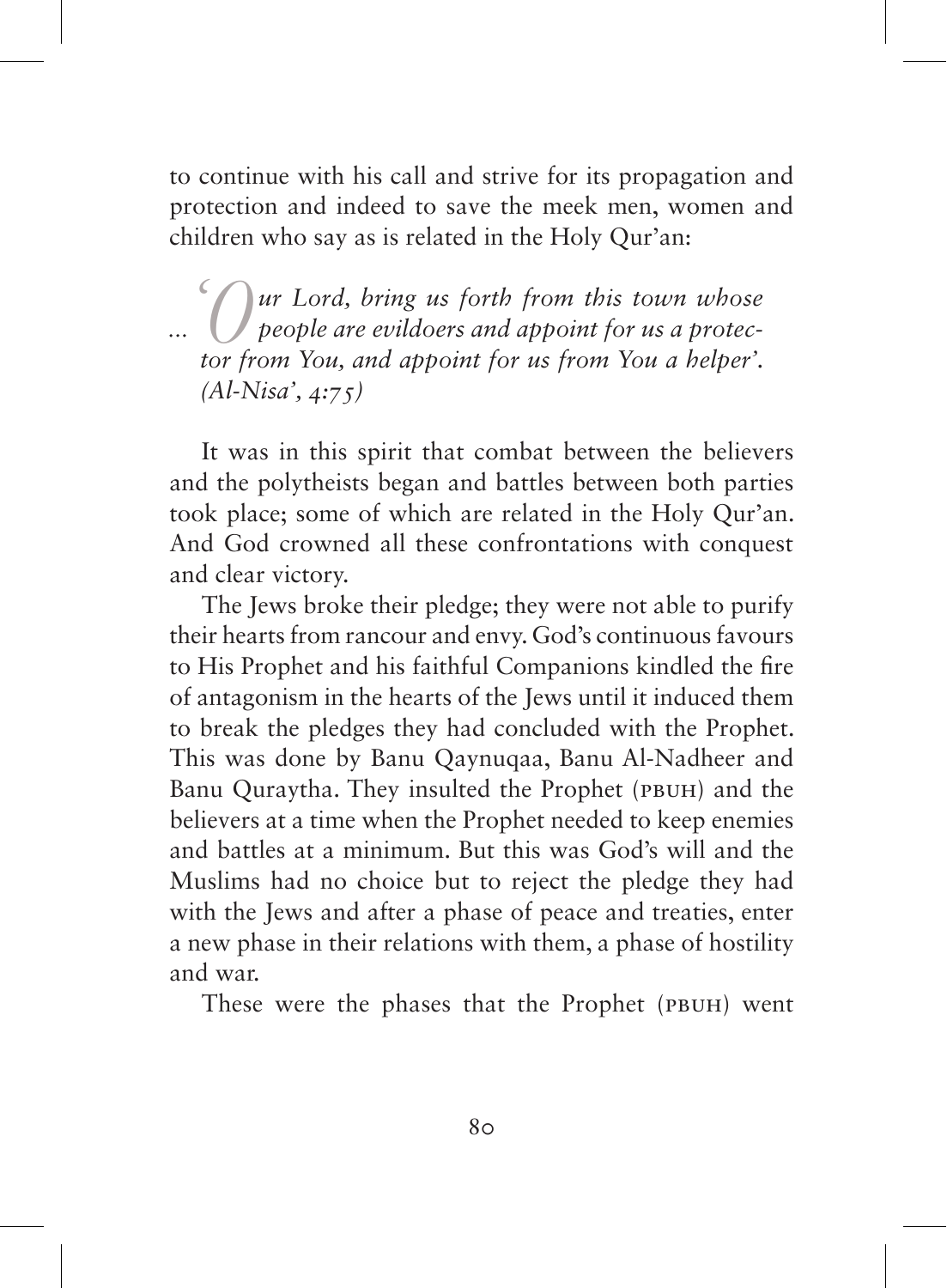to continue with his call and strive for its propagation and protection and indeed to save the meek men, women and children who say as is related in the Holy Qur'an:

> *... 'Our Lord, bring us forth from this town whose people are evildoers and appoint for us a protector from You, and appoint for us from You a helper'. (Al-Nisa', 4:75)*

It was in this spirit that combat between the believers and the polytheists began and battles between both parties took place; some of which are related in the Holy Qur'an. And God crowned all these confrontations with conquest and clear victory.

The Jews broke their pledge; they were not able to purify their hearts from rancour and envy. God's continuous favours to His Prophet and his faithful Companions kindled the fire of antagonism in the hearts of the Jews until it induced them to break the pledges they had concluded with the Prophet. This was done by Banu Qaynuqaa, Banu Al-Nadheer and Banu Quraytha. They insulted the Prophet (PBUH) and the believers at a time when the Prophet needed to keep enemies and battles at a minimum. But this was God's will and the Muslims had no choice but to reject the pledge they had with the Jews and after a phase of peace and treaties, enter a new phase in their relations with them, a phase of hostility and war.

These were the phases that the Prophet (PBUH) went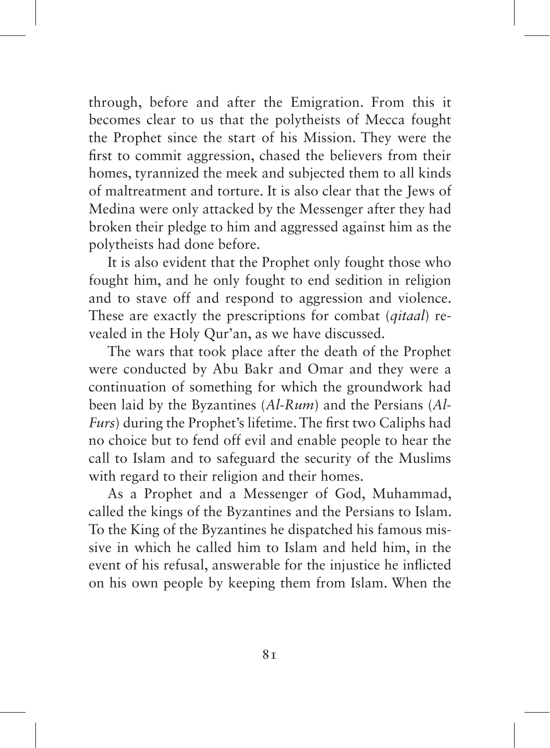through, before and after the Emigration. From this it becomes clear to us that the polytheists of Mecca fought the Prophet since the start of his Mission. They were the first to commit aggression, chased the believers from their homes, tyrannized the meek and subjected them to all kinds of maltreatment and torture. It is also clear that the Jews of Medina were only attacked by the Messenger after they had broken their pledge to him and aggressed against him as the polytheists had done before.

It is also evident that the Prophet only fought those who fought him, and he only fought to end sedition in religion and to stave off and respond to aggression and violence. These are exactly the prescriptions for combat (*qitaal*) revealed in the Holy Qur'an, as we have discussed.

The wars that took place after the death of the Prophet were conducted by Abu Bakr and Omar and they were a continuation of something for which the groundwork had been laid by the Byzantines (*Al-Rum*) and the Persians (*Al-Furs*) during the Prophet's lifetime. The first two Caliphs had no choice but to fend off evil and enable people to hear the call to Islam and to safeguard the security of the Muslims with regard to their religion and their homes.

As a Prophet and a Messenger of God, Muhammad, called the kings of the Byzantines and the Persians to Islam. To the King of the Byzantines he dispatched his famous missive in which he called him to Islam and held him, in the event of his refusal, answerable for the injustice he inflicted on his own people by keeping them from Islam. When the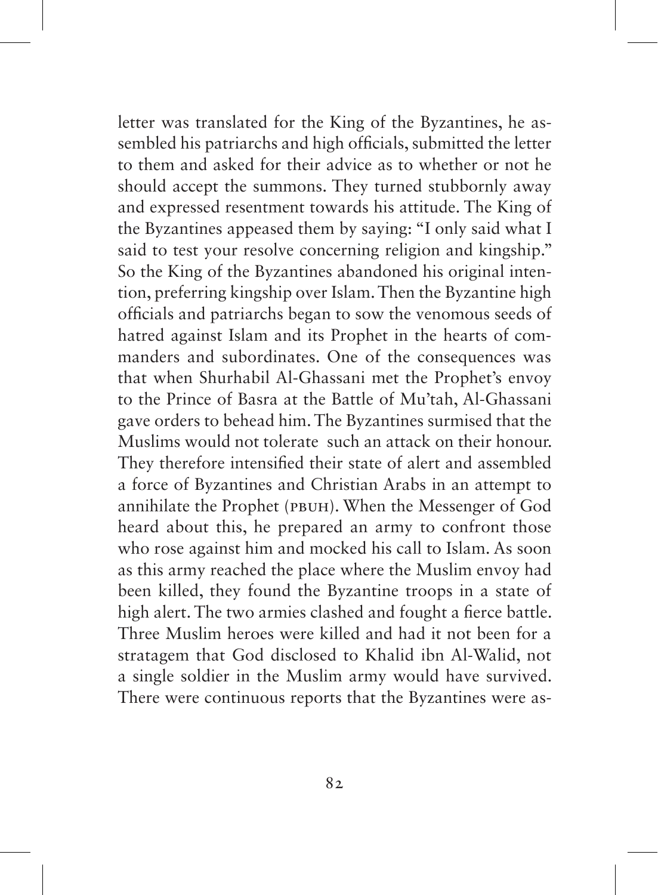letter was translated for the King of the Byzantines, he assembled his patriarchs and high officials, submitted the letter to them and asked for their advice as to whether or not he should accept the summons. They turned stubbornly away and expressed resentment towards his attitude. The King of the Byzantines appeased them by saying: "I only said what I said to test your resolve concerning religion and kingship." So the King of the Byzantines abandoned his original intention, preferring kingship over Islam. Then the Byzantine high officials and patriarchs began to sow the venomous seeds of hatred against Islam and its Prophet in the hearts of commanders and subordinates. One of the consequences was that when Shurhabil Al-Ghassani met the Prophet's envoy to the Prince of Basra at the Battle of Mu'tah, Al-Ghassani gave orders to behead him. The Byzantines surmised that the Muslims would not tolerate such an attack on their honour. They therefore intensified their state of alert and assembled a force of Byzantines and Christian Arabs in an attempt to annihilate the Prophet (PBUH). When the Messenger of God heard about this, he prepared an army to confront those who rose against him and mocked his call to Islam. As soon as this army reached the place where the Muslim envoy had been killed, they found the Byzantine troops in a state of high alert. The two armies clashed and fought a fierce battle. Three Muslim heroes were killed and had it not been for a stratagem that God disclosed to Khalid ibn Al-Walid, not a single soldier in the Muslim army would have survived. There were continuous reports that the Byzantines were as-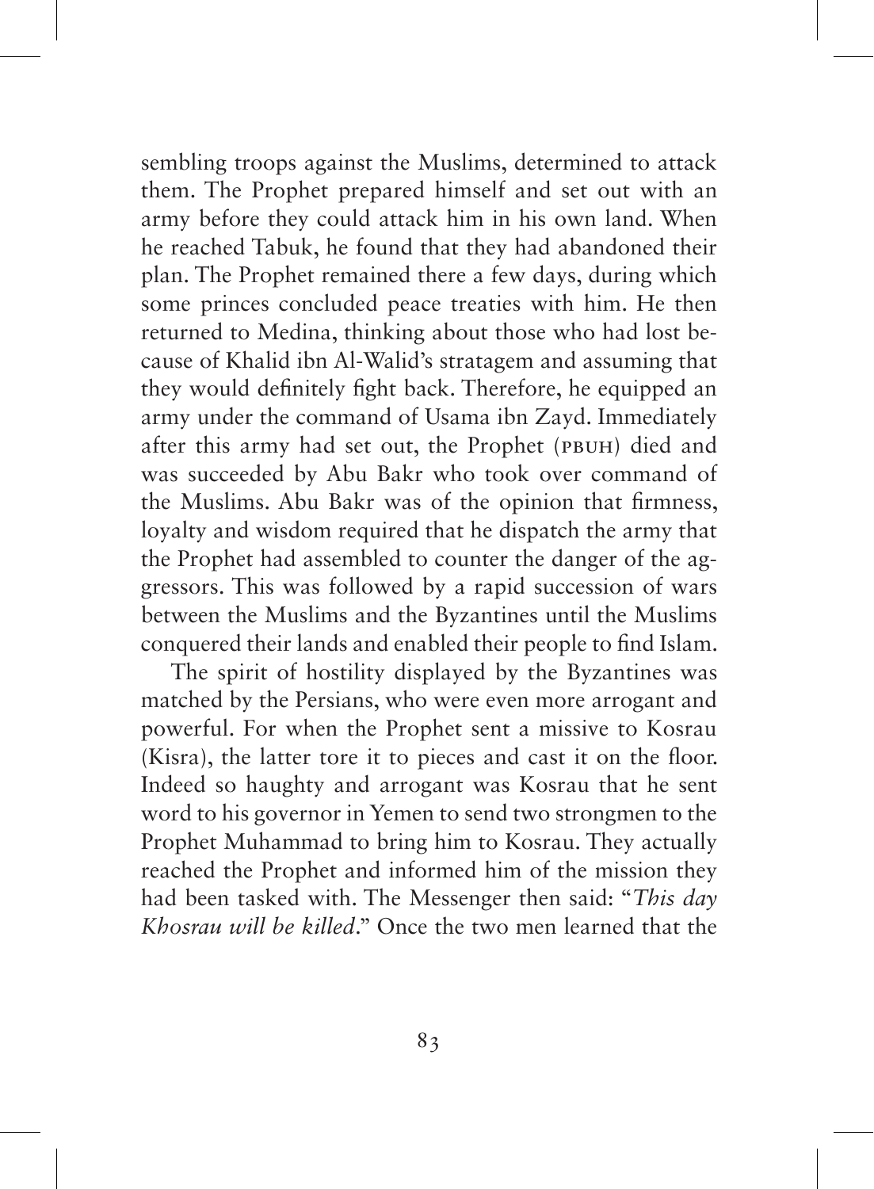sembling troops against the Muslims, determined to attack them. The Prophet prepared himself and set out with an army before they could attack him in his own land. When he reached Tabuk, he found that they had abandoned their plan. The Prophet remained there a few days, during which some princes concluded peace treaties with him. He then returned to Medina, thinking about those who had lost because of Khalid ibn Al-Walid's stratagem and assuming that they would definitely fight back. Therefore, he equipped an army under the command of Usama ibn Zayd. Immediately after this army had set out, the Prophet (PBUH) died and was succeeded by Abu Bakr who took over command of the Muslims. Abu Bakr was of the opinion that firmness, loyalty and wisdom required that he dispatch the army that the Prophet had assembled to counter the danger of the aggressors. This was followed by a rapid succession of wars between the Muslims and the Byzantines until the Muslims conquered their lands and enabled their people to find Islam.

The spirit of hostility displayed by the Byzantines was matched by the Persians, who were even more arrogant and powerful. For when the Prophet sent a missive to Kosrau (Kisra), the latter tore it to pieces and cast it on the floor. Indeed so haughty and arrogant was Kosrau that he sent word to his governor in Yemen to send two strongmen to the Prophet Muhammad to bring him to Kosrau. They actually reached the Prophet and informed him of the mission they had been tasked with. The Messenger then said: "*This day Khosrau will be killed*." Once the two men learned that the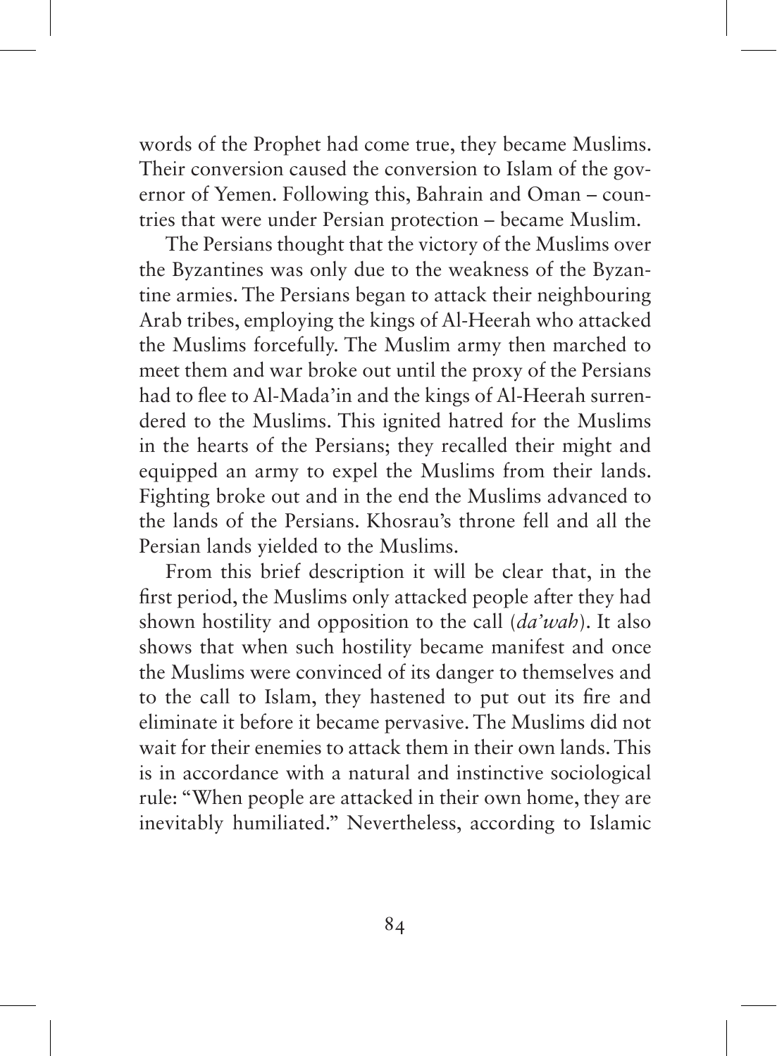words of the Prophet had come true, they became Muslims. Their conversion caused the conversion to Islam of the governor of Yemen. Following this, Bahrain and Oman – countries that were under Persian protection – became Muslim.

The Persians thought that the victory of the Muslims over the Byzantines was only due to the weakness of the Byzantine armies. The Persians began to attack their neighbouring Arab tribes, employing the kings of Al-Heerah who attacked the Muslims forcefully. The Muslim army then marched to meet them and war broke out until the proxy of the Persians had to flee to Al-Mada'in and the kings of Al-Heerah surrendered to the Muslims. This ignited hatred for the Muslims in the hearts of the Persians; they recalled their might and equipped an army to expel the Muslims from their lands. Fighting broke out and in the end the Muslims advanced to the lands of the Persians. Khosrau's throne fell and all the Persian lands yielded to the Muslims.

From this brief description it will be clear that, in the first period, the Muslims only attacked people after they had shown hostility and opposition to the call (*da'wah*). It also shows that when such hostility became manifest and once the Muslims were convinced of its danger to themselves and to the call to Islam, they hastened to put out its fire and eliminate it before it became pervasive. The Muslims did not wait for their enemies to attack them in their own lands. This is in accordance with a natural and instinctive sociological rule: "When people are attacked in their own home, they are inevitably humiliated." Nevertheless, according to Islamic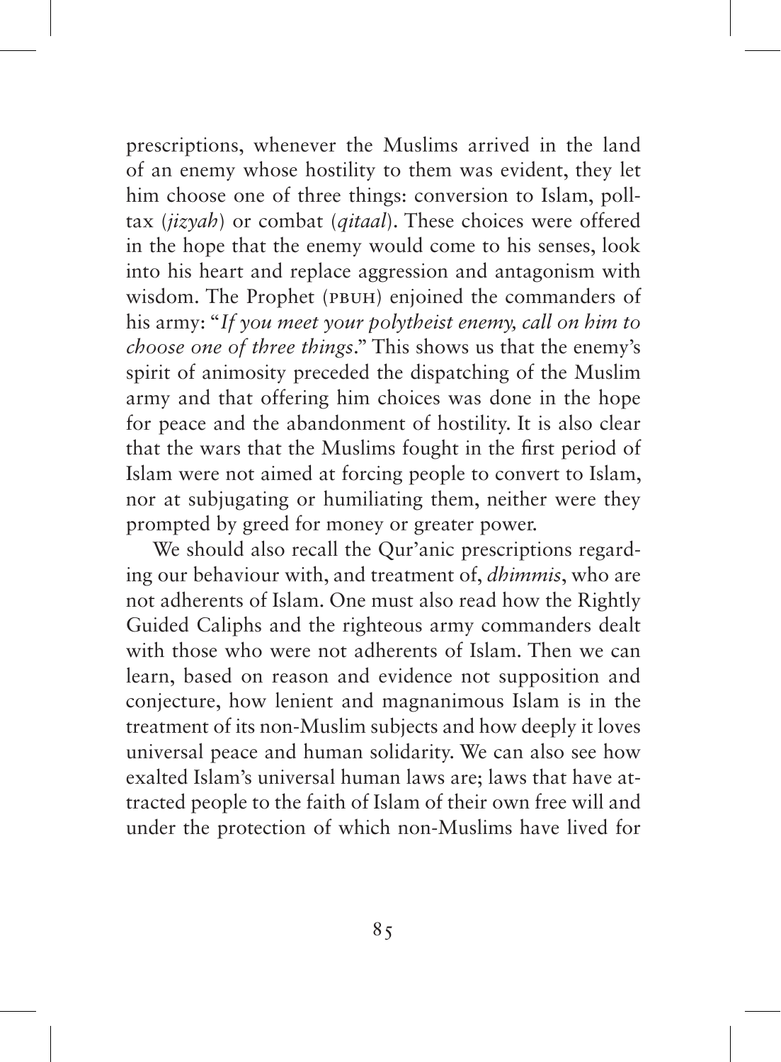prescriptions, whenever the Muslims arrived in the land of an enemy whose hostility to them was evident, they let him choose one of three things: conversion to Islam, poll-tax (*jizyah*) or combat (*qitaal*). These choices were offered in the hope that the enemy would come to his senses, look into his heart and replace aggression and antagonism with wisdom. The Prophet (PBUH) enjoined the commanders of his army: "*If you meet your polytheist enemy, call on him to choose one of three things*." This shows us that the enemy's spirit of animosity preceded the dispatching of the Muslim army and that offering him choices was done in the hope for peace and the abandonment of hostility. It is also clear that the wars that the Muslims fought in the first period of Islam were not aimed at forcing people to convert to Islam, nor at subjugating or humiliating them, neither were they prompted by greed for money or greater power.

We should also recall the Qur'anic prescriptions regarding our behaviour with, and treatment of, *dhimmis*, who are not adherents of Islam. One must also read how the Rightly Guided Caliphs and the righteous army commanders dealt with those who were not adherents of Islam. Then we can learn, based on reason and evidence not supposition and conjecture, how lenient and magnanimous Islam is in the treatment of its non-Muslim subjects and how deeply it loves universal peace and human solidarity. We can also see how exalted Islam's universal human laws are; laws that have attracted people to the faith of Islam of their own free will and under the protection of which non-Muslims have lived for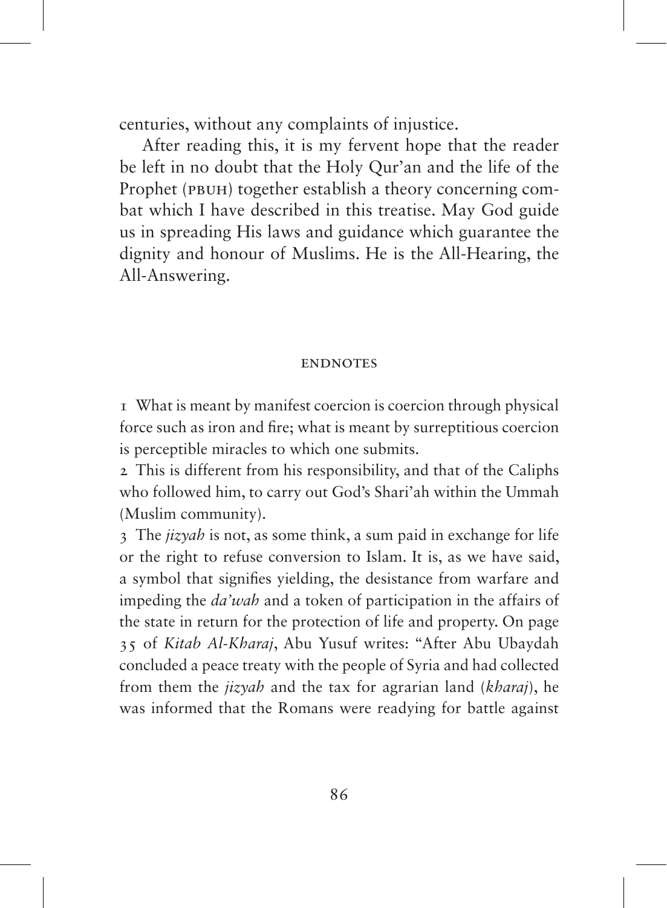centuries, without any complaints of injustice.

After reading this, it is my fervent hope that the reader be left in no doubt that the Holy Qur'an and the life of the Prophet (PBUH) together establish a theory concerning combat which I have described in this treatise. May God guide us in spreading His laws and guidance which guarantee the dignity and honour of Muslims. He is the All-Hearing, the All-Answering.

## ENDNOTES

1 What is meant by manifest coercion is coercion through physical force such as iron and fire; what is meant by surreptitious coercion is perceptible miracles to which one submits.

2 This is different from his responsibility, and that of the Caliphs who followed him, to carry out God's Shari'ah within the Ummah (Muslim community).

3 The *jizyah* is not, as some think, a sum paid in exchange for life or the right to refuse conversion to Islam. It is, as we have said, a symbol that signifies yielding, the desistance from warfare and impeding the *da'wah* and a token of participation in the affairs of the state in return for the protection of life and property. On page 35 of *Kitab Al-Kharaj*, Abu Yusuf writes: "After Abu Ubaydah concluded a peace treaty with the people of Syria and had collected from them the *jizyah* and the tax for agrarian land (*kharaj*), he was informed that the Romans were readying for battle against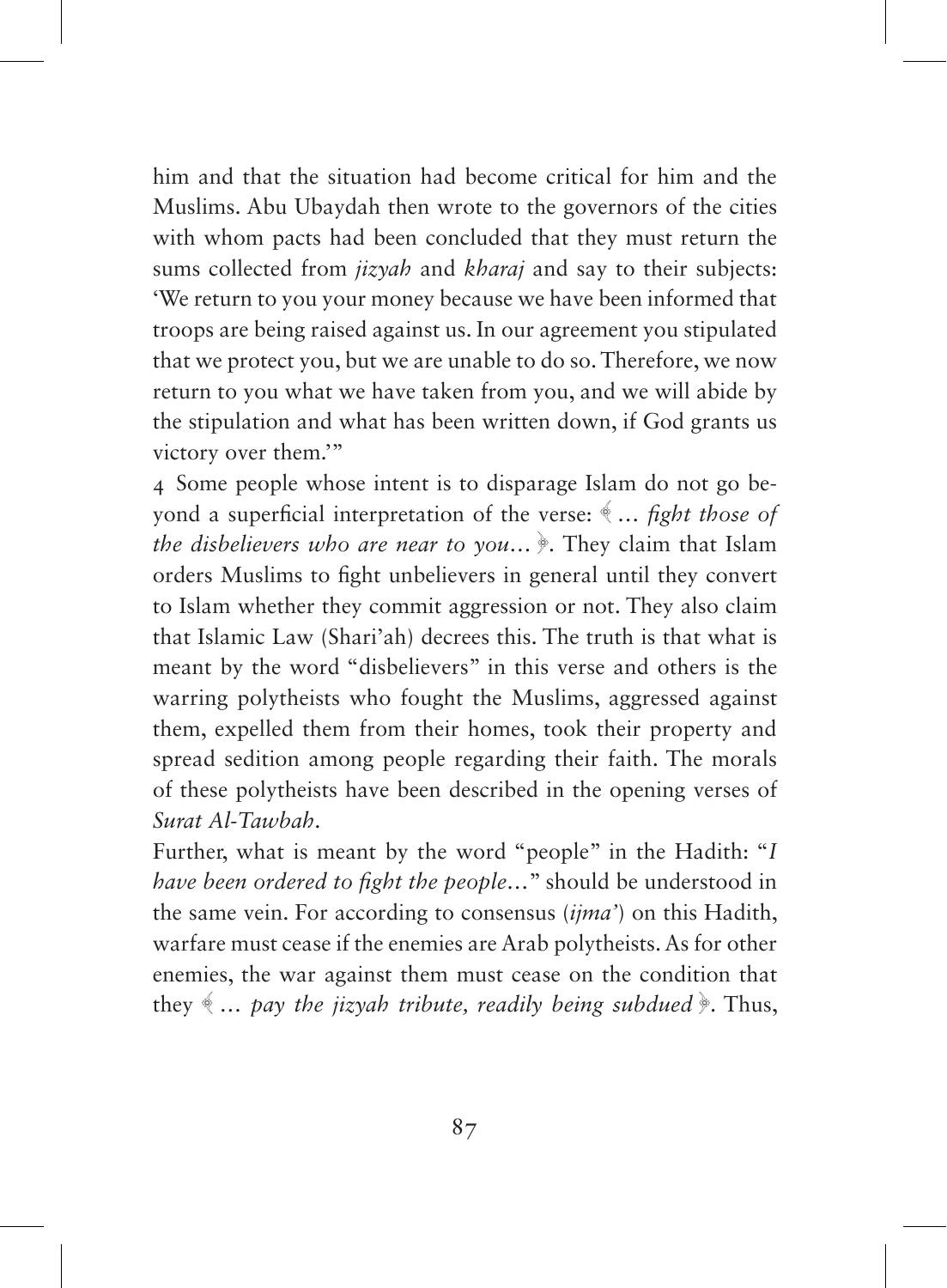him and that the situation had become critical for him and the Muslims. Abu Ubaydah then wrote to the governors of the cities with whom pacts had been concluded that they must return the sums collected from *jizyah* and *kharaj* and say to their subjects: 'We return to you your money because we have been informed that troops are being raised against us. In our agreement you stipulated that we protect you, but we are unable to do so. Therefore, we now return to you what we have taken from you, and we will abide by the stipulation and what has been written down, if God grants us victory over them.'"

4 Some people whose intent is to disparage Islam do not go beyond a superficial interpretation of the verse: ﴿ *… fight those of the disbelievers who are near to you…* ﴾. They claim that Islam orders Muslims to fight unbelievers in general until they convert to Islam whether they commit aggression or not. They also claim that Islamic Law (Shari'ah) decrees this. The truth is that what is meant by the word "disbelievers" in this verse and others is the warring polytheists who fought the Muslims, aggressed against them, expelled them from their homes, took their property and spread sedition among people regarding their faith. The morals of these polytheists have been described in the opening verses of *Surat Al-Tawbah*.

Further, what is meant by the word "people" in the Hadith: "*I have been ordered to fight the people…*" should be understood in the same vein. For according to consensus (*ijma'*) on this Hadith, warfare must cease if the enemies are Arab polytheists. As for other enemies, the war against them must cease on the condition that they ﴿ *… pay the jizyah tribute, readily being subdued* ﴾. Thus,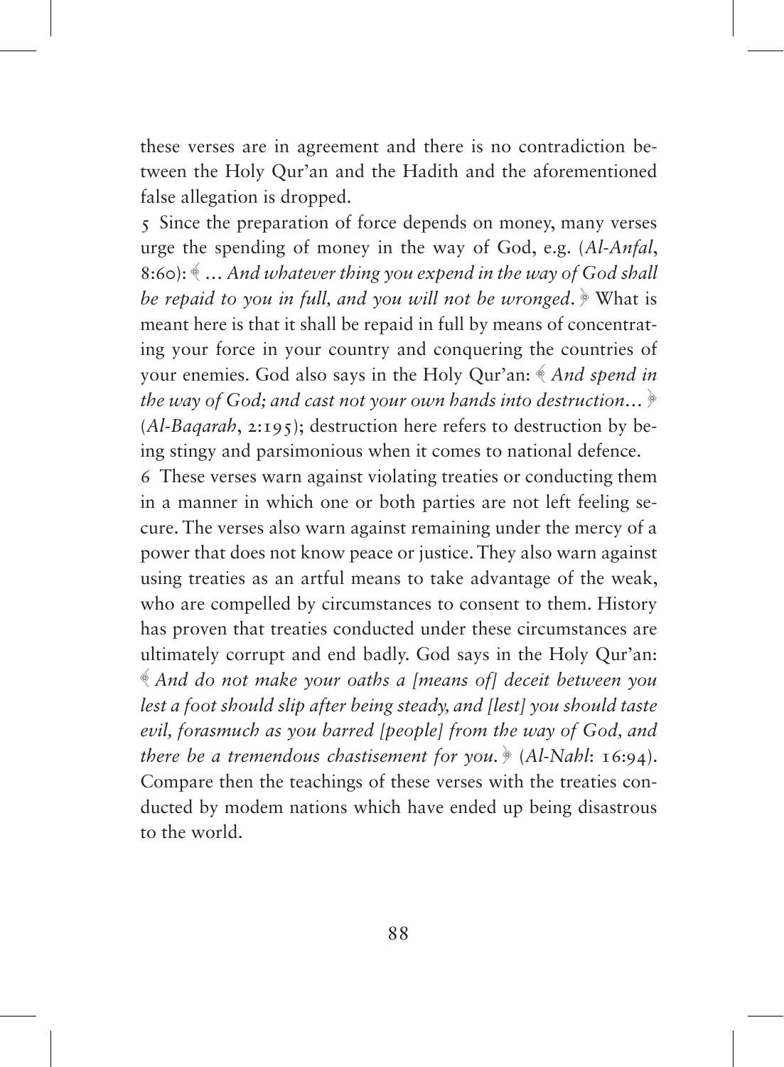these verses are in agreement and there is no contradiction between the Holy Qur'an and the Hadith and the aforementioned false allegation is dropped.

5 Since the preparation of force depends on money, many verses urge the spending of money in the way of God, e.g. (*Al-Anfal*, 8:60): ﴾ *... And whatever thing you expend in the way of God shall be repaid to you in full, and you will not be wronged.* ﴿ What is meant here is that it shall be repaid in full by means of concentrating your force in your country and conquering the countries of your enemies. God also says in the Holy Qur'an: ﴾ *And spend in the way of God; and cast not your own hands into destruction...* ﴿ (*Al-Baqarah*, 2:195); destruction here refers to destruction by being stingy and parsimonious when it comes to national defence.

6 These verses warn against violating treaties or conducting them in a manner in which one or both parties are not left feeling secure. The verses also warn against remaining under the mercy of a power that does not know peace or justice. They also warn against using treaties as an artful means to take advantage of the weak, who are compelled by circumstances to consent to them. History has proven that treaties conducted under these circumstances are ultimately corrupt and end badly. God says in the Holy Qur'an: ﴾ *And do not make your oaths a [means of] deceit between you lest a foot should slip after being steady, and [lest] you should taste evil, forasmuch as you barred [people] from the way of God, and there be a tremendous chastisement for you.* ﴿ (*Al-Nahl*: 16:94). Compare then the teachings of these verses with the treaties conducted by modem nations which have ended up being disastrous to the world.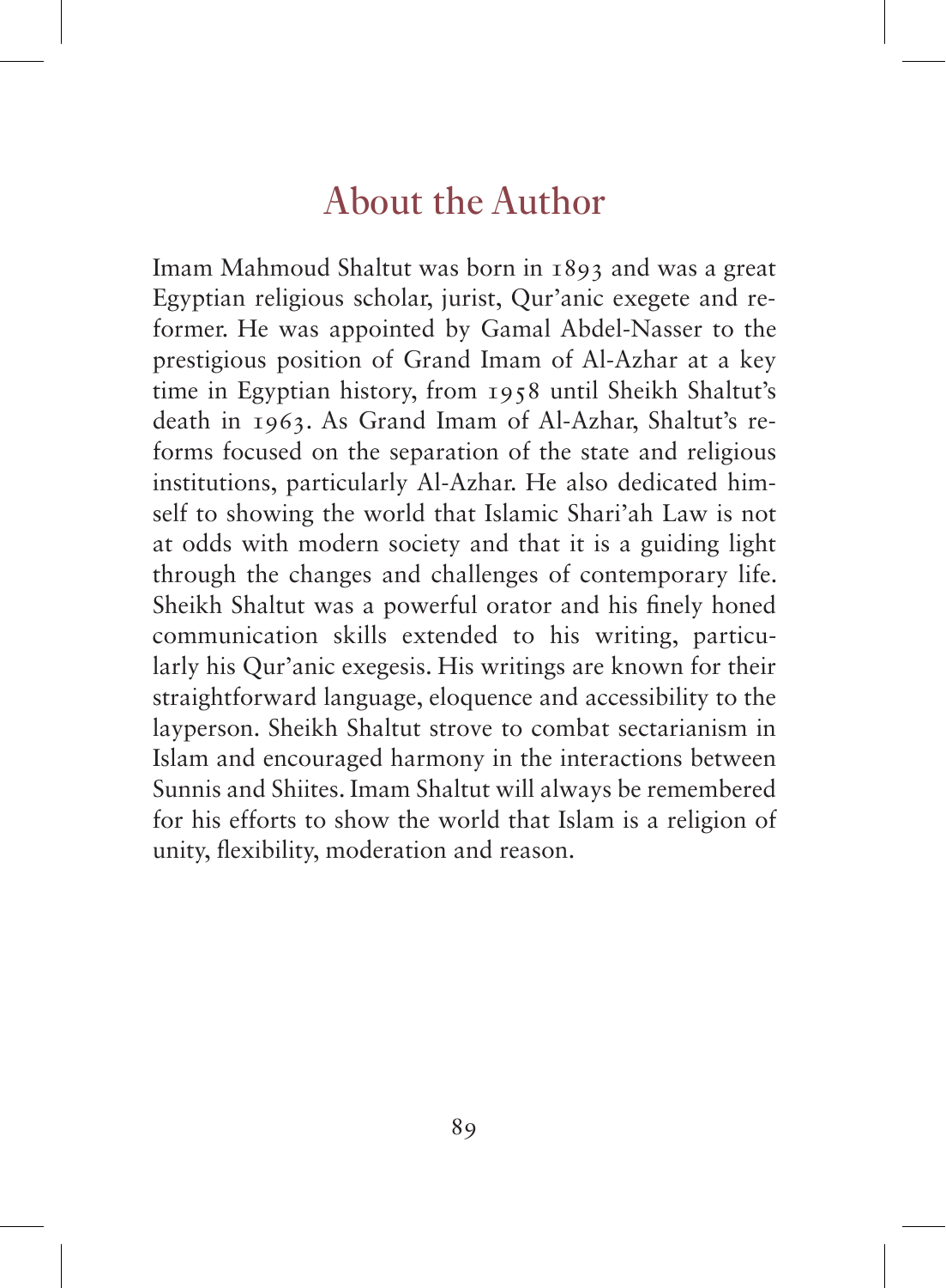# About the Author

Imam Mahmoud Shaltut was born in 1893 and was a great Egyptian religious scholar, jurist, Qur'anic exegete and reformer. He was appointed by Gamal Abdel-Nasser to the prestigious position of Grand Imam of Al-Azhar at a key time in Egyptian history, from 1958 until Sheikh Shaltut's death in 1963. As Grand Imam of Al-Azhar, Shaltut's reforms focused on the separation of the state and religious institutions, particularly Al-Azhar. He also dedicated himself to showing the world that Islamic Shari'ah Law is not at odds with modern society and that it is a guiding light through the changes and challenges of contemporary life. Sheikh Shaltut was a powerful orator and his finely honed communication skills extended to his writing, particularly his Qur'anic exegesis. His writings are known for their straightforward language, eloquence and accessibility to the layperson. Sheikh Shaltut strove to combat sectarianism in Islam and encouraged harmony in the interactions between Sunnis and Shiites. Imam Shaltut will always be remembered for his efforts to show the world that Islam is a religion of unity, flexibility, moderation and reason.